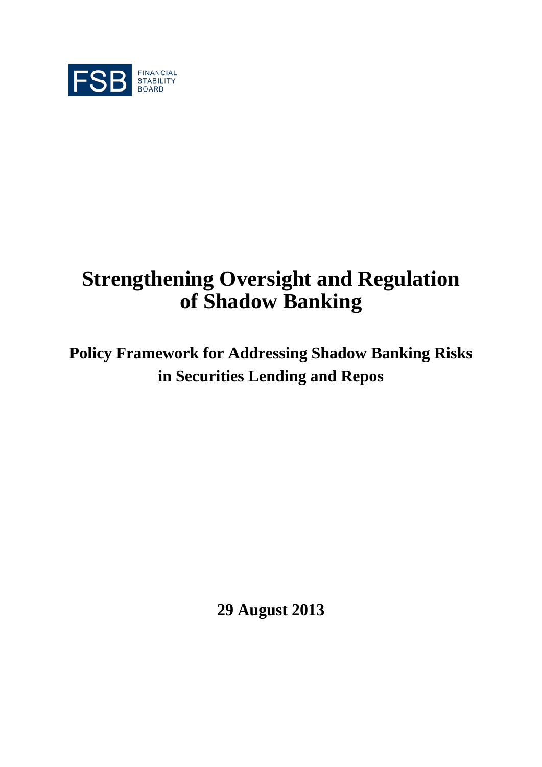FSB FINANCIAL STABILITY BOARD

# Strengthening Oversight and Regulation of Shadow Banking

## Policy Framework for Addressing Shadow Banking Risks in Securities Lending and Repos

**29 August 2013**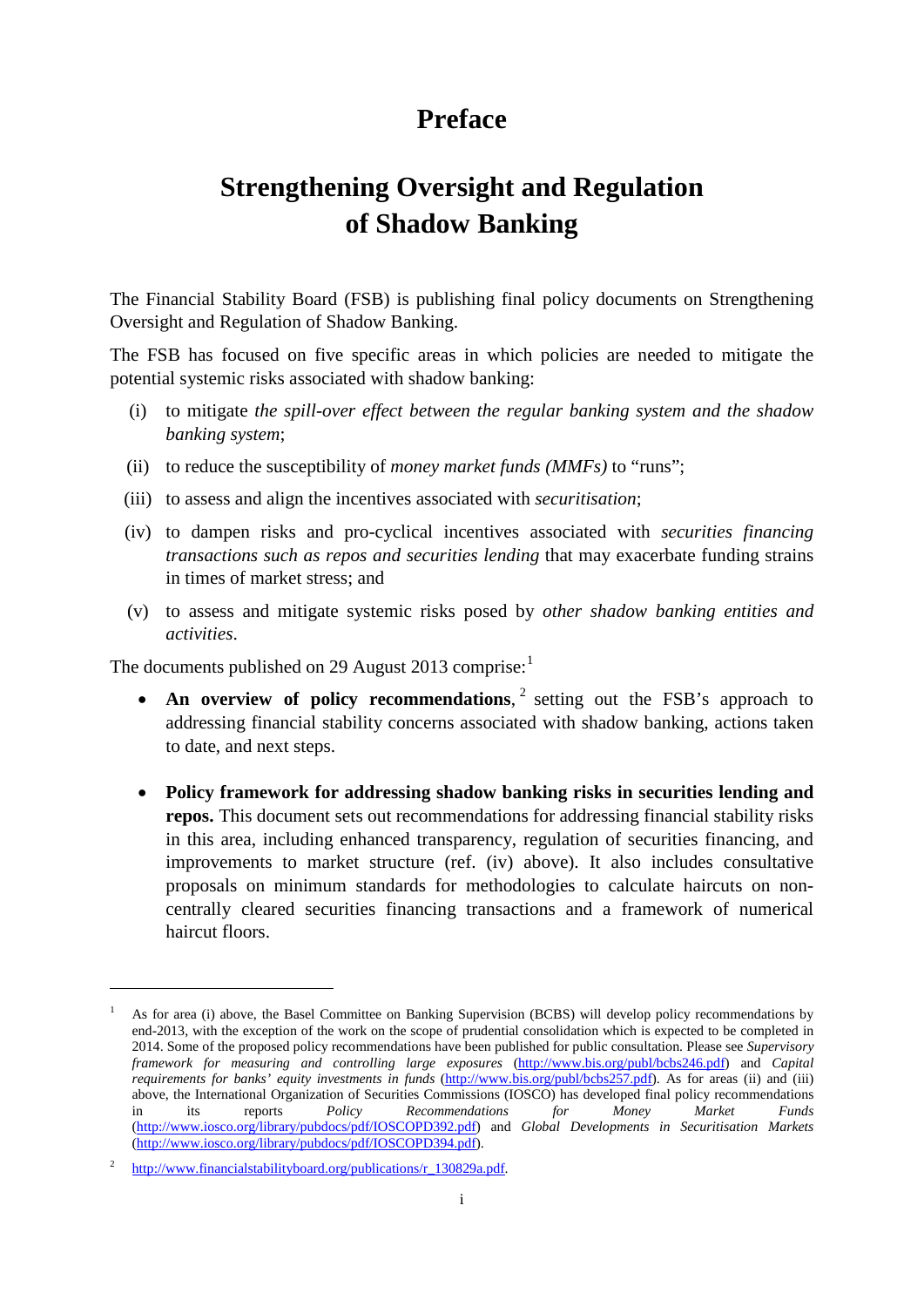# Preface

# Strengthening Oversight and Regulation of Shadow Banking

The Financial Stability Board (FSB) is publishing final policy documents on Strengthening Oversight and Regulation of Shadow Banking.

The FSB has focused on five specific areas in which policies are needed to mitigate the potential systemic risks associated with shadow banking:

(i) to mitigate *the spill-over effect between the regular banking system and the shadow banking system*;

(ii) to reduce the susceptibility of *money market funds (MMFs)* to "runs";

(iii) to assess and align the incentives associated with *securitisation*;

(iv) to dampen risks and pro-cyclical incentives associated with *securities financing transactions such as repos and securities lending* that may exacerbate funding strains in times of market stress; and

(v) to assess and mitigate systemic risks posed by *other shadow banking entities and activities*.

The documents published on 29 August 2013 comprise:[1]

- **An overview of policy recommendations**,[2] setting out the FSB's approach to addressing financial stability concerns associated with shadow banking, actions taken to date, and next steps.

- **Policy framework for addressing shadow banking risks in securities lending and repos.** This document sets out recommendations for addressing financial stability risks in this area, including enhanced transparency, regulation of securities financing, and improvements to market structure (ref. (iv) above). It also includes consultative proposals on minimum standards for methodologies to calculate haircuts on non-centrally cleared securities financing transactions and a framework of numerical haircut floors.

---

[1] As for area (i) above, the Basel Committee on Banking Supervision (BCBS) will develop policy recommendations by end-2013, with the exception of the work on the scope of prudential consolidation which is expected to be completed in 2014. Some of the proposed policy recommendations have been published for public consultation. Please see *Supervisory framework for measuring and controlling large exposures* (http://www.bis.org/publ/bcbs246.pdf) and *Capital requirements for banks' equity investments in funds* (http://www.bis.org/publ/bcbs257.pdf). As for areas (ii) and (iii) above, the International Organization of Securities Commissions (IOSCO) has developed final policy recommendations in its reports *Policy Recommendations for Money Market Funds* (http://www.iosco.org/library/pubdocs/pdf/IOSCOPD392.pdf) and *Global Developments in Securitisation Markets* (http://www.iosco.org/library/pubdocs/pdf/IOSCOPD394.pdf).

[2] http://www.financialstabilityboard.org/publications/r_130829a.pdf.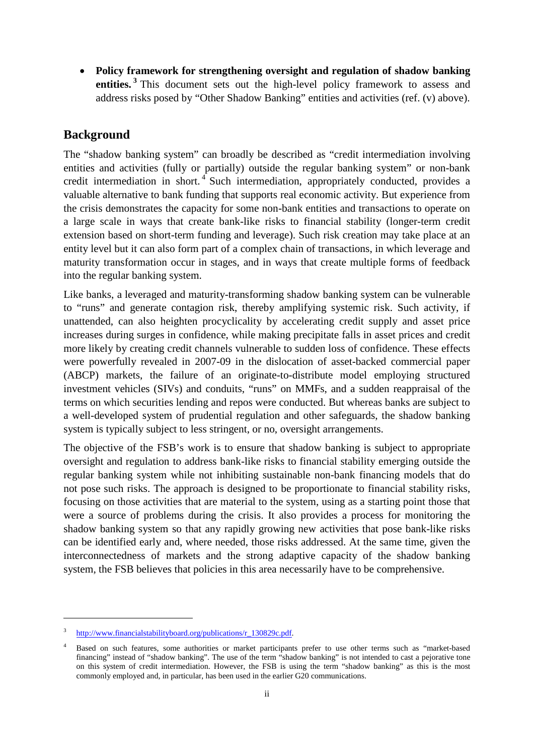- **Policy framework for strengthening oversight and regulation of shadow banking entities.**[3] This document sets out the high-level policy framework to assess and address risks posed by "Other Shadow Banking" entities and activities (ref. (v) above).

## Background

The "shadow banking system" can broadly be described as "credit intermediation involving entities and activities (fully or partially) outside the regular banking system" or non-bank credit intermediation in short.[4] Such intermediation, appropriately conducted, provides a valuable alternative to bank funding that supports real economic activity. But experience from the crisis demonstrates the capacity for some non-bank entities and transactions to operate on a large scale in ways that create bank-like risks to financial stability (longer-term credit extension based on short-term funding and leverage). Such risk creation may take place at an entity level but it can also form part of a complex chain of transactions, in which leverage and maturity transformation occur in stages, and in ways that create multiple forms of feedback into the regular banking system.

Like banks, a leveraged and maturity-transforming shadow banking system can be vulnerable to "runs" and generate contagion risk, thereby amplifying systemic risk. Such activity, if unattended, can also heighten procyclicality by accelerating credit supply and asset price increases during surges in confidence, while making precipitate falls in asset prices and credit more likely by creating credit channels vulnerable to sudden loss of confidence. These effects were powerfully revealed in 2007-09 in the dislocation of asset-backed commercial paper (ABCP) markets, the failure of an originate-to-distribute model employing structured investment vehicles (SIVs) and conduits, "runs" on MMFs, and a sudden reappraisal of the terms on which securities lending and repos were conducted. But whereas banks are subject to a well-developed system of prudential regulation and other safeguards, the shadow banking system is typically subject to less stringent, or no, oversight arrangements.

The objective of the FSB's work is to ensure that shadow banking is subject to appropriate oversight and regulation to address bank-like risks to financial stability emerging outside the regular banking system while not inhibiting sustainable non-bank financing models that do not pose such risks. The approach is designed to be proportionate to financial stability risks, focusing on those activities that are material to the system, using as a starting point those that were a source of problems during the crisis. It also provides a process for monitoring the shadow banking system so that any rapidly growing new activities that pose bank-like risks can be identified early and, where needed, those risks addressed. At the same time, given the interconnectedness of markets and the strong adaptive capacity of the shadow banking system, the FSB believes that policies in this area necessarily have to be comprehensive.

---

[3] http://www.financialstabilityboard.org/publications/r_130829c.pdf.

[4] Based on such features, some authorities or market participants prefer to use other terms such as "market-based financing" instead of "shadow banking". The use of the term "shadow banking" is not intended to cast a pejorative tone on this system of credit intermediation. However, the FSB is using the term "shadow banking" as this is the most commonly employed and, in particular, has been used in the earlier G20 communications.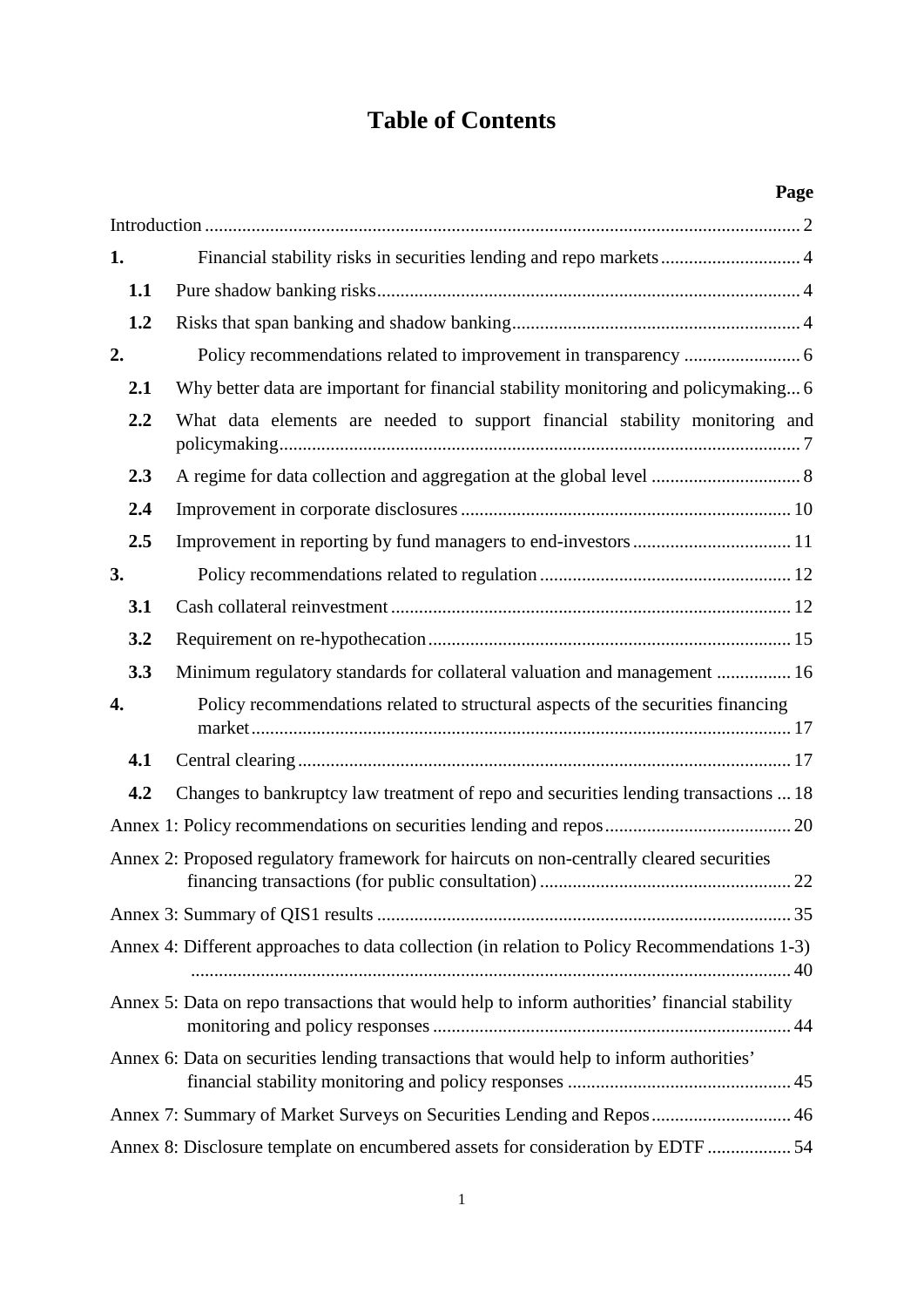# Table of Contents

| | | Page |
|---|---|---|
| Introduction | | 2 |
| **1.** | Financial stability risks in securities lending and repo markets | 4 |
| **1.1** | Pure shadow banking risks | 4 |
| **1.2** | Risks that span banking and shadow banking | 4 |
| **2.** | Policy recommendations related to improvement in transparency | 6 |
| **2.1** | Why better data are important for financial stability monitoring and policymaking | 6 |
| **2.2** | What data elements are needed to support financial stability monitoring and policymaking | 7 |
| **2.3** | A regime for data collection and aggregation at the global level | 8 |
| **2.4** | Improvement in corporate disclosures | 10 |
| **2.5** | Improvement in reporting by fund managers to end-investors | 11 |
| **3.** | Policy recommendations related to regulation | 12 |
| **3.1** | Cash collateral reinvestment | 12 |
| **3.2** | Requirement on re-hypothecation | 15 |
| **3.3** | Minimum regulatory standards for collateral valuation and management | 16 |
| **4.** | Policy recommendations related to structural aspects of the securities financing market | 17 |
| **4.1** | Central clearing | 17 |
| **4.2** | Changes to bankruptcy law treatment of repo and securities lending transactions | 18 |
| Annex 1: Policy recommendations on securities lending and repos | | 20 |
| Annex 2: Proposed regulatory framework for haircuts on non-centrally cleared securities financing transactions (for public consultation) | | 22 |
| Annex 3: Summary of QIS1 results | | 35 |
| Annex 4: Different approaches to data collection (in relation to Policy Recommendations 1-3) | | 40 |
| Annex 5: Data on repo transactions that would help to inform authorities' financial stability monitoring and policy responses | | 44 |
| Annex 6: Data on securities lending transactions that would help to inform authorities' financial stability monitoring and policy responses | | 45 |
| Annex 7: Summary of Market Surveys on Securities Lending and Repos | | 46 |
| Annex 8: Disclosure template on encumbered assets for consideration by EDTF | | 54 |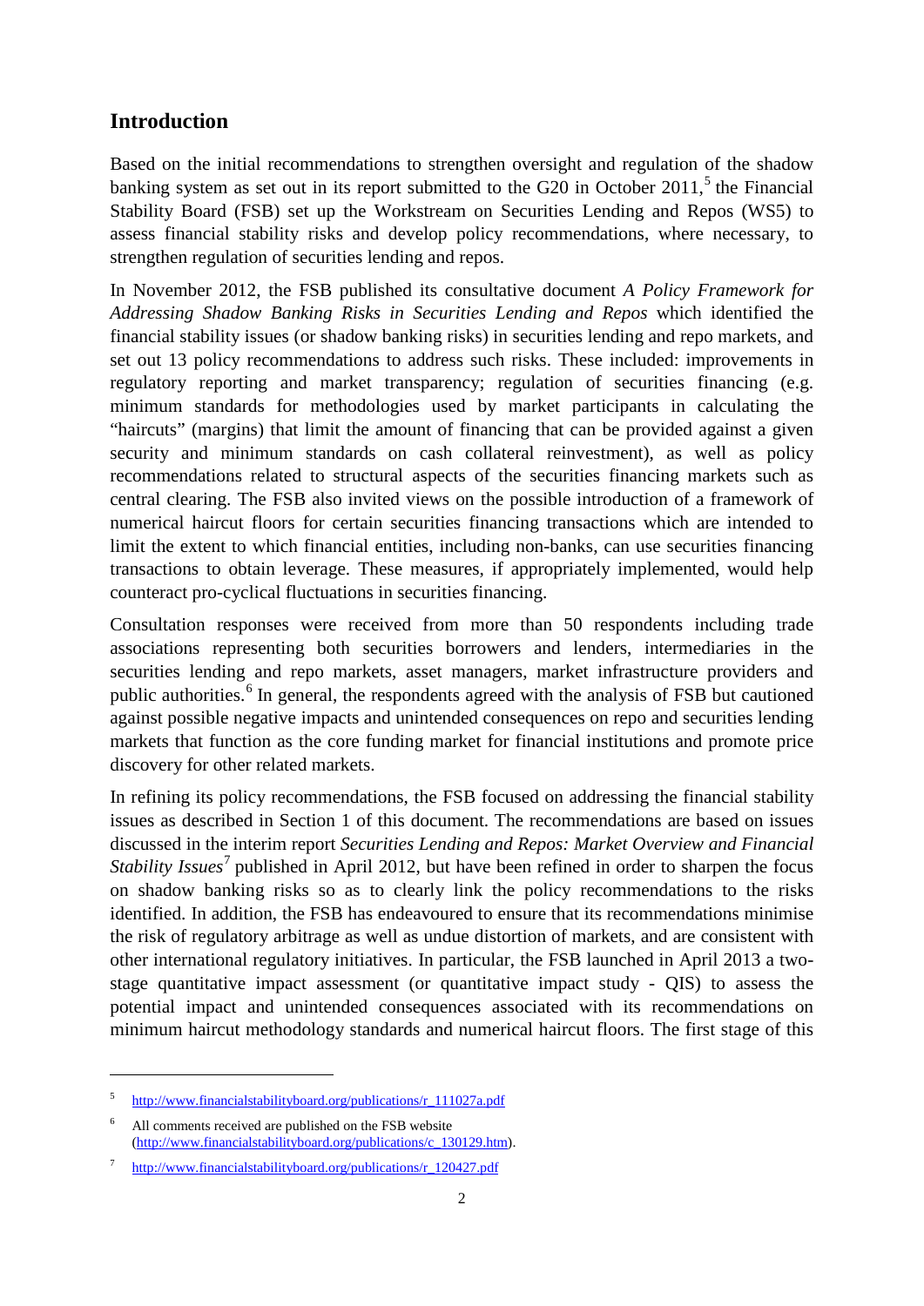## Introduction

Based on the initial recommendations to strengthen oversight and regulation of the shadow banking system as set out in its report submitted to the G20 in October 2011,[5] the Financial Stability Board (FSB) set up the Workstream on Securities Lending and Repos (WS5) to assess financial stability risks and develop policy recommendations, where necessary, to strengthen regulation of securities lending and repos.

In November 2012, the FSB published its consultative document *A Policy Framework for Addressing Shadow Banking Risks in Securities Lending and Repos* which identified the financial stability issues (or shadow banking risks) in securities lending and repo markets, and set out 13 policy recommendations to address such risks. These included: improvements in regulatory reporting and market transparency; regulation of securities financing (e.g. minimum standards for methodologies used by market participants in calculating the "haircuts" (margins) that limit the amount of financing that can be provided against a given security and minimum standards on cash collateral reinvestment), as well as policy recommendations related to structural aspects of the securities financing markets such as central clearing. The FSB also invited views on the possible introduction of a framework of numerical haircut floors for certain securities financing transactions which are intended to limit the extent to which financial entities, including non-banks, can use securities financing transactions to obtain leverage. These measures, if appropriately implemented, would help counteract pro-cyclical fluctuations in securities financing.

Consultation responses were received from more than 50 respondents including trade associations representing both securities borrowers and lenders, intermediaries in the securities lending and repo markets, asset managers, market infrastructure providers and public authorities.[6] In general, the respondents agreed with the analysis of FSB but cautioned against possible negative impacts and unintended consequences on repo and securities lending markets that function as the core funding market for financial institutions and promote price discovery for other related markets.

In refining its policy recommendations, the FSB focused on addressing the financial stability issues as described in Section 1 of this document. The recommendations are based on issues discussed in the interim report *Securities Lending and Repos: Market Overview and Financial Stability Issues*[7] published in April 2012, but have been refined in order to sharpen the focus on shadow banking risks so as to clearly link the policy recommendations to the risks identified. In addition, the FSB has endeavoured to ensure that its recommendations minimise the risk of regulatory arbitrage as well as undue distortion of markets, and are consistent with other international regulatory initiatives. In particular, the FSB launched in April 2013 a two-stage quantitative impact assessment (or quantitative impact study - QIS) to assess the potential impact and unintended consequences associated with its recommendations on minimum haircut methodology standards and numerical haircut floors. The first stage of this

---

[5] http://www.financialstabilityboard.org/publications/r_111027a.pdf

[6] All comments received are published on the FSB website (http://www.financialstabilityboard.org/publications/c_130129.htm).

[7] http://www.financialstabilityboard.org/publications/r_120427.pdf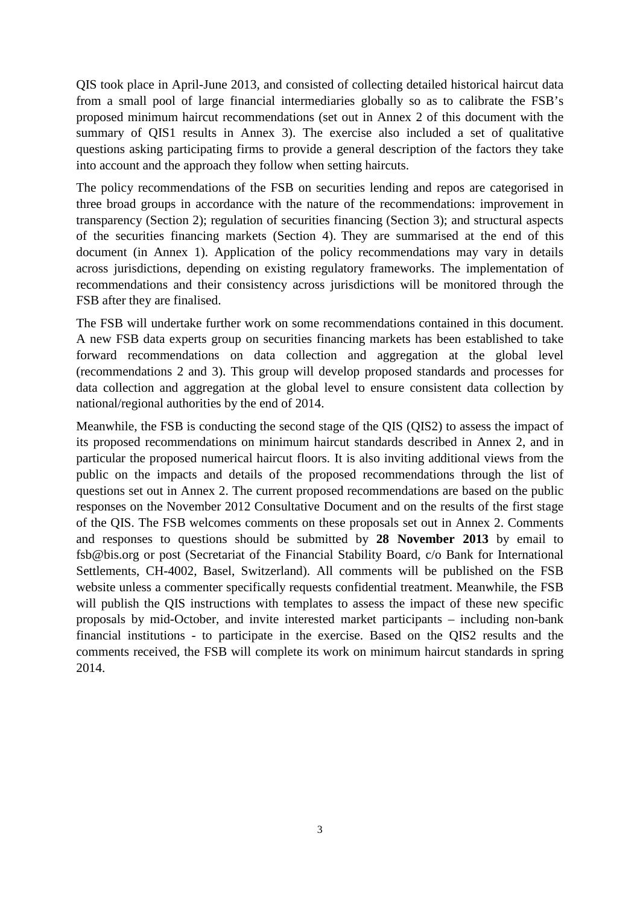QIS took place in April-June 2013, and consisted of collecting detailed historical haircut data from a small pool of large financial intermediaries globally so as to calibrate the FSB's proposed minimum haircut recommendations (set out in Annex 2 of this document with the summary of QIS1 results in Annex 3). The exercise also included a set of qualitative questions asking participating firms to provide a general description of the factors they take into account and the approach they follow when setting haircuts.

The policy recommendations of the FSB on securities lending and repos are categorised in three broad groups in accordance with the nature of the recommendations: improvement in transparency (Section 2); regulation of securities financing (Section 3); and structural aspects of the securities financing markets (Section 4). They are summarised at the end of this document (in Annex 1). Application of the policy recommendations may vary in details across jurisdictions, depending on existing regulatory frameworks. The implementation of recommendations and their consistency across jurisdictions will be monitored through the FSB after they are finalised.

The FSB will undertake further work on some recommendations contained in this document. A new FSB data experts group on securities financing markets has been established to take forward recommendations on data collection and aggregation at the global level (recommendations 2 and 3). This group will develop proposed standards and processes for data collection and aggregation at the global level to ensure consistent data collection by national/regional authorities by the end of 2014.

Meanwhile, the FSB is conducting the second stage of the QIS (QIS2) to assess the impact of its proposed recommendations on minimum haircut standards described in Annex 2, and in particular the proposed numerical haircut floors. It is also inviting additional views from the public on the impacts and details of the proposed recommendations through the list of questions set out in Annex 2. The current proposed recommendations are based on the public responses on the November 2012 Consultative Document and on the results of the first stage of the QIS. The FSB welcomes comments on these proposals set out in Annex 2. Comments and responses to questions should be submitted by **28 November 2013** by email to fsb@bis.org or post (Secretariat of the Financial Stability Board, c/o Bank for International Settlements, CH-4002, Basel, Switzerland). All comments will be published on the FSB website unless a commenter specifically requests confidential treatment. Meanwhile, the FSB will publish the QIS instructions with templates to assess the impact of these new specific proposals by mid-October, and invite interested market participants – including non-bank financial institutions - to participate in the exercise. Based on the QIS2 results and the comments received, the FSB will complete its work on minimum haircut standards in spring 2014.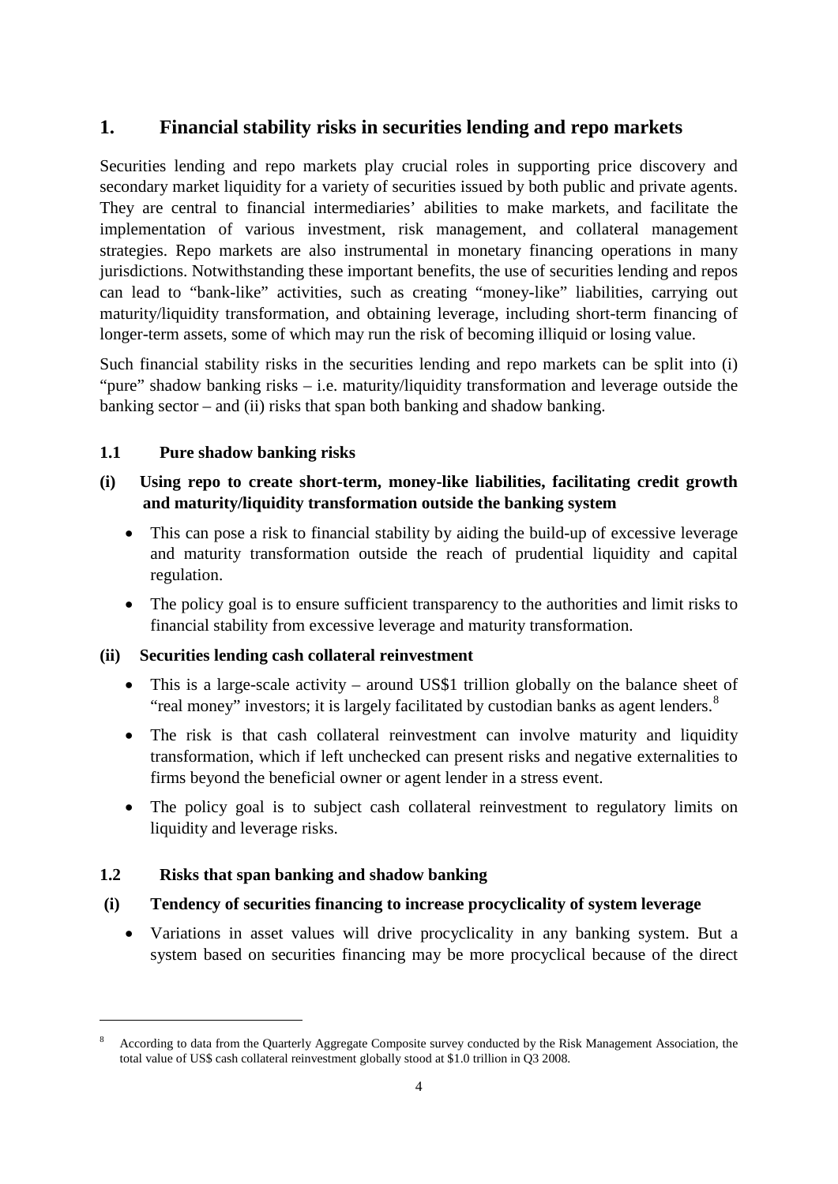# 1. Financial stability risks in securities lending and repo markets

Securities lending and repo markets play crucial roles in supporting price discovery and secondary market liquidity for a variety of securities issued by both public and private agents. They are central to financial intermediaries' abilities to make markets, and facilitate the implementation of various investment, risk management, and collateral management strategies. Repo markets are also instrumental in monetary financing operations in many jurisdictions. Notwithstanding these important benefits, the use of securities lending and repos can lead to "bank-like" activities, such as creating "money-like" liabilities, carrying out maturity/liquidity transformation, and obtaining leverage, including short-term financing of longer-term assets, some of which may run the risk of becoming illiquid or losing value.

Such financial stability risks in the securities lending and repo markets can be split into (i) "pure" shadow banking risks – i.e. maturity/liquidity transformation and leverage outside the banking sector – and (ii) risks that span both banking and shadow banking.

## 1.1 Pure shadow banking risks

### (i) Using repo to create short-term, money-like liabilities, facilitating credit growth and maturity/liquidity transformation outside the banking system

- This can pose a risk to financial stability by aiding the build-up of excessive leverage and maturity transformation outside the reach of prudential liquidity and capital regulation.
- The policy goal is to ensure sufficient transparency to the authorities and limit risks to financial stability from excessive leverage and maturity transformation.

### (ii) Securities lending cash collateral reinvestment

- This is a large-scale activity – around US$1 trillion globally on the balance sheet of "real money" investors; it is largely facilitated by custodian banks as agent lenders.[8]
- The risk is that cash collateral reinvestment can involve maturity and liquidity transformation, which if left unchecked can present risks and negative externalities to firms beyond the beneficial owner or agent lender in a stress event.
- The policy goal is to subject cash collateral reinvestment to regulatory limits on liquidity and leverage risks.

## 1.2 Risks that span banking and shadow banking

### (i) Tendency of securities financing to increase procyclicality of system leverage

- Variations in asset values will drive procyclicality in any banking system. But a system based on securities financing may be more procyclical because of the direct

---

[8] According to data from the Quarterly Aggregate Composite survey conducted by the Risk Management Association, the total value of US$ cash collateral reinvestment globally stood at $1.0 trillion in Q3 2008.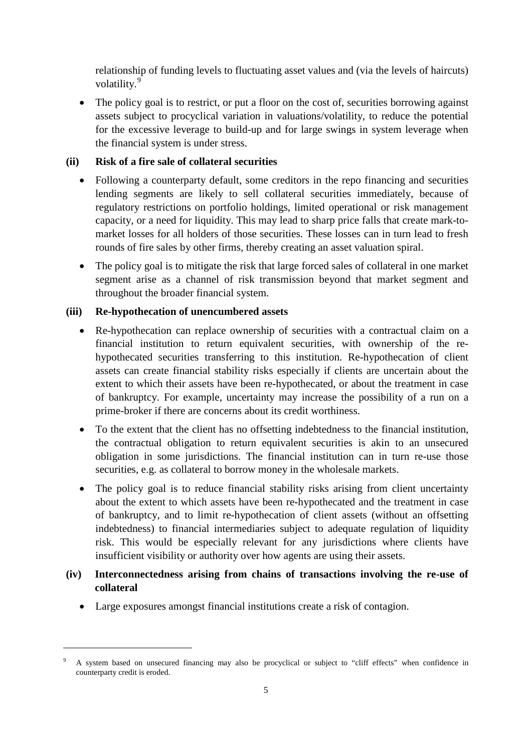relationship of funding levels to fluctuating asset values and (via the levels of haircuts) volatility.[9]

- The policy goal is to restrict, or put a floor on the cost of, securities borrowing against assets subject to procyclical variation in valuations/volatility, to reduce the potential for the excessive leverage to build-up and for large swings in system leverage when the financial system is under stress.

**(ii) Risk of a fire sale of collateral securities**

- Following a counterparty default, some creditors in the repo financing and securities lending segments are likely to sell collateral securities immediately, because of regulatory restrictions on portfolio holdings, limited operational or risk management capacity, or a need for liquidity. This may lead to sharp price falls that create mark-to-market losses for all holders of those securities. These losses can in turn lead to fresh rounds of fire sales by other firms, thereby creating an asset valuation spiral.
- The policy goal is to mitigate the risk that large forced sales of collateral in one market segment arise as a channel of risk transmission beyond that market segment and throughout the broader financial system.

**(iii) Re-hypothecation of unencumbered assets**

- Re-hypothecation can replace ownership of securities with a contractual claim on a financial institution to return equivalent securities, with ownership of the re-hypothecated securities transferring to this institution. Re-hypothecation of client assets can create financial stability risks especially if clients are uncertain about the extent to which their assets have been re-hypothecated, or about the treatment in case of bankruptcy. For example, uncertainty may increase the possibility of a run on a prime-broker if there are concerns about its credit worthiness.
- To the extent that the client has no offsetting indebtedness to the financial institution, the contractual obligation to return equivalent securities is akin to an unsecured obligation in some jurisdictions. The financial institution can in turn re-use those securities, e.g. as collateral to borrow money in the wholesale markets.
- The policy goal is to reduce financial stability risks arising from client uncertainty about the extent to which assets have been re-hypothecated and the treatment in case of bankruptcy, and to limit re-hypothecation of client assets (without an offsetting indebtedness) to financial intermediaries subject to adequate regulation of liquidity risk. This would be especially relevant for any jurisdictions where clients have insufficient visibility or authority over how agents are using their assets.

**(iv) Interconnectedness arising from chains of transactions involving the re-use of collateral**

- Large exposures amongst financial institutions create a risk of contagion.

---

[9] A system based on unsecured financing may also be procyclical or subject to "cliff effects" when confidence in counterparty credit is eroded.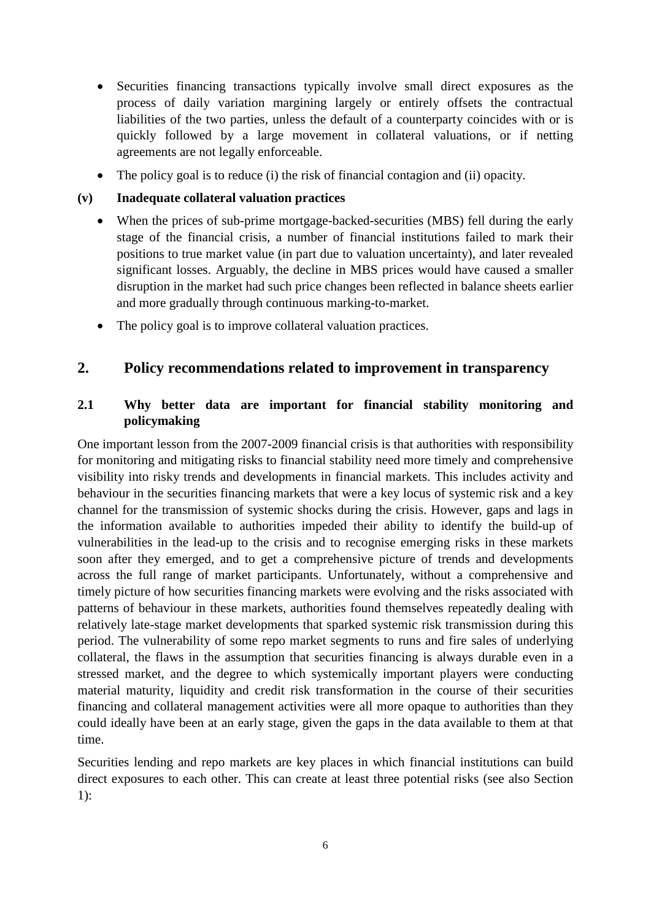- Securities financing transactions typically involve small direct exposures as the process of daily variation margining largely or entirely offsets the contractual liabilities of the two parties, unless the default of a counterparty coincides with or is quickly followed by a large movement in collateral valuations, or if netting agreements are not legally enforceable.
- The policy goal is to reduce (i) the risk of financial contagion and (ii) opacity.

**(v) Inadequate collateral valuation practices**

- When the prices of sub-prime mortgage-backed-securities (MBS) fell during the early stage of the financial crisis, a number of financial institutions failed to mark their positions to true market value (in part due to valuation uncertainty), and later revealed significant losses. Arguably, the decline in MBS prices would have caused a smaller disruption in the market had such price changes been reflected in balance sheets earlier and more gradually through continuous marking-to-market.
- The policy goal is to improve collateral valuation practices.

## 2. Policy recommendations related to improvement in transparency

### 2.1 Why better data are important for financial stability monitoring and policymaking

One important lesson from the 2007-2009 financial crisis is that authorities with responsibility for monitoring and mitigating risks to financial stability need more timely and comprehensive visibility into risky trends and developments in financial markets. This includes activity and behaviour in the securities financing markets that were a key locus of systemic risk and a key channel for the transmission of systemic shocks during the crisis. However, gaps and lags in the information available to authorities impeded their ability to identify the build-up of vulnerabilities in the lead-up to the crisis and to recognise emerging risks in these markets soon after they emerged, and to get a comprehensive picture of trends and developments across the full range of market participants. Unfortunately, without a comprehensive and timely picture of how securities financing markets were evolving and the risks associated with patterns of behaviour in these markets, authorities found themselves repeatedly dealing with relatively late-stage market developments that sparked systemic risk transmission during this period. The vulnerability of some repo market segments to runs and fire sales of underlying collateral, the flaws in the assumption that securities financing is always durable even in a stressed market, and the degree to which systemically important players were conducting material maturity, liquidity and credit risk transformation in the course of their securities financing and collateral management activities were all more opaque to authorities than they could ideally have been at an early stage, given the gaps in the data available to them at that time.

Securities lending and repo markets are key places in which financial institutions can build direct exposures to each other. This can create at least three potential risks (see also Section 1):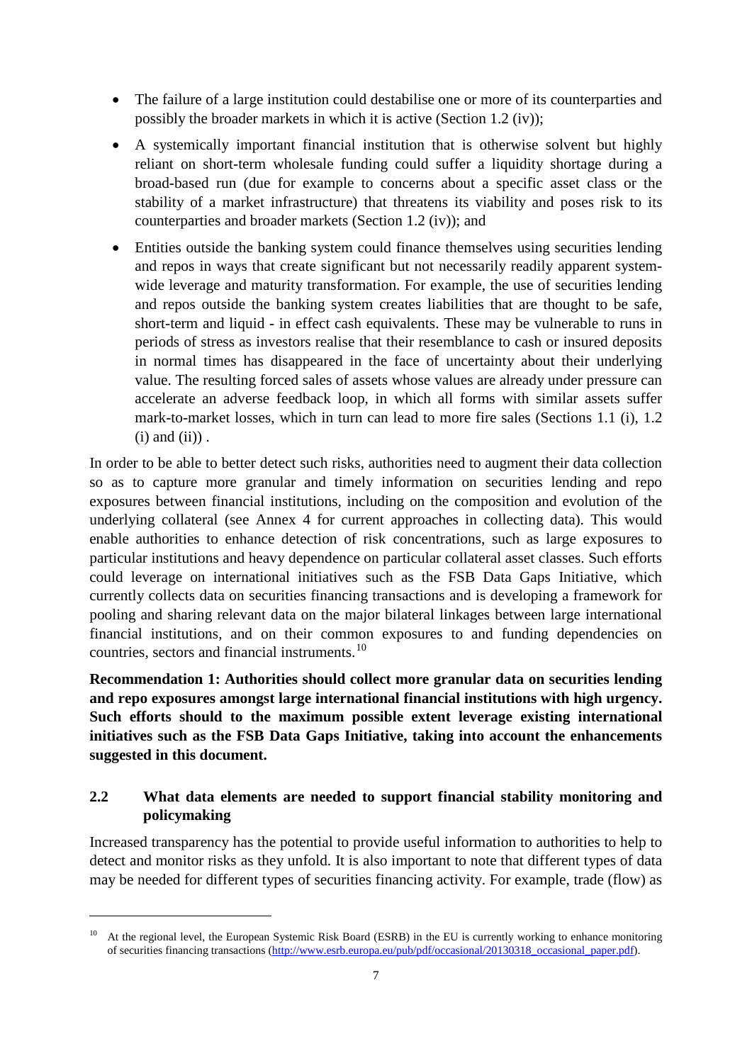- The failure of a large institution could destabilise one or more of its counterparties and possibly the broader markets in which it is active (Section 1.2 (iv));
- A systemically important financial institution that is otherwise solvent but highly reliant on short-term wholesale funding could suffer a liquidity shortage during a broad-based run (due for example to concerns about a specific asset class or the stability of a market infrastructure) that threatens its viability and poses risk to its counterparties and broader markets (Section 1.2 (iv)); and
- Entities outside the banking system could finance themselves using securities lending and repos in ways that create significant but not necessarily readily apparent system-wide leverage and maturity transformation. For example, the use of securities lending and repos outside the banking system creates liabilities that are thought to be safe, short-term and liquid - in effect cash equivalents. These may be vulnerable to runs in periods of stress as investors realise that their resemblance to cash or insured deposits in normal times has disappeared in the face of uncertainty about their underlying value. The resulting forced sales of assets whose values are already under pressure can accelerate an adverse feedback loop, in which all forms with similar assets suffer mark-to-market losses, which in turn can lead to more fire sales (Sections 1.1 (i), 1.2 (i) and (ii)) .

In order to be able to better detect such risks, authorities need to augment their data collection so as to capture more granular and timely information on securities lending and repo exposures between financial institutions, including on the composition and evolution of the underlying collateral (see Annex 4 for current approaches in collecting data). This would enable authorities to enhance detection of risk concentrations, such as large exposures to particular institutions and heavy dependence on particular collateral asset classes. Such efforts could leverage on international initiatives such as the FSB Data Gaps Initiative, which currently collects data on securities financing transactions and is developing a framework for pooling and sharing relevant data on the major bilateral linkages between large international financial institutions, and on their common exposures to and funding dependencies on countries, sectors and financial instruments.[10]

**Recommendation 1: Authorities should collect more granular data on securities lending and repo exposures amongst large international financial institutions with high urgency. Such efforts should to the maximum possible extent leverage existing international initiatives such as the FSB Data Gaps Initiative, taking into account the enhancements suggested in this document.**

## 2.2 What data elements are needed to support financial stability monitoring and policymaking

Increased transparency has the potential to provide useful information to authorities to help to detect and monitor risks as they unfold. It is also important to note that different types of data may be needed for different types of securities financing activity. For example, trade (flow) as

---

[10] At the regional level, the European Systemic Risk Board (ESRB) in the EU is currently working to enhance monitoring of securities financing transactions (http://www.esrb.europa.eu/pub/pdf/occasional/20130318_occasional_paper.pdf).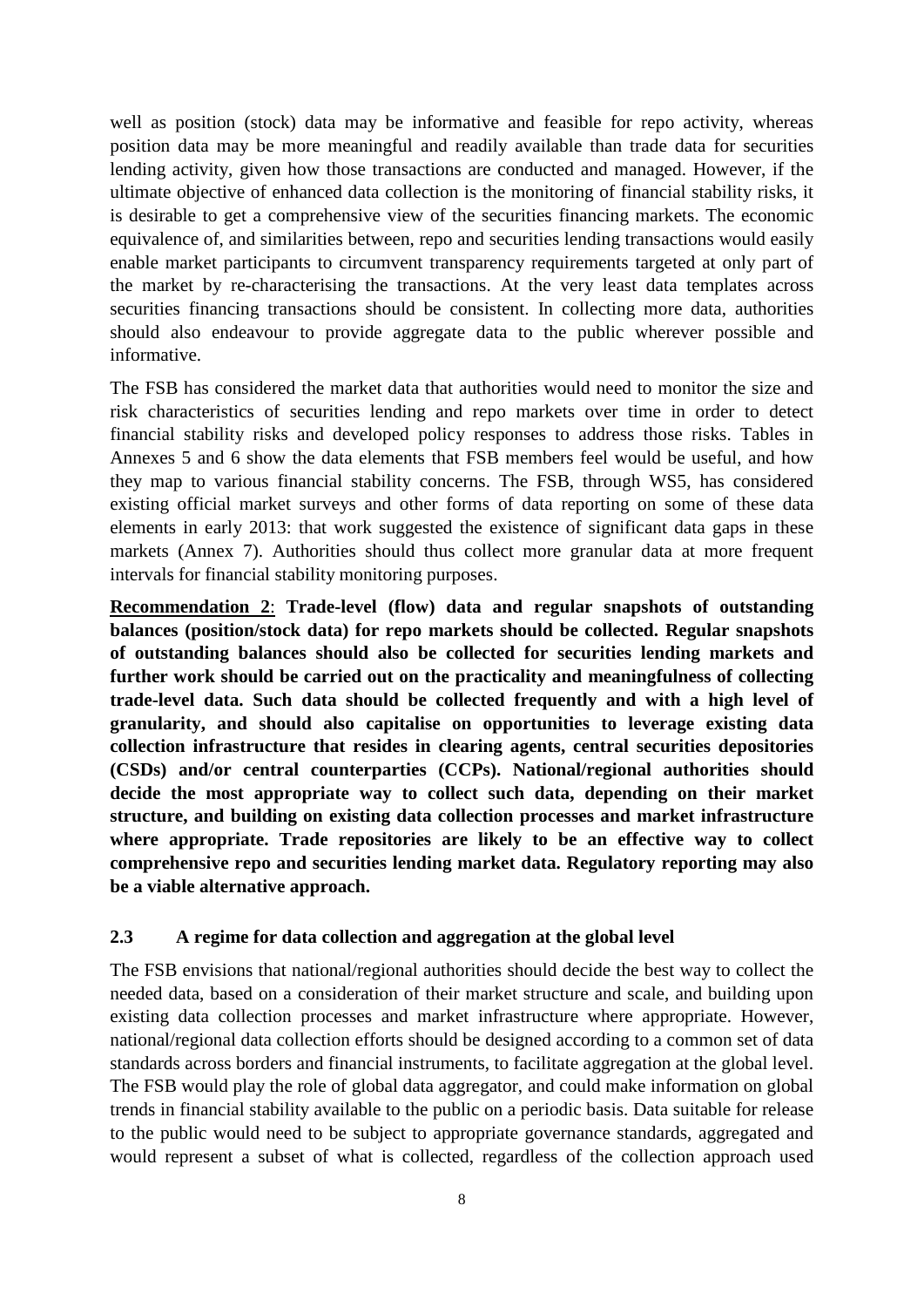well as position (stock) data may be informative and feasible for repo activity, whereas position data may be more meaningful and readily available than trade data for securities lending activity, given how those transactions are conducted and managed. However, if the ultimate objective of enhanced data collection is the monitoring of financial stability risks, it is desirable to get a comprehensive view of the securities financing markets. The economic equivalence of, and similarities between, repo and securities lending transactions would easily enable market participants to circumvent transparency requirements targeted at only part of the market by re-characterising the transactions. At the very least data templates across securities financing transactions should be consistent. In collecting more data, authorities should also endeavour to provide aggregate data to the public wherever possible and informative.

The FSB has considered the market data that authorities would need to monitor the size and risk characteristics of securities lending and repo markets over time in order to detect financial stability risks and developed policy responses to address those risks. Tables in Annexes 5 and 6 show the data elements that FSB members feel would be useful, and how they map to various financial stability concerns. The FSB, through WS5, has considered existing official market surveys and other forms of data reporting on some of these data elements in early 2013: that work suggested the existence of significant data gaps in these markets (Annex 7). Authorities should thus collect more granular data at more frequent intervals for financial stability monitoring purposes.

**Recommendation 2**: **Trade-level (flow) data and regular snapshots of outstanding balances (position/stock data) for repo markets should be collected. Regular snapshots of outstanding balances should also be collected for securities lending markets and further work should be carried out on the practicality and meaningfulness of collecting trade-level data. Such data should be collected frequently and with a high level of granularity, and should also capitalise on opportunities to leverage existing data collection infrastructure that resides in clearing agents, central securities depositories (CSDs) and/or central counterparties (CCPs). National/regional authorities should decide the most appropriate way to collect such data, depending on their market structure, and building on existing data collection processes and market infrastructure where appropriate. Trade repositories are likely to be an effective way to collect comprehensive repo and securities lending market data. Regulatory reporting may also be a viable alternative approach.**

## 2.3 A regime for data collection and aggregation at the global level

The FSB envisions that national/regional authorities should decide the best way to collect the needed data, based on a consideration of their market structure and scale, and building upon existing data collection processes and market infrastructure where appropriate. However, national/regional data collection efforts should be designed according to a common set of data standards across borders and financial instruments, to facilitate aggregation at the global level. The FSB would play the role of global data aggregator, and could make information on global trends in financial stability available to the public on a periodic basis. Data suitable for release to the public would need to be subject to appropriate governance standards, aggregated and would represent a subset of what is collected, regardless of the collection approach used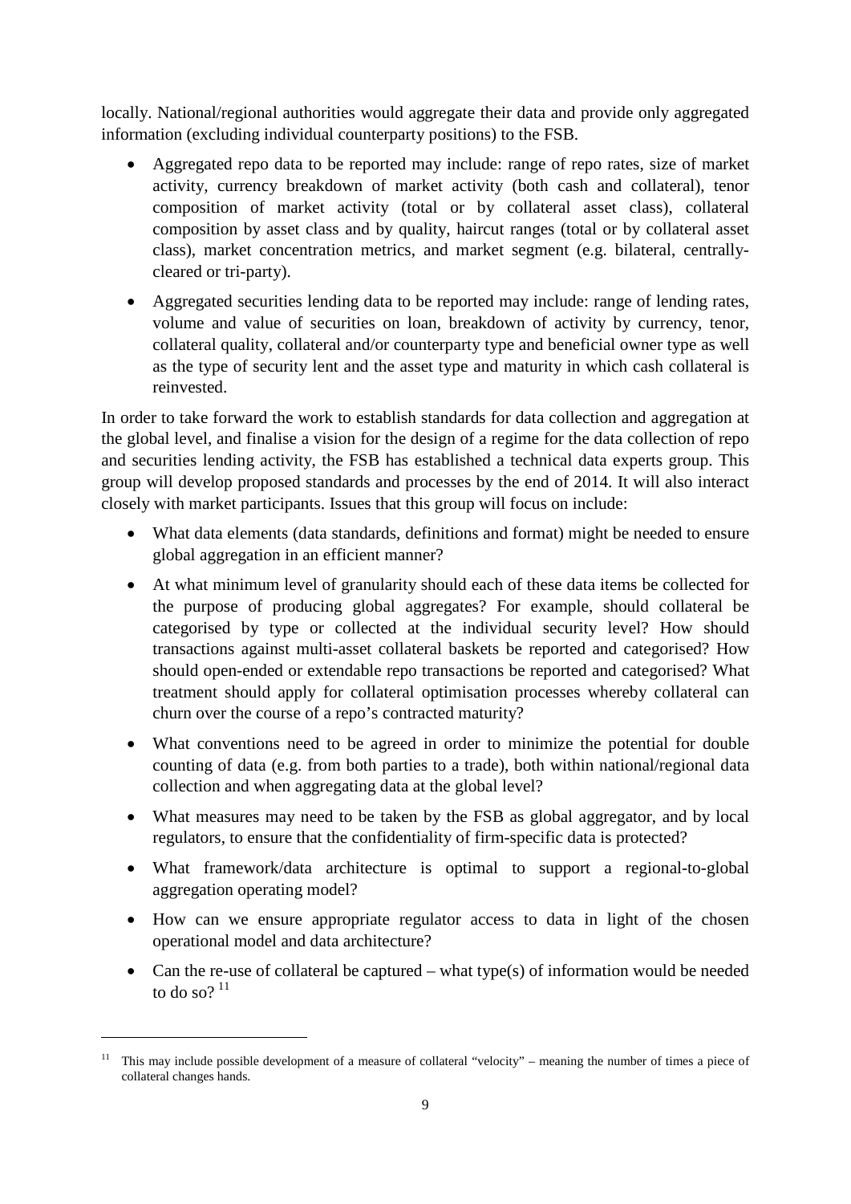locally. National/regional authorities would aggregate their data and provide only aggregated information (excluding individual counterparty positions) to the FSB.

- Aggregated repo data to be reported may include: range of repo rates, size of market activity, currency breakdown of market activity (both cash and collateral), tenor composition of market activity (total or by collateral asset class), collateral composition by asset class and by quality, haircut ranges (total or by collateral asset class), market concentration metrics, and market segment (e.g. bilateral, centrally-cleared or tri-party).
- Aggregated securities lending data to be reported may include: range of lending rates, volume and value of securities on loan, breakdown of activity by currency, tenor, collateral quality, collateral and/or counterparty type and beneficial owner type as well as the type of security lent and the asset type and maturity in which cash collateral is reinvested.

In order to take forward the work to establish standards for data collection and aggregation at the global level, and finalise a vision for the design of a regime for the data collection of repo and securities lending activity, the FSB has established a technical data experts group. This group will develop proposed standards and processes by the end of 2014. It will also interact closely with market participants. Issues that this group will focus on include:

- What data elements (data standards, definitions and format) might be needed to ensure global aggregation in an efficient manner?
- At what minimum level of granularity should each of these data items be collected for the purpose of producing global aggregates? For example, should collateral be categorised by type or collected at the individual security level? How should transactions against multi-asset collateral baskets be reported and categorised? How should open-ended or extendable repo transactions be reported and categorised? What treatment should apply for collateral optimisation processes whereby collateral can churn over the course of a repo's contracted maturity?
- What conventions need to be agreed in order to minimize the potential for double counting of data (e.g. from both parties to a trade), both within national/regional data collection and when aggregating data at the global level?
- What measures may need to be taken by the FSB as global aggregator, and by local regulators, to ensure that the confidentiality of firm-specific data is protected?
- What framework/data architecture is optimal to support a regional-to-global aggregation operating model?
- How can we ensure appropriate regulator access to data in light of the chosen operational model and data architecture?
- Can the re-use of collateral be captured – what type(s) of information would be needed to do so? [11]

---

[11] This may include possible development of a measure of collateral "velocity" – meaning the number of times a piece of collateral changes hands.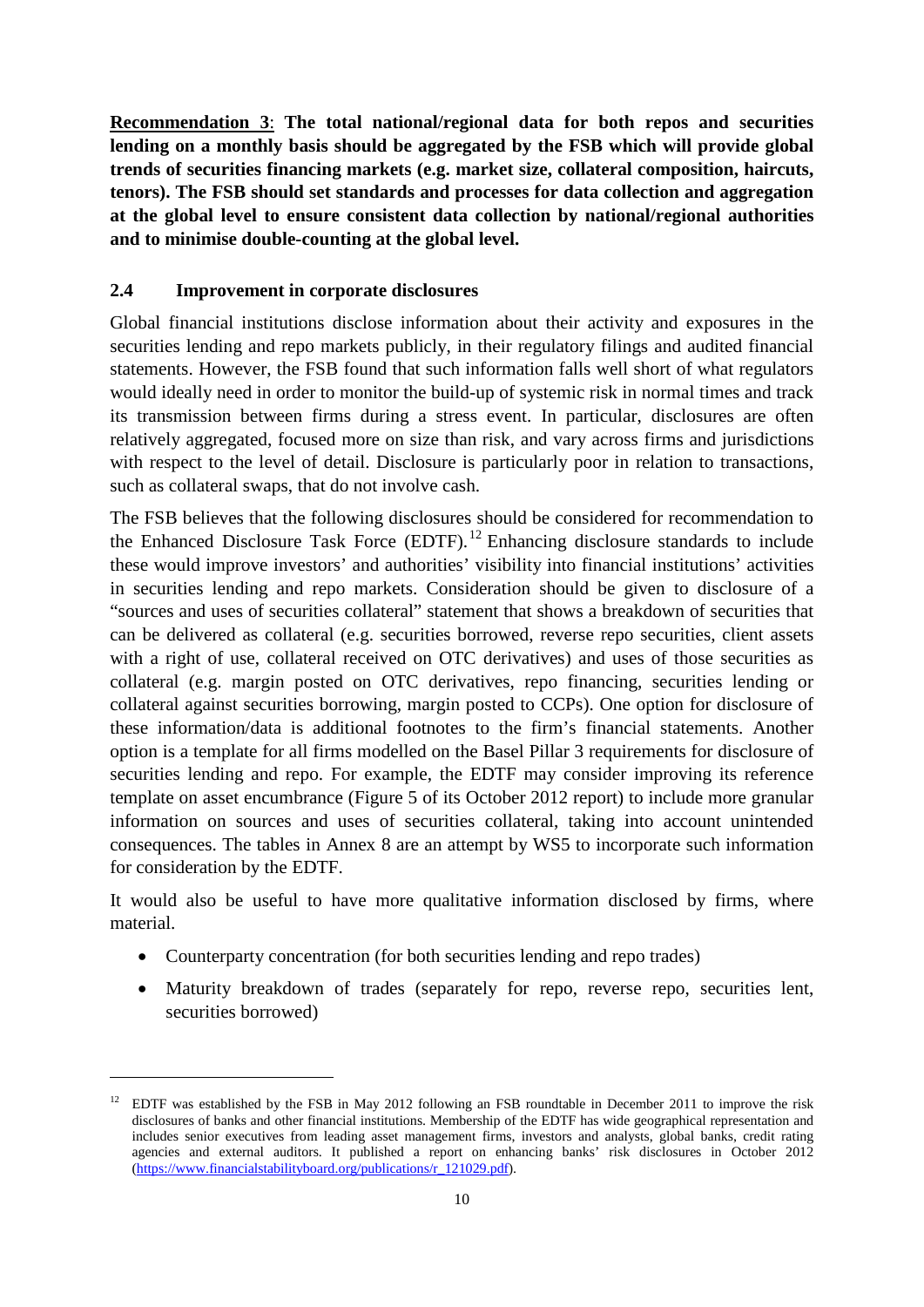**Recommendation 3**: **The total national/regional data for both repos and securities lending on a monthly basis should be aggregated by the FSB which will provide global trends of securities financing markets (e.g. market size, collateral composition, haircuts, tenors). The FSB should set standards and processes for data collection and aggregation at the global level to ensure consistent data collection by national/regional authorities and to minimise double-counting at the global level.**

## 2.4 Improvement in corporate disclosures

Global financial institutions disclose information about their activity and exposures in the securities lending and repo markets publicly, in their regulatory filings and audited financial statements. However, the FSB found that such information falls well short of what regulators would ideally need in order to monitor the build-up of systemic risk in normal times and track its transmission between firms during a stress event. In particular, disclosures are often relatively aggregated, focused more on size than risk, and vary across firms and jurisdictions with respect to the level of detail. Disclosure is particularly poor in relation to transactions, such as collateral swaps, that do not involve cash.

The FSB believes that the following disclosures should be considered for recommendation to the Enhanced Disclosure Task Force (EDTF).[12] Enhancing disclosure standards to include these would improve investors' and authorities' visibility into financial institutions' activities in securities lending and repo markets. Consideration should be given to disclosure of a "sources and uses of securities collateral" statement that shows a breakdown of securities that can be delivered as collateral (e.g. securities borrowed, reverse repo securities, client assets with a right of use, collateral received on OTC derivatives) and uses of those securities as collateral (e.g. margin posted on OTC derivatives, repo financing, securities lending or collateral against securities borrowing, margin posted to CCPs). One option for disclosure of these information/data is additional footnotes to the firm's financial statements. Another option is a template for all firms modelled on the Basel Pillar 3 requirements for disclosure of securities lending and repo. For example, the EDTF may consider improving its reference template on asset encumbrance (Figure 5 of its October 2012 report) to include more granular information on sources and uses of securities collateral, taking into account unintended consequences. The tables in Annex 8 are an attempt by WS5 to incorporate such information for consideration by the EDTF.

It would also be useful to have more qualitative information disclosed by firms, where material.

- Counterparty concentration (for both securities lending and repo trades)
- Maturity breakdown of trades (separately for repo, reverse repo, securities lent, securities borrowed)

[12] EDTF was established by the FSB in May 2012 following an FSB roundtable in December 2011 to improve the risk disclosures of banks and other financial institutions. Membership of the EDTF has wide geographical representation and includes senior executives from leading asset management firms, investors and analysts, global banks, credit rating agencies and external auditors. It published a report on enhancing banks' risk disclosures in October 2012 (https://www.financialstabilityboard.org/publications/r_121029.pdf).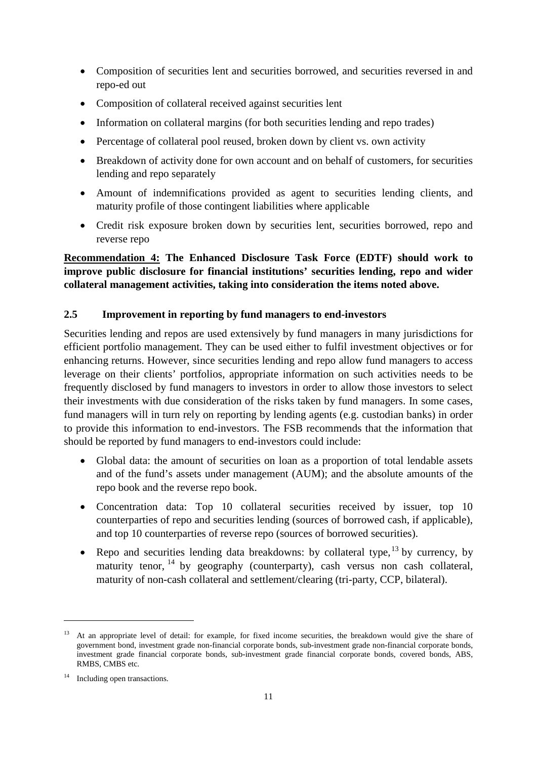- Composition of securities lent and securities borrowed, and securities reversed in and repo-ed out
- Composition of collateral received against securities lent
- Information on collateral margins (for both securities lending and repo trades)
- Percentage of collateral pool reused, broken down by client vs. own activity
- Breakdown of activity done for own account and on behalf of customers, for securities lending and repo separately
- Amount of indemnifications provided as agent to securities lending clients, and maturity profile of those contingent liabilities where applicable
- Credit risk exposure broken down by securities lent, securities borrowed, repo and reverse repo

**Recommendation 4: The Enhanced Disclosure Task Force (EDTF) should work to improve public disclosure for financial institutions' securities lending, repo and wider collateral management activities, taking into consideration the items noted above.**

### 2.5 Improvement in reporting by fund managers to end-investors

Securities lending and repos are used extensively by fund managers in many jurisdictions for efficient portfolio management. They can be used either to fulfil investment objectives or for enhancing returns. However, since securities lending and repo allow fund managers to access leverage on their clients' portfolios, appropriate information on such activities needs to be frequently disclosed by fund managers to investors in order to allow those investors to select their investments with due consideration of the risks taken by fund managers. In some cases, fund managers will in turn rely on reporting by lending agents (e.g. custodian banks) in order to provide this information to end-investors. The FSB recommends that the information that should be reported by fund managers to end-investors could include:

- Global data: the amount of securities on loan as a proportion of total lendable assets and of the fund's assets under management (AUM); and the absolute amounts of the repo book and the reverse repo book.
- Concentration data: Top 10 collateral securities received by issuer, top 10 counterparties of repo and securities lending (sources of borrowed cash, if applicable), and top 10 counterparties of reverse repo (sources of borrowed securities).
- Repo and securities lending data breakdowns: by collateral type,[13] by currency, by maturity tenor,[14] by geography (counterparty), cash versus non cash collateral, maturity of non-cash collateral and settlement/clearing (tri-party, CCP, bilateral).

---

[13] At an appropriate level of detail: for example, for fixed income securities, the breakdown would give the share of government bond, investment grade non-financial corporate bonds, sub-investment grade non-financial corporate bonds, investment grade financial corporate bonds, sub-investment grade financial corporate bonds, covered bonds, ABS, RMBS, CMBS etc.

[14] Including open transactions.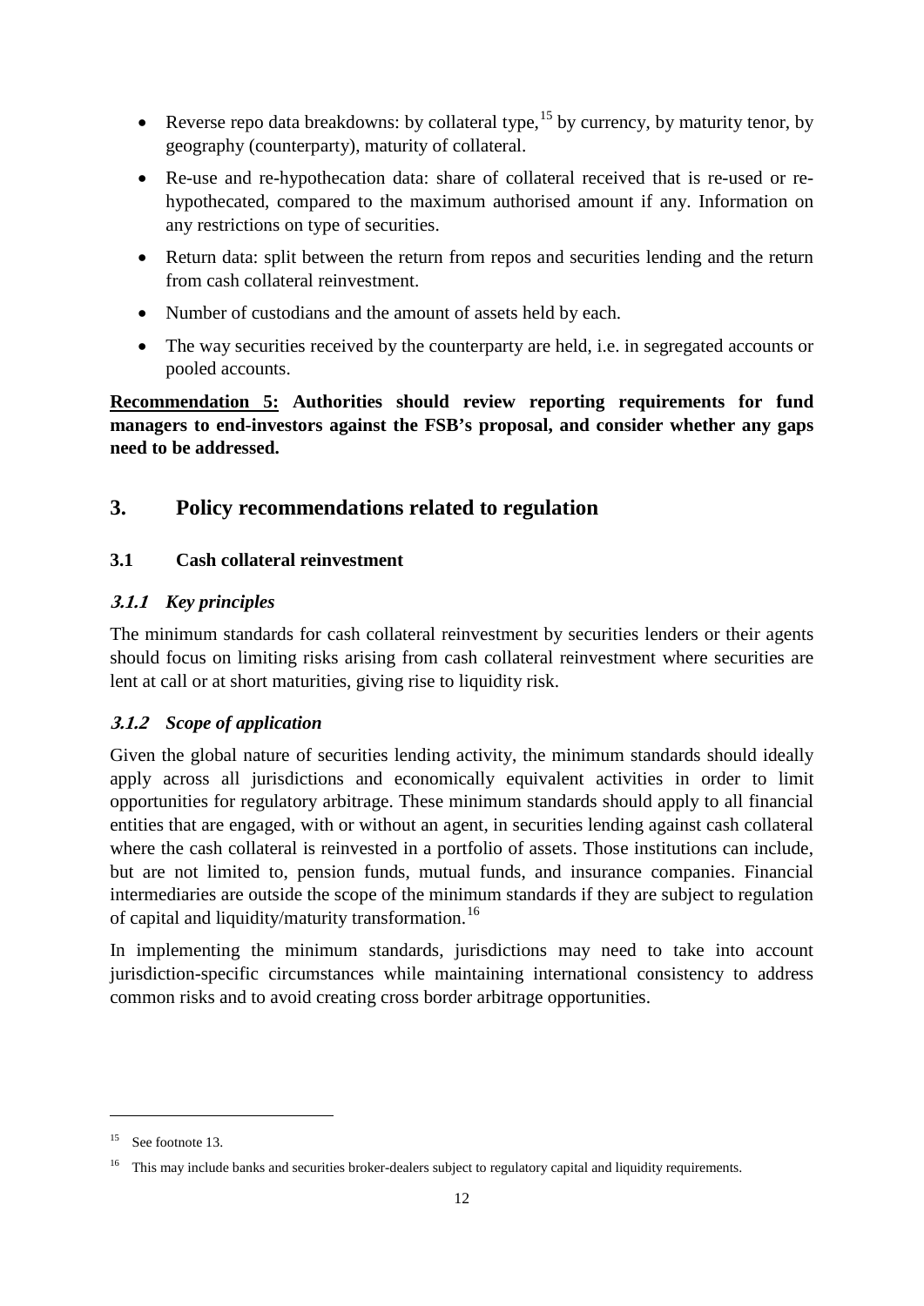- Reverse repo data breakdowns: by collateral type,[15] by currency, by maturity tenor, by geography (counterparty), maturity of collateral.
- Re-use and re-hypothecation data: share of collateral received that is re-used or re-hypothecated, compared to the maximum authorised amount if any. Information on any restrictions on type of securities.
- Return data: split between the return from repos and securities lending and the return from cash collateral reinvestment.
- Number of custodians and the amount of assets held by each.
- The way securities received by the counterparty are held, i.e. in segregated accounts or pooled accounts.

**Recommendation 5: Authorities should review reporting requirements for fund managers to end-investors against the FSB's proposal, and consider whether any gaps need to be addressed.**

## 3. Policy recommendations related to regulation

### 3.1 Cash collateral reinvestment

#### *3.1.1 Key principles*

The minimum standards for cash collateral reinvestment by securities lenders or their agents should focus on limiting risks arising from cash collateral reinvestment where securities are lent at call or at short maturities, giving rise to liquidity risk.

#### *3.1.2 Scope of application*

Given the global nature of securities lending activity, the minimum standards should ideally apply across all jurisdictions and economically equivalent activities in order to limit opportunities for regulatory arbitrage. These minimum standards should apply to all financial entities that are engaged, with or without an agent, in securities lending against cash collateral where the cash collateral is reinvested in a portfolio of assets. Those institutions can include, but are not limited to, pension funds, mutual funds, and insurance companies. Financial intermediaries are outside the scope of the minimum standards if they are subject to regulation of capital and liquidity/maturity transformation.[16]

In implementing the minimum standards, jurisdictions may need to take into account jurisdiction-specific circumstances while maintaining international consistency to address common risks and to avoid creating cross border arbitrage opportunities.

---

[15] See footnote 13.

[16] This may include banks and securities broker-dealers subject to regulatory capital and liquidity requirements.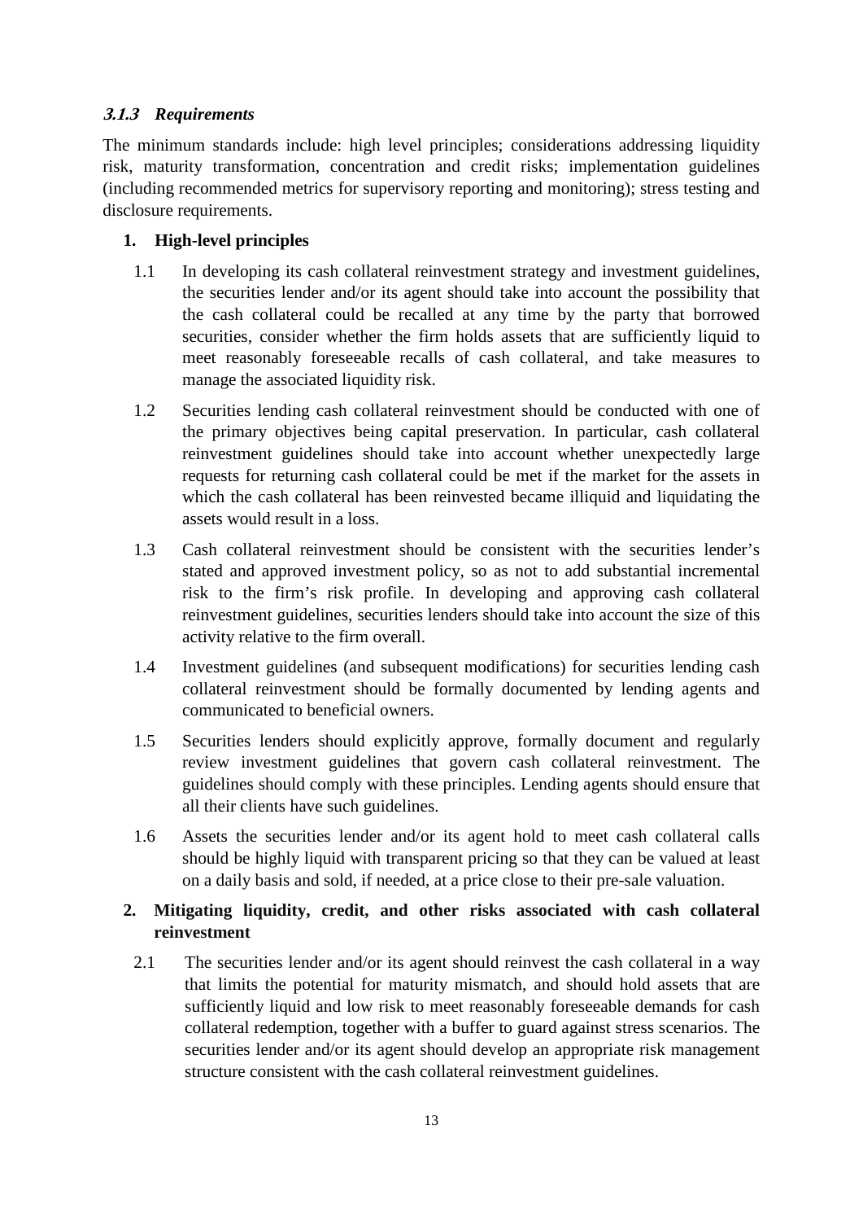### *3.1.3 Requirements*

The minimum standards include: high level principles; considerations addressing liquidity risk, maturity transformation, concentration and credit risks; implementation guidelines (including recommended metrics for supervisory reporting and monitoring); stress testing and disclosure requirements.

**1. High-level principles**

1.1 In developing its cash collateral reinvestment strategy and investment guidelines, the securities lender and/or its agent should take into account the possibility that the cash collateral could be recalled at any time by the party that borrowed securities, consider whether the firm holds assets that are sufficiently liquid to meet reasonably foreseeable recalls of cash collateral, and take measures to manage the associated liquidity risk.

1.2 Securities lending cash collateral reinvestment should be conducted with one of the primary objectives being capital preservation. In particular, cash collateral reinvestment guidelines should take into account whether unexpectedly large requests for returning cash collateral could be met if the market for the assets in which the cash collateral has been reinvested became illiquid and liquidating the assets would result in a loss.

1.3 Cash collateral reinvestment should be consistent with the securities lender's stated and approved investment policy, so as not to add substantial incremental risk to the firm's risk profile. In developing and approving cash collateral reinvestment guidelines, securities lenders should take into account the size of this activity relative to the firm overall.

1.4 Investment guidelines (and subsequent modifications) for securities lending cash collateral reinvestment should be formally documented by lending agents and communicated to beneficial owners.

1.5 Securities lenders should explicitly approve, formally document and regularly review investment guidelines that govern cash collateral reinvestment. The guidelines should comply with these principles. Lending agents should ensure that all their clients have such guidelines.

1.6 Assets the securities lender and/or its agent hold to meet cash collateral calls should be highly liquid with transparent pricing so that they can be valued at least on a daily basis and sold, if needed, at a price close to their pre-sale valuation.

**2. Mitigating liquidity, credit, and other risks associated with cash collateral reinvestment**

2.1 The securities lender and/or its agent should reinvest the cash collateral in a way that limits the potential for maturity mismatch, and should hold assets that are sufficiently liquid and low risk to meet reasonably foreseeable demands for cash collateral redemption, together with a buffer to guard against stress scenarios. The securities lender and/or its agent should develop an appropriate risk management structure consistent with the cash collateral reinvestment guidelines.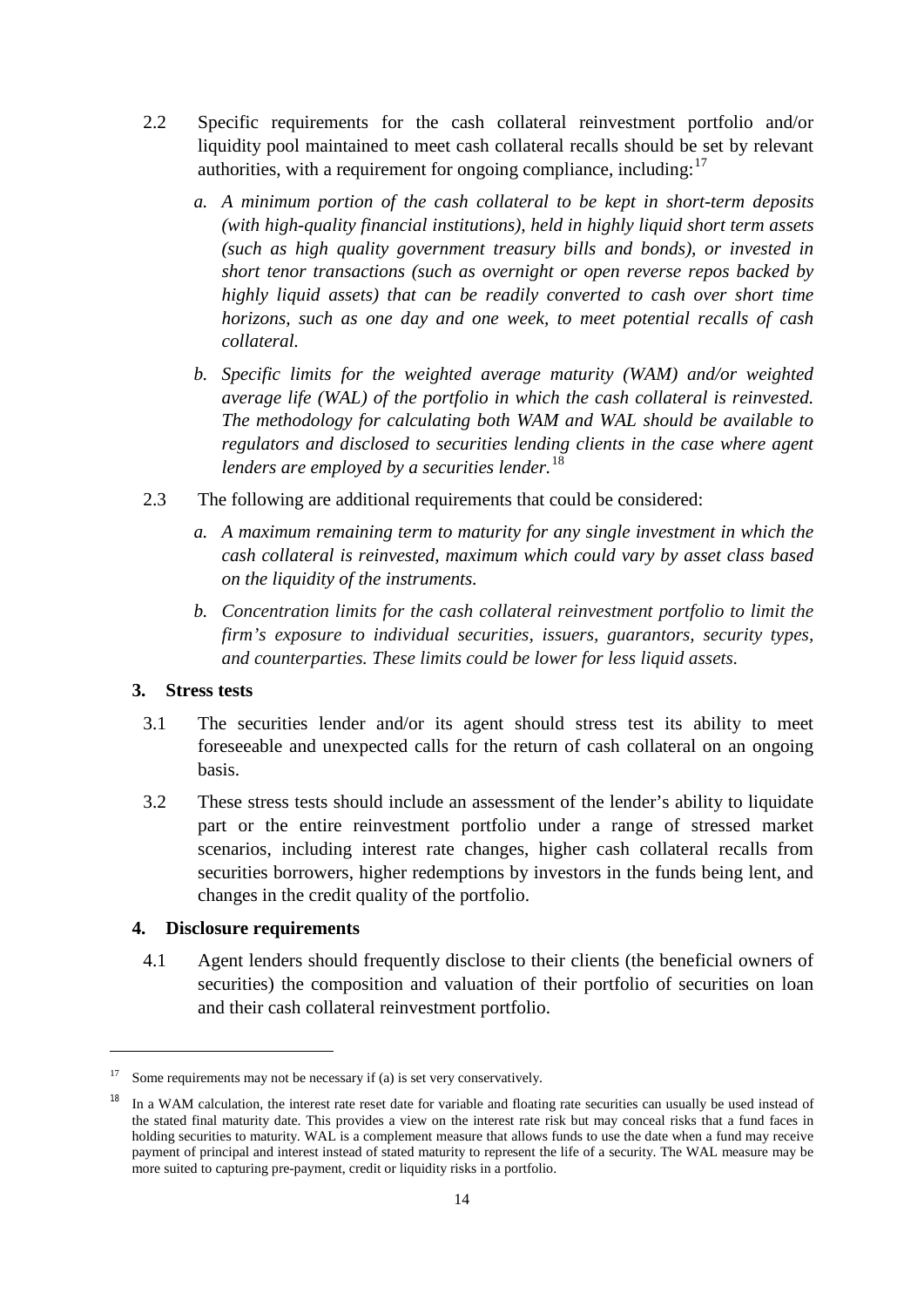2.2 Specific requirements for the cash collateral reinvestment portfolio and/or liquidity pool maintained to meet cash collateral recalls should be set by relevant authorities, with a requirement for ongoing compliance, including:[17]

   *a. A minimum portion of the cash collateral to be kept in short-term deposits (with high-quality financial institutions), held in highly liquid short term assets (such as high quality government treasury bills and bonds), or invested in short tenor transactions (such as overnight or open reverse repos backed by highly liquid assets) that can be readily converted to cash over short time horizons, such as one day and one week, to meet potential recalls of cash collateral.*

   *b. Specific limits for the weighted average maturity (WAM) and/or weighted average life (WAL) of the portfolio in which the cash collateral is reinvested. The methodology for calculating both WAM and WAL should be available to regulators and disclosed to securities lending clients in the case where agent lenders are employed by a securities lender.*[18]

2.3 The following are additional requirements that could be considered:

   *a. A maximum remaining term to maturity for any single investment in which the cash collateral is reinvested, maximum which could vary by asset class based on the liquidity of the instruments.*

   *b. Concentration limits for the cash collateral reinvestment portfolio to limit the firm's exposure to individual securities, issuers, guarantors, security types, and counterparties. These limits could be lower for less liquid assets.*

### 3. Stress tests

3.1 The securities lender and/or its agent should stress test its ability to meet foreseeable and unexpected calls for the return of cash collateral on an ongoing basis.

3.2 These stress tests should include an assessment of the lender's ability to liquidate part or the entire reinvestment portfolio under a range of stressed market scenarios, including interest rate changes, higher cash collateral recalls from securities borrowers, higher redemptions by investors in the funds being lent, and changes in the credit quality of the portfolio.

### 4. Disclosure requirements

4.1 Agent lenders should frequently disclose to their clients (the beneficial owners of securities) the composition and valuation of their portfolio of securities on loan and their cash collateral reinvestment portfolio.

---

[17] Some requirements may not be necessary if (a) is set very conservatively.

[18] In a WAM calculation, the interest rate reset date for variable and floating rate securities can usually be used instead of the stated final maturity date. This provides a view on the interest rate risk but may conceal risks that a fund faces in holding securities to maturity. WAL is a complement measure that allows funds to use the date when a fund may receive payment of principal and interest instead of stated maturity to represent the life of a security. The WAL measure may be more suited to capturing pre-payment, credit or liquidity risks in a portfolio.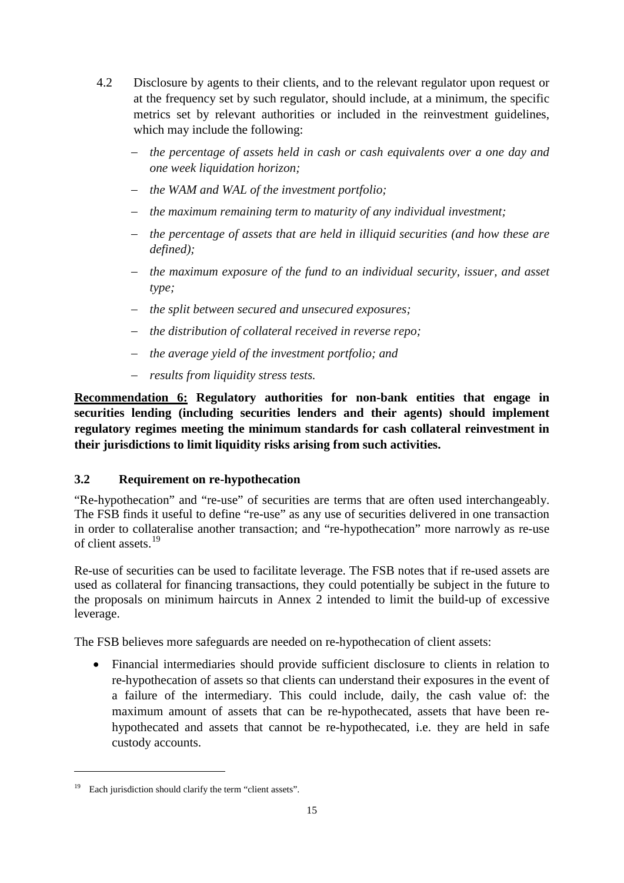4.2 Disclosure by agents to their clients, and to the relevant regulator upon request or at the frequency set by such regulator, should include, at a minimum, the specific metrics set by relevant authorities or included in the reinvestment guidelines, which may include the following:

- *the percentage of assets held in cash or cash equivalents over a one day and one week liquidation horizon;*
- *the WAM and WAL of the investment portfolio;*
- *the maximum remaining term to maturity of any individual investment;*
- *the percentage of assets that are held in illiquid securities (and how these are defined);*
- *the maximum exposure of the fund to an individual security, issuer, and asset type;*
- *the split between secured and unsecured exposures;*
- *the distribution of collateral received in reverse repo;*
- *the average yield of the investment portfolio; and*
- *results from liquidity stress tests.*

**Recommendation 6: Regulatory authorities for non-bank entities that engage in securities lending (including securities lenders and their agents) should implement regulatory regimes meeting the minimum standards for cash collateral reinvestment in their jurisdictions to limit liquidity risks arising from such activities.**

### 3.2 Requirement on re-hypothecation

"Re-hypothecation" and "re-use" of securities are terms that are often used interchangeably. The FSB finds it useful to define "re-use" as any use of securities delivered in one transaction in order to collateralise another transaction; and "re-hypothecation" more narrowly as re-use of client assets.[19]

Re-use of securities can be used to facilitate leverage. The FSB notes that if re-used assets are used as collateral for financing transactions, they could potentially be subject in the future to the proposals on minimum haircuts in Annex 2 intended to limit the build-up of excessive leverage.

The FSB believes more safeguards are needed on re-hypothecation of client assets:

- Financial intermediaries should provide sufficient disclosure to clients in relation to re-hypothecation of assets so that clients can understand their exposures in the event of a failure of the intermediary. This could include, daily, the cash value of: the maximum amount of assets that can be re-hypothecated, assets that have been re-hypothecated and assets that cannot be re-hypothecated, i.e. they are held in safe custody accounts.

[19] Each jurisdiction should clarify the term "client assets".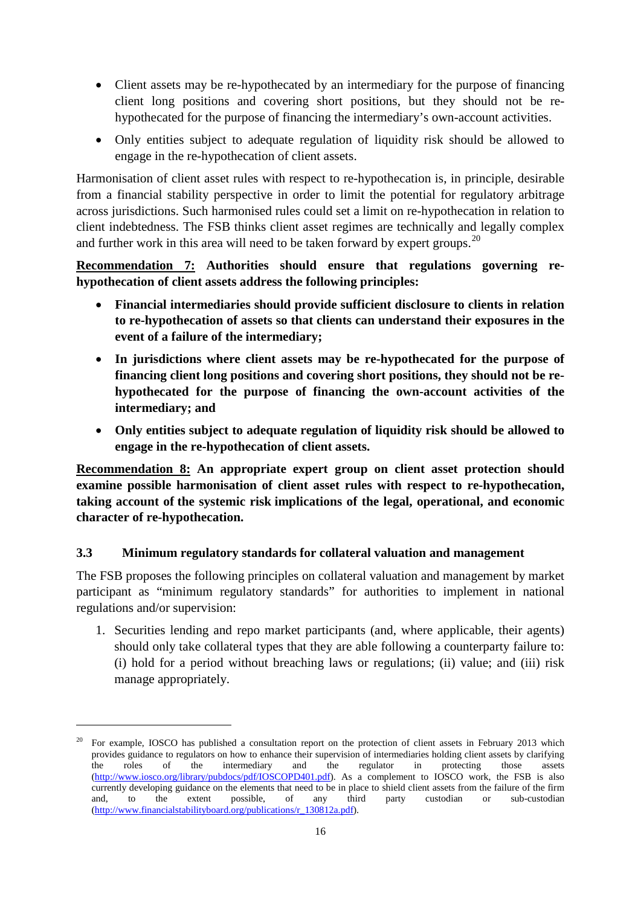- Client assets may be re-hypothecated by an intermediary for the purpose of financing client long positions and covering short positions, but they should not be re-hypothecated for the purpose of financing the intermediary's own-account activities.
- Only entities subject to adequate regulation of liquidity risk should be allowed to engage in the re-hypothecation of client assets.

Harmonisation of client asset rules with respect to re-hypothecation is, in principle, desirable from a financial stability perspective in order to limit the potential for regulatory arbitrage across jurisdictions. Such harmonised rules could set a limit on re-hypothecation in relation to client indebtedness. The FSB thinks client asset regimes are technically and legally complex and further work in this area will need to be taken forward by expert groups.[20]

**Recommendation 7: Authorities should ensure that regulations governing re-hypothecation of client assets address the following principles:**

- **Financial intermediaries should provide sufficient disclosure to clients in relation to re-hypothecation of assets so that clients can understand their exposures in the event of a failure of the intermediary;**
- **In jurisdictions where client assets may be re-hypothecated for the purpose of financing client long positions and covering short positions, they should not be re-hypothecated for the purpose of financing the own-account activities of the intermediary; and**
- **Only entities subject to adequate regulation of liquidity risk should be allowed to engage in the re-hypothecation of client assets.**

**Recommendation 8: An appropriate expert group on client asset protection should examine possible harmonisation of client asset rules with respect to re-hypothecation, taking account of the systemic risk implications of the legal, operational, and economic character of re-hypothecation.**

### 3.3 Minimum regulatory standards for collateral valuation and management

The FSB proposes the following principles on collateral valuation and management by market participant as "minimum regulatory standards" for authorities to implement in national regulations and/or supervision:

1. Securities lending and repo market participants (and, where applicable, their agents) should only take collateral types that they are able following a counterparty failure to: (i) hold for a period without breaching laws or regulations; (ii) value; and (iii) risk manage appropriately.

[20] For example, IOSCO has published a consultation report on the protection of client assets in February 2013 which provides guidance to regulators on how to enhance their supervision of intermediaries holding client assets by clarifying the roles of the intermediary and the regulator in protecting those assets (http://www.iosco.org/library/pubdocs/pdf/IOSCOPD401.pdf). As a complement to IOSCO work, the FSB is also currently developing guidance on the elements that need to be in place to shield client assets from the failure of the firm and, to the extent possible, of any third party custodian or sub-custodian (http://www.financialstabilityboard.org/publications/r_130812a.pdf).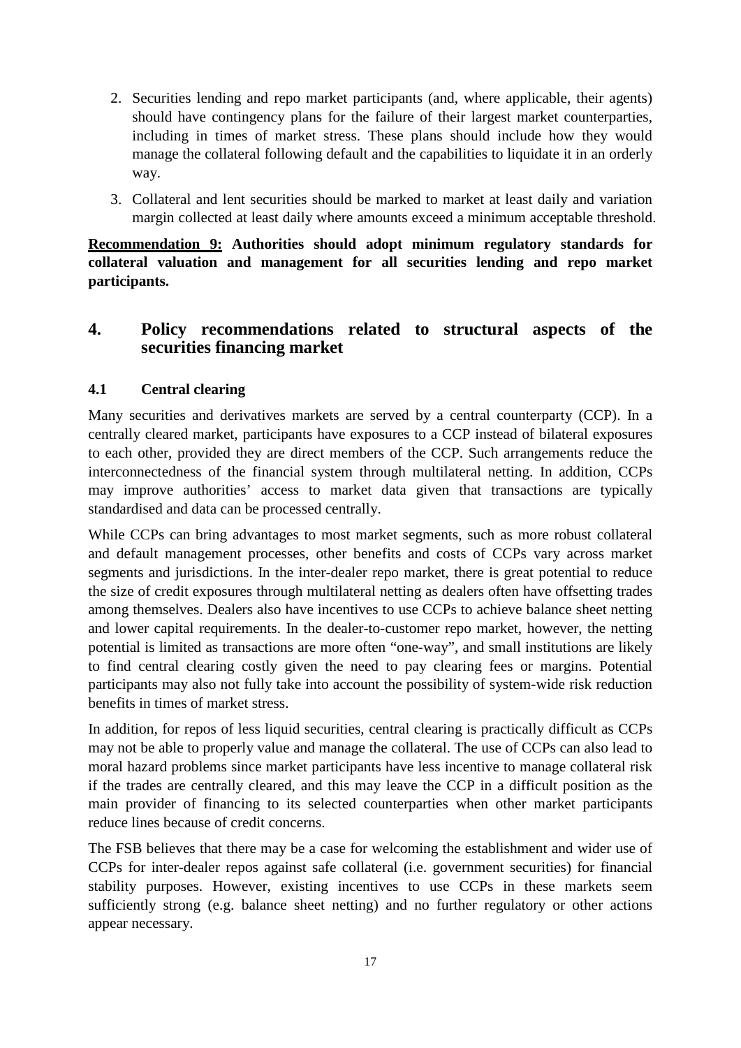2. Securities lending and repo market participants (and, where applicable, their agents) should have contingency plans for the failure of their largest market counterparties, including in times of market stress. These plans should include how they would manage the collateral following default and the capabilities to liquidate it in an orderly way.

3. Collateral and lent securities should be marked to market at least daily and variation margin collected at least daily where amounts exceed a minimum acceptable threshold.

**Recommendation 9: Authorities should adopt minimum regulatory standards for collateral valuation and management for all securities lending and repo market participants.**

## 4. Policy recommendations related to structural aspects of the securities financing market

### 4.1 Central clearing

Many securities and derivatives markets are served by a central counterparty (CCP). In a centrally cleared market, participants have exposures to a CCP instead of bilateral exposures to each other, provided they are direct members of the CCP. Such arrangements reduce the interconnectedness of the financial system through multilateral netting. In addition, CCPs may improve authorities' access to market data given that transactions are typically standardised and data can be processed centrally.

While CCPs can bring advantages to most market segments, such as more robust collateral and default management processes, other benefits and costs of CCPs vary across market segments and jurisdictions. In the inter-dealer repo market, there is great potential to reduce the size of credit exposures through multilateral netting as dealers often have offsetting trades among themselves. Dealers also have incentives to use CCPs to achieve balance sheet netting and lower capital requirements. In the dealer-to-customer repo market, however, the netting potential is limited as transactions are more often "one-way", and small institutions are likely to find central clearing costly given the need to pay clearing fees or margins. Potential participants may also not fully take into account the possibility of system-wide risk reduction benefits in times of market stress.

In addition, for repos of less liquid securities, central clearing is practically difficult as CCPs may not be able to properly value and manage the collateral. The use of CCPs can also lead to moral hazard problems since market participants have less incentive to manage collateral risk if the trades are centrally cleared, and this may leave the CCP in a difficult position as the main provider of financing to its selected counterparties when other market participants reduce lines because of credit concerns.

The FSB believes that there may be a case for welcoming the establishment and wider use of CCPs for inter-dealer repos against safe collateral (i.e. government securities) for financial stability purposes. However, existing incentives to use CCPs in these markets seem sufficiently strong (e.g. balance sheet netting) and no further regulatory or other actions appear necessary.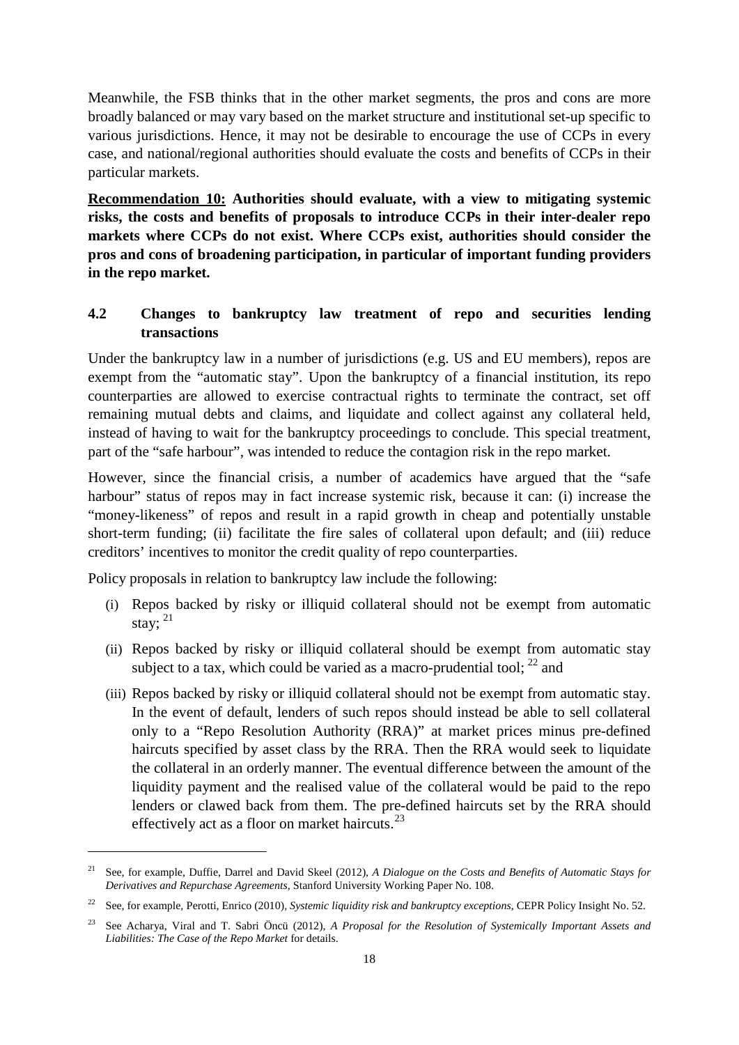Meanwhile, the FSB thinks that in the other market segments, the pros and cons are more broadly balanced or may vary based on the market structure and institutional set-up specific to various jurisdictions. Hence, it may not be desirable to encourage the use of CCPs in every case, and national/regional authorities should evaluate the costs and benefits of CCPs in their particular markets.

**Recommendation 10: Authorities should evaluate, with a view to mitigating systemic risks, the costs and benefits of proposals to introduce CCPs in their inter-dealer repo markets where CCPs do not exist. Where CCPs exist, authorities should consider the pros and cons of broadening participation, in particular of important funding providers in the repo market.**

### 4.2 Changes to bankruptcy law treatment of repo and securities lending transactions

Under the bankruptcy law in a number of jurisdictions (e.g. US and EU members), repos are exempt from the "automatic stay". Upon the bankruptcy of a financial institution, its repo counterparties are allowed to exercise contractual rights to terminate the contract, set off remaining mutual debts and claims, and liquidate and collect against any collateral held, instead of having to wait for the bankruptcy proceedings to conclude. This special treatment, part of the "safe harbour", was intended to reduce the contagion risk in the repo market.

However, since the financial crisis, a number of academics have argued that the "safe harbour" status of repos may in fact increase systemic risk, because it can: (i) increase the "money-likeness" of repos and result in a rapid growth in cheap and potentially unstable short-term funding; (ii) facilitate the fire sales of collateral upon default; and (iii) reduce creditors' incentives to monitor the credit quality of repo counterparties.

Policy proposals in relation to bankruptcy law include the following:

(i) Repos backed by risky or illiquid collateral should not be exempt from automatic stay; [21]

(ii) Repos backed by risky or illiquid collateral should be exempt from automatic stay subject to a tax, which could be varied as a macro-prudential tool; [22] and

(iii) Repos backed by risky or illiquid collateral should not be exempt from automatic stay. In the event of default, lenders of such repos should instead be able to sell collateral only to a "Repo Resolution Authority (RRA)" at market prices minus pre-defined haircuts specified by asset class by the RRA. Then the RRA would seek to liquidate the collateral in an orderly manner. The eventual difference between the amount of the liquidity payment and the realised value of the collateral would be paid to the repo lenders or clawed back from them. The pre-defined haircuts set by the RRA should effectively act as a floor on market haircuts.[23]

---

[21] See, for example, Duffie, Darrel and David Skeel (2012), *A Dialogue on the Costs and Benefits of Automatic Stays for Derivatives and Repurchase Agreements*, Stanford University Working Paper No. 108.

[22] See, for example, Perotti, Enrico (2010), *Systemic liquidity risk and bankruptcy exceptions*, CEPR Policy Insight No. 52.

[23] See Acharya, Viral and T. Sabri Öncü (2012), *A Proposal for the Resolution of Systemically Important Assets and Liabilities: The Case of the Repo Market* for details.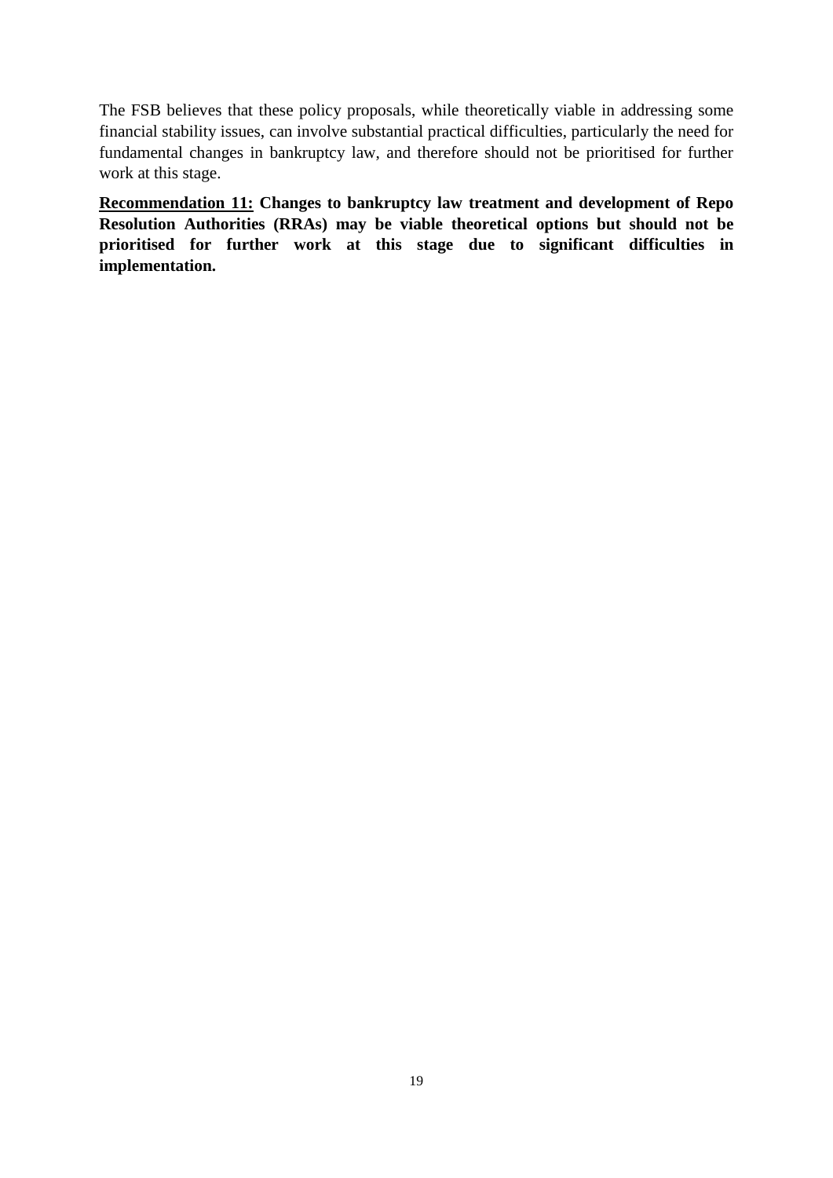The FSB believes that these policy proposals, while theoretically viable in addressing some financial stability issues, can involve substantial practical difficulties, particularly the need for fundamental changes in bankruptcy law, and therefore should not be prioritised for further work at this stage.

**<u>Recommendation 11:</u> Changes to bankruptcy law treatment and development of Repo Resolution Authorities (RRAs) may be viable theoretical options but should not be prioritised for further work at this stage due to significant difficulties in implementation.**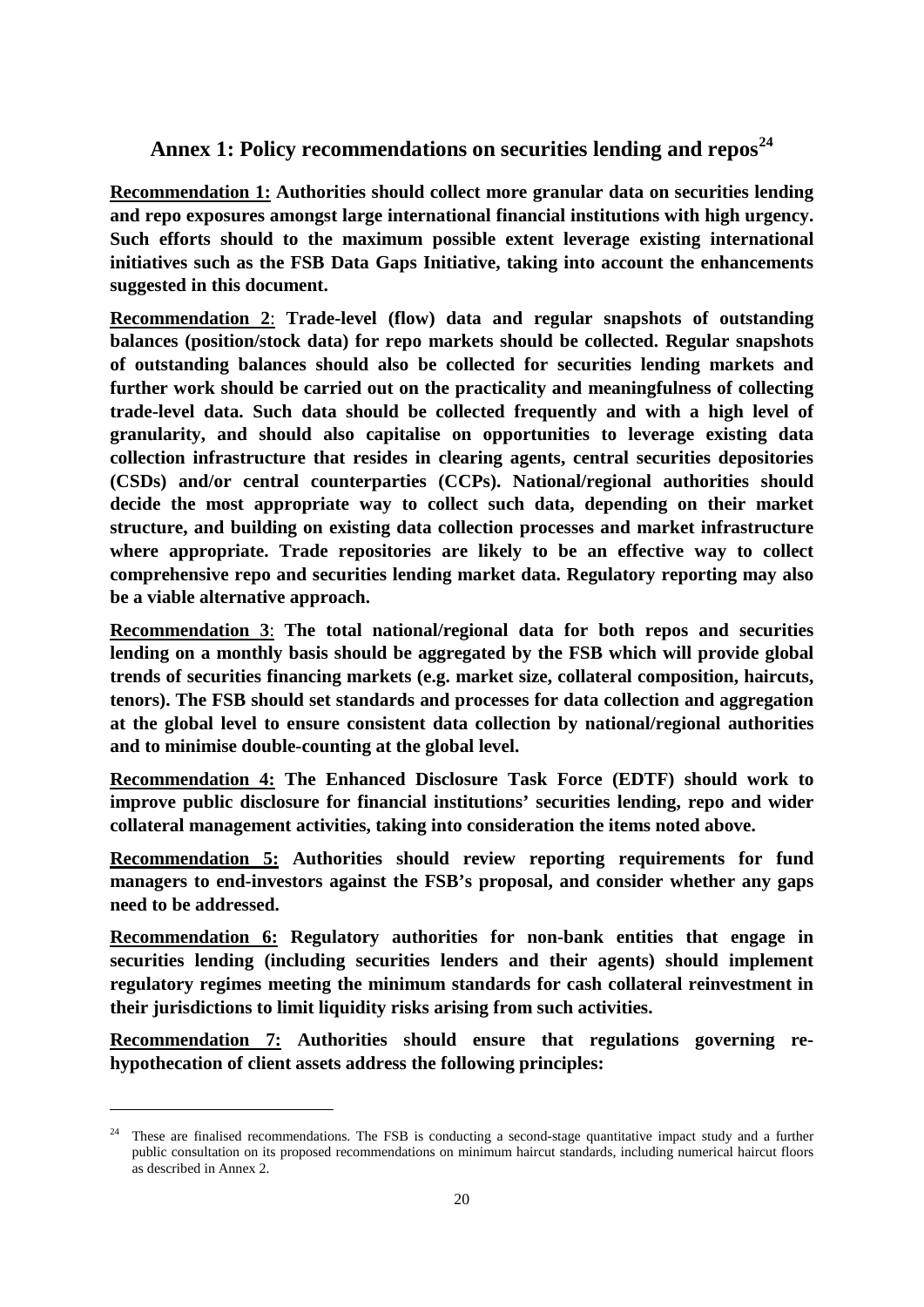## Annex 1: Policy recommendations on securities lending and repos[24]

**Recommendation 1: Authorities should collect more granular data on securities lending and repo exposures amongst large international financial institutions with high urgency. Such efforts should to the maximum possible extent leverage existing international initiatives such as the FSB Data Gaps Initiative, taking into account the enhancements suggested in this document.**

**Recommendation 2: Trade-level (flow) data and regular snapshots of outstanding balances (position/stock data) for repo markets should be collected. Regular snapshots of outstanding balances should also be collected for securities lending markets and further work should be carried out on the practicality and meaningfulness of collecting trade-level data. Such data should be collected frequently and with a high level of granularity, and should also capitalise on opportunities to leverage existing data collection infrastructure that resides in clearing agents, central securities depositories (CSDs) and/or central counterparties (CCPs). National/regional authorities should decide the most appropriate way to collect such data, depending on their market structure, and building on existing data collection processes and market infrastructure where appropriate. Trade repositories are likely to be an effective way to collect comprehensive repo and securities lending market data. Regulatory reporting may also be a viable alternative approach.**

**Recommendation 3: The total national/regional data for both repos and securities lending on a monthly basis should be aggregated by the FSB which will provide global trends of securities financing markets (e.g. market size, collateral composition, haircuts, tenors). The FSB should set standards and processes for data collection and aggregation at the global level to ensure consistent data collection by national/regional authorities and to minimise double-counting at the global level.**

**Recommendation 4: The Enhanced Disclosure Task Force (EDTF) should work to improve public disclosure for financial institutions' securities lending, repo and wider collateral management activities, taking into consideration the items noted above.**

**Recommendation 5: Authorities should review reporting requirements for fund managers to end-investors against the FSB's proposal, and consider whether any gaps need to be addressed.**

**Recommendation 6: Regulatory authorities for non-bank entities that engage in securities lending (including securities lenders and their agents) should implement regulatory regimes meeting the minimum standards for cash collateral reinvestment in their jurisdictions to limit liquidity risks arising from such activities.**

**Recommendation 7: Authorities should ensure that regulations governing re-hypothecation of client assets address the following principles:**

[24] These are finalised recommendations. The FSB is conducting a second-stage quantitative impact study and a further public consultation on its proposed recommendations on minimum haircut standards, including numerical haircut floors as described in Annex 2.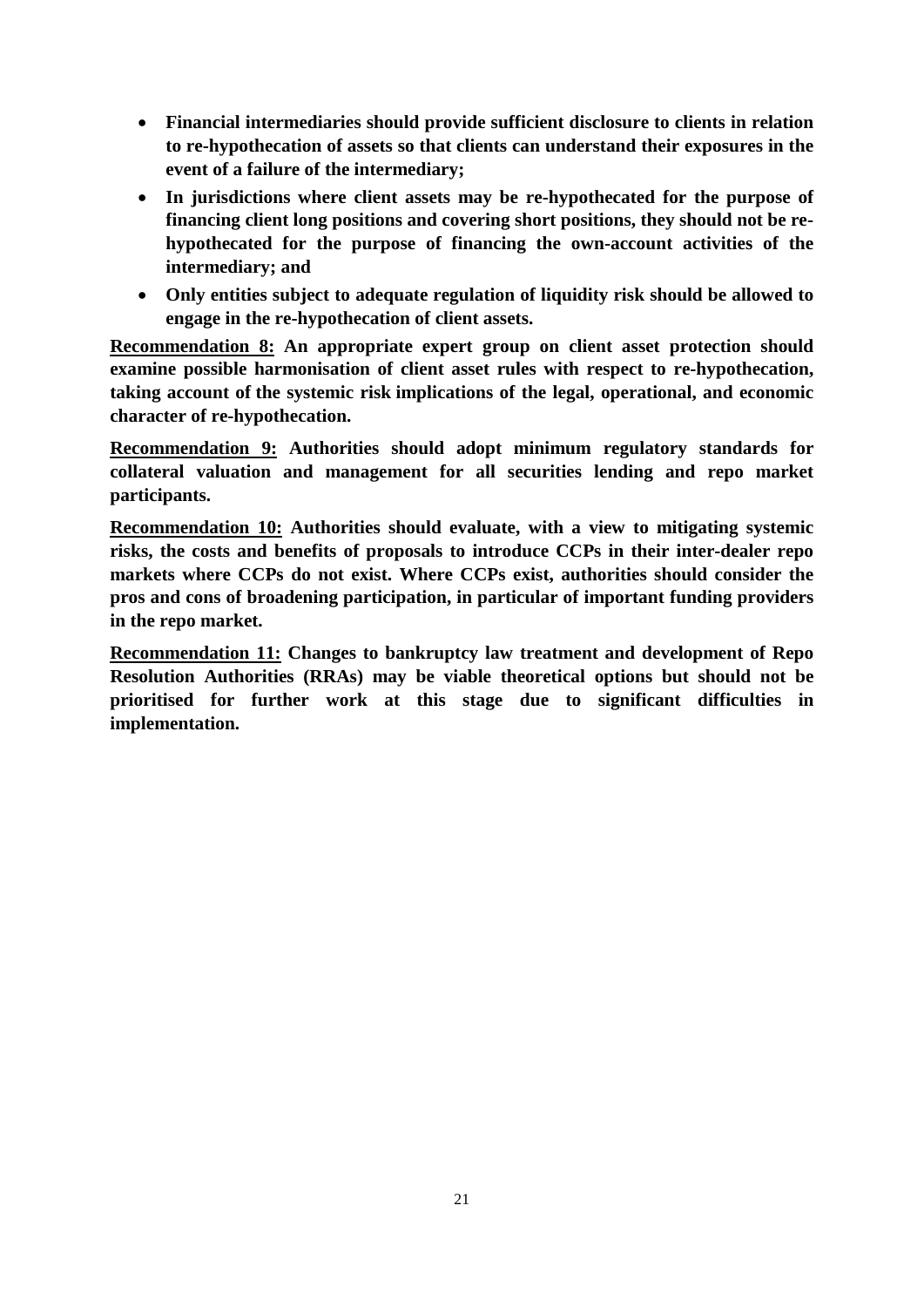- **Financial intermediaries should provide sufficient disclosure to clients in relation to re-hypothecation of assets so that clients can understand their exposures in the event of a failure of the intermediary;**
- **In jurisdictions where client assets may be re-hypothecated for the purpose of financing client long positions and covering short positions, they should not be re-hypothecated for the purpose of financing the own-account activities of the intermediary; and**
- **Only entities subject to adequate regulation of liquidity risk should be allowed to engage in the re-hypothecation of client assets.**

**<u>Recommendation 8:</u> An appropriate expert group on client asset protection should examine possible harmonisation of client asset rules with respect to re-hypothecation, taking account of the systemic risk implications of the legal, operational, and economic character of re-hypothecation.**

**<u>Recommendation 9:</u> Authorities should adopt minimum regulatory standards for collateral valuation and management for all securities lending and repo market participants.**

**<u>Recommendation 10:</u> Authorities should evaluate, with a view to mitigating systemic risks, the costs and benefits of proposals to introduce CCPs in their inter-dealer repo markets where CCPs do not exist. Where CCPs exist, authorities should consider the pros and cons of broadening participation, in particular of important funding providers in the repo market.**

**<u>Recommendation 11:</u> Changes to bankruptcy law treatment and development of Repo Resolution Authorities (RRAs) may be viable theoretical options but should not be prioritised for further work at this stage due to significant difficulties in implementation.**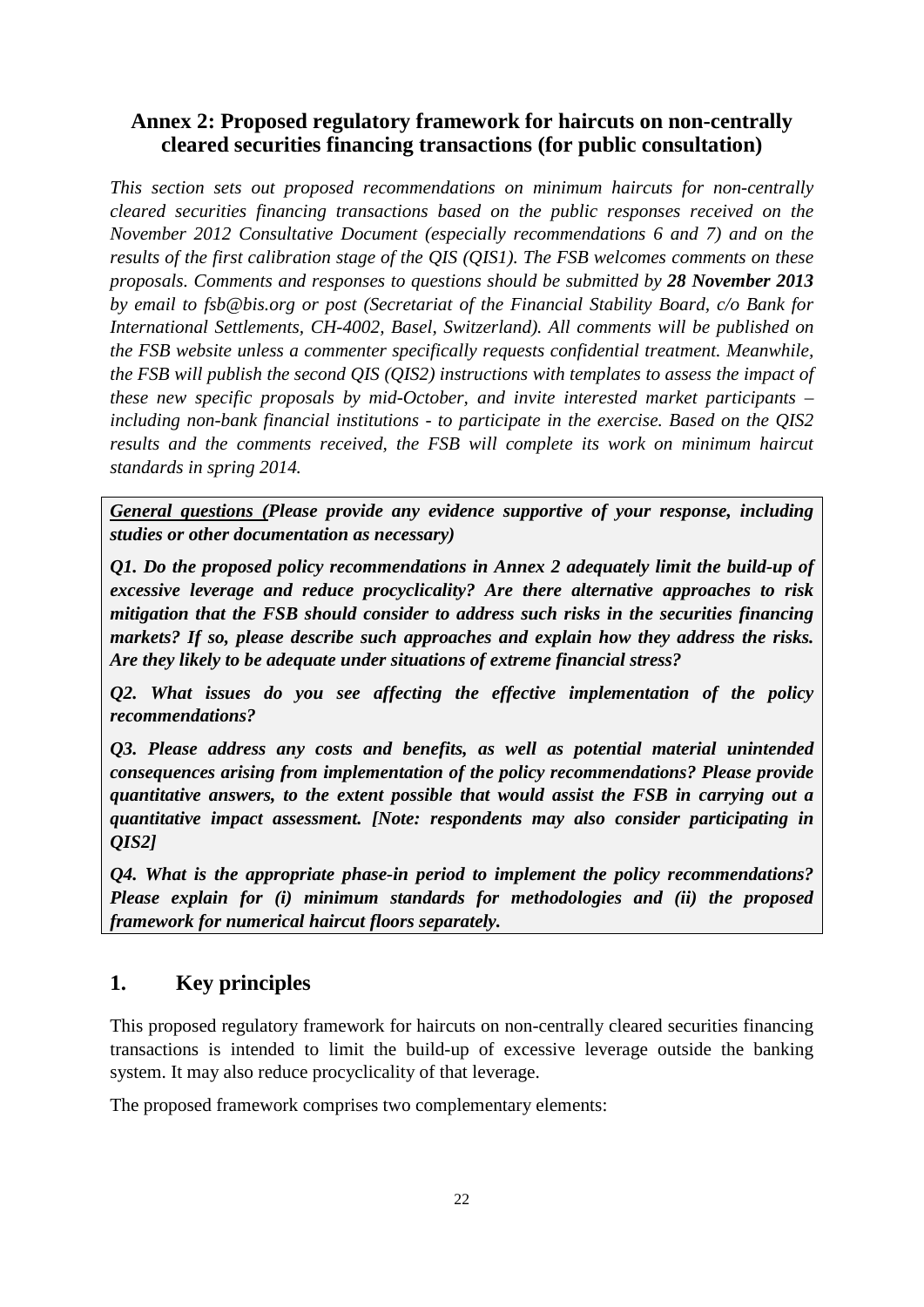## Annex 2: Proposed regulatory framework for haircuts on non-centrally cleared securities financing transactions (for public consultation)

*This section sets out proposed recommendations on minimum haircuts for non-centrally cleared securities financing transactions based on the public responses received on the November 2012 Consultative Document (especially recommendations 6 and 7) and on the results of the first calibration stage of the QIS (QIS1). The FSB welcomes comments on these proposals. Comments and responses to questions should be submitted by **28 November 2013** by email to fsb@bis.org or post (Secretariat of the Financial Stability Board, c/o Bank for International Settlements, CH-4002, Basel, Switzerland). All comments will be published on the FSB website unless a commenter specifically requests confidential treatment. Meanwhile, the FSB will publish the second QIS (QIS2) instructions with templates to assess the impact of these new specific proposals by mid-October, and invite interested market participants – including non-bank financial institutions - to participate in the exercise. Based on the QIS2 results and the comments received, the FSB will complete its work on minimum haircut standards in spring 2014.*

***General questions** (Please provide any evidence supportive of your response, including studies or other documentation as necessary)*

***Q1. Do the proposed policy recommendations in Annex 2 adequately limit the build-up of excessive leverage and reduce procyclicality? Are there alternative approaches to risk mitigation that the FSB should consider to address such risks in the securities financing markets? If so, please describe such approaches and explain how they address the risks. Are they likely to be adequate under situations of extreme financial stress?***

***Q2. What issues do you see affecting the effective implementation of the policy recommendations?***

***Q3. Please address any costs and benefits, as well as potential material unintended consequences arising from implementation of the policy recommendations? Please provide quantitative answers, to the extent possible that would assist the FSB in carrying out a quantitative impact assessment. [Note: respondents may also consider participating in QIS2]***

***Q4. What is the appropriate phase-in period to implement the policy recommendations? Please explain for (i) minimum standards for methodologies and (ii) the proposed framework for numerical haircut floors separately.***

## 1. Key principles

This proposed regulatory framework for haircuts on non-centrally cleared securities financing transactions is intended to limit the build-up of excessive leverage outside the banking system. It may also reduce procyclicality of that leverage.

The proposed framework comprises two complementary elements: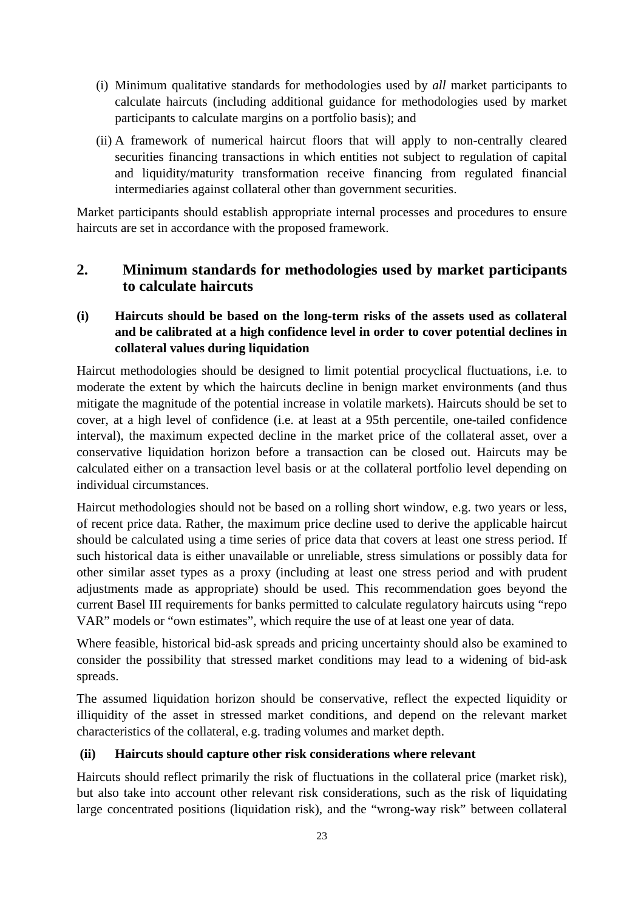(i) Minimum qualitative standards for methodologies used by *all* market participants to calculate haircuts (including additional guidance for methodologies used by market participants to calculate margins on a portfolio basis); and

(ii) A framework of numerical haircut floors that will apply to non-centrally cleared securities financing transactions in which entities not subject to regulation of capital and liquidity/maturity transformation receive financing from regulated financial intermediaries against collateral other than government securities.

Market participants should establish appropriate internal processes and procedures to ensure haircuts are set in accordance with the proposed framework.

## 2. Minimum standards for methodologies used by market participants to calculate haircuts

### (i) Haircuts should be based on the long-term risks of the assets used as collateral and be calibrated at a high confidence level in order to cover potential declines in collateral values during liquidation

Haircut methodologies should be designed to limit potential procyclical fluctuations, i.e. to moderate the extent by which the haircuts decline in benign market environments (and thus mitigate the magnitude of the potential increase in volatile markets). Haircuts should be set to cover, at a high level of confidence (i.e. at least at a 95th percentile, one-tailed confidence interval), the maximum expected decline in the market price of the collateral asset, over a conservative liquidation horizon before a transaction can be closed out. Haircuts may be calculated either on a transaction level basis or at the collateral portfolio level depending on individual circumstances.

Haircut methodologies should not be based on a rolling short window, e.g. two years or less, of recent price data. Rather, the maximum price decline used to derive the applicable haircut should be calculated using a time series of price data that covers at least one stress period. If such historical data is either unavailable or unreliable, stress simulations or possibly data for other similar asset types as a proxy (including at least one stress period and with prudent adjustments made as appropriate) should be used. This recommendation goes beyond the current Basel III requirements for banks permitted to calculate regulatory haircuts using "repo VAR" models or "own estimates", which require the use of at least one year of data.

Where feasible, historical bid-ask spreads and pricing uncertainty should also be examined to consider the possibility that stressed market conditions may lead to a widening of bid-ask spreads.

The assumed liquidation horizon should be conservative, reflect the expected liquidity or illiquidity of the asset in stressed market conditions, and depend on the relevant market characteristics of the collateral, e.g. trading volumes and market depth.

### (ii) Haircuts should capture other risk considerations where relevant

Haircuts should reflect primarily the risk of fluctuations in the collateral price (market risk), but also take into account other relevant risk considerations, such as the risk of liquidating large concentrated positions (liquidation risk), and the "wrong-way risk" between collateral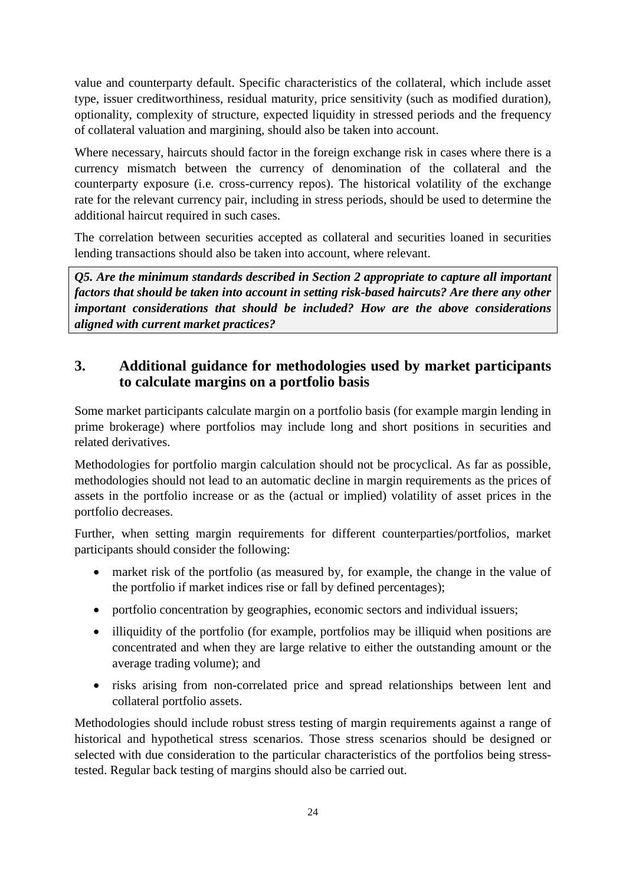value and counterparty default. Specific characteristics of the collateral, which include asset type, issuer creditworthiness, residual maturity, price sensitivity (such as modified duration), optionality, complexity of structure, expected liquidity in stressed periods and the frequency of collateral valuation and margining, should also be taken into account.

Where necessary, haircuts should factor in the foreign exchange risk in cases where there is a currency mismatch between the currency of denomination of the collateral and the counterparty exposure (i.e. cross-currency repos). The historical volatility of the exchange rate for the relevant currency pair, including in stress periods, should be used to determine the additional haircut required in such cases.

The correlation between securities accepted as collateral and securities loaned in securities lending transactions should also be taken into account, where relevant.

***Q5. Are the minimum standards described in Section 2 appropriate to capture all important factors that should be taken into account in setting risk-based haircuts? Are there any other important considerations that should be included? How are the above considerations aligned with current market practices?***

## 3. Additional guidance for methodologies used by market participants to calculate margins on a portfolio basis

Some market participants calculate margin on a portfolio basis (for example margin lending in prime brokerage) where portfolios may include long and short positions in securities and related derivatives.

Methodologies for portfolio margin calculation should not be procyclical. As far as possible, methodologies should not lead to an automatic decline in margin requirements as the prices of assets in the portfolio increase or as the (actual or implied) volatility of asset prices in the portfolio decreases.

Further, when setting margin requirements for different counterparties/portfolios, market participants should consider the following:

- market risk of the portfolio (as measured by, for example, the change in the value of the portfolio if market indices rise or fall by defined percentages);
- portfolio concentration by geographies, economic sectors and individual issuers;
- illiquidity of the portfolio (for example, portfolios may be illiquid when positions are concentrated and when they are large relative to either the outstanding amount or the average trading volume); and
- risks arising from non-correlated price and spread relationships between lent and collateral portfolio assets.

Methodologies should include robust stress testing of margin requirements against a range of historical and hypothetical stress scenarios. Those stress scenarios should be designed or selected with due consideration to the particular characteristics of the portfolios being stress-tested. Regular back testing of margins should also be carried out.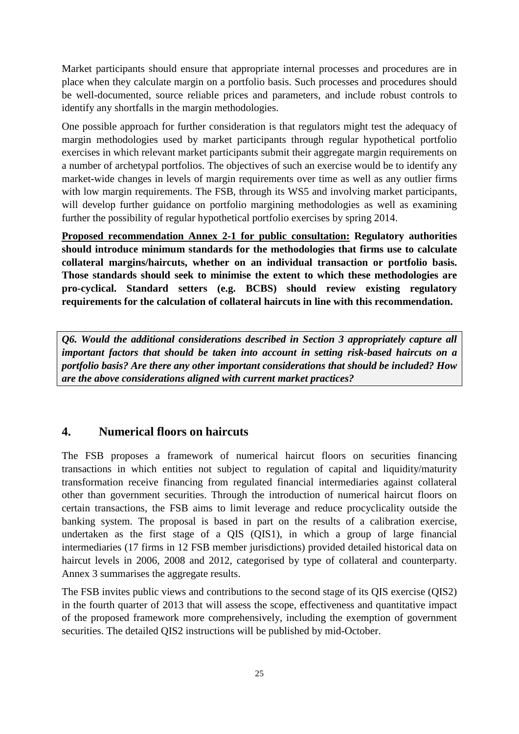Market participants should ensure that appropriate internal processes and procedures are in place when they calculate margin on a portfolio basis. Such processes and procedures should be well-documented, source reliable prices and parameters, and include robust controls to identify any shortfalls in the margin methodologies.

One possible approach for further consideration is that regulators might test the adequacy of margin methodologies used by market participants through regular hypothetical portfolio exercises in which relevant market participants submit their aggregate margin requirements on a number of archetypal portfolios. The objectives of such an exercise would be to identify any market-wide changes in levels of margin requirements over time as well as any outlier firms with low margin requirements. The FSB, through its WS5 and involving market participants, will develop further guidance on portfolio margining methodologies as well as examining further the possibility of regular hypothetical portfolio exercises by spring 2014.

**<u>Proposed recommendation Annex 2-1 for public consultation:</u> Regulatory authorities should introduce minimum standards for the methodologies that firms use to calculate collateral margins/haircuts, whether on an individual transaction or portfolio basis. Those standards should seek to minimise the extent to which these methodologies are pro-cyclical. Standard setters (e.g. BCBS) should review existing regulatory requirements for the calculation of collateral haircuts in line with this recommendation.**

***Q6. Would the additional considerations described in Section 3 appropriately capture all important factors that should be taken into account in setting risk-based haircuts on a portfolio basis? Are there any other important considerations that should be included? How are the above considerations aligned with current market practices?***

## 4. Numerical floors on haircuts

The FSB proposes a framework of numerical haircut floors on securities financing transactions in which entities not subject to regulation of capital and liquidity/maturity transformation receive financing from regulated financial intermediaries against collateral other than government securities. Through the introduction of numerical haircut floors on certain transactions, the FSB aims to limit leverage and reduce procyclicality outside the banking system. The proposal is based in part on the results of a calibration exercise, undertaken as the first stage of a QIS (QIS1), in which a group of large financial intermediaries (17 firms in 12 FSB member jurisdictions) provided detailed historical data on haircut levels in 2006, 2008 and 2012, categorised by type of collateral and counterparty. Annex 3 summarises the aggregate results.

The FSB invites public views and contributions to the second stage of its QIS exercise (QIS2) in the fourth quarter of 2013 that will assess the scope, effectiveness and quantitative impact of the proposed framework more comprehensively, including the exemption of government securities. The detailed QIS2 instructions will be published by mid-October.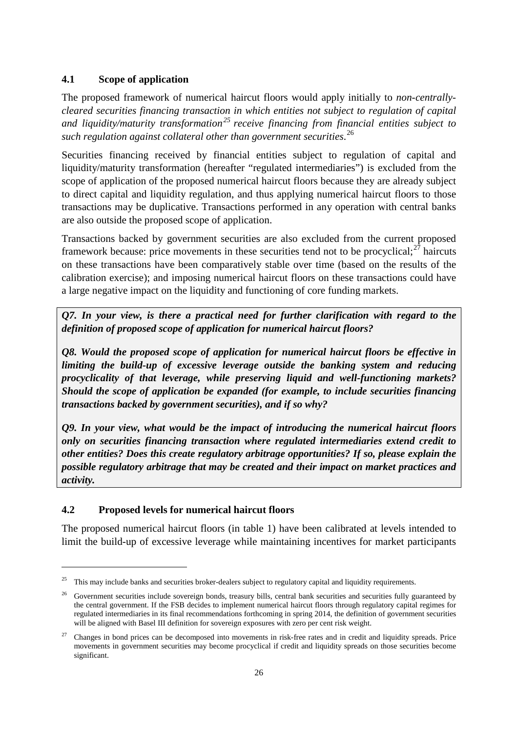### 4.1 Scope of application

The proposed framework of numerical haircut floors would apply initially to *non-centrally-cleared securities financing transaction in which entities not subject to regulation of capital and liquidity/maturity transformation*[25] *receive financing from financial entities subject to such regulation against collateral other than government securities*.[26]

Securities financing received by financial entities subject to regulation of capital and liquidity/maturity transformation (hereafter "regulated intermediaries") is excluded from the scope of application of the proposed numerical haircut floors because they are already subject to direct capital and liquidity regulation, and thus applying numerical haircut floors to those transactions may be duplicative. Transactions performed in any operation with central banks are also outside the proposed scope of application.

Transactions backed by government securities are also excluded from the current proposed framework because: price movements in these securities tend not to be procyclical;[27] haircuts on these transactions have been comparatively stable over time (based on the results of the calibration exercise); and imposing numerical haircut floors on these transactions could have a large negative impact on the liquidity and functioning of core funding markets.

***Q7. In your view, is there a practical need for further clarification with regard to the definition of proposed scope of application for numerical haircut floors?***

***Q8. Would the proposed scope of application for numerical haircut floors be effective in limiting the build-up of excessive leverage outside the banking system and reducing procyclicality of that leverage, while preserving liquid and well-functioning markets? Should the scope of application be expanded (for example, to include securities financing transactions backed by government securities), and if so why?***

***Q9. In your view, what would be the impact of introducing the numerical haircut floors only on securities financing transaction where regulated intermediaries extend credit to other entities? Does this create regulatory arbitrage opportunities? If so, please explain the possible regulatory arbitrage that may be created and their impact on market practices and activity.***

### 4.2 Proposed levels for numerical haircut floors

The proposed numerical haircut floors (in table 1) have been calibrated at levels intended to limit the build-up of excessive leverage while maintaining incentives for market participants

---

[25] This may include banks and securities broker-dealers subject to regulatory capital and liquidity requirements.

[26] Government securities include sovereign bonds, treasury bills, central bank securities and securities fully guaranteed by the central government. If the FSB decides to implement numerical haircut floors through regulatory capital regimes for regulated intermediaries in its final recommendations forthcoming in spring 2014, the definition of government securities will be aligned with Basel III definition for sovereign exposures with zero per cent risk weight.

[27] Changes in bond prices can be decomposed into movements in risk-free rates and in credit and liquidity spreads. Price movements in government securities may become procyclical if credit and liquidity spreads on those securities become significant.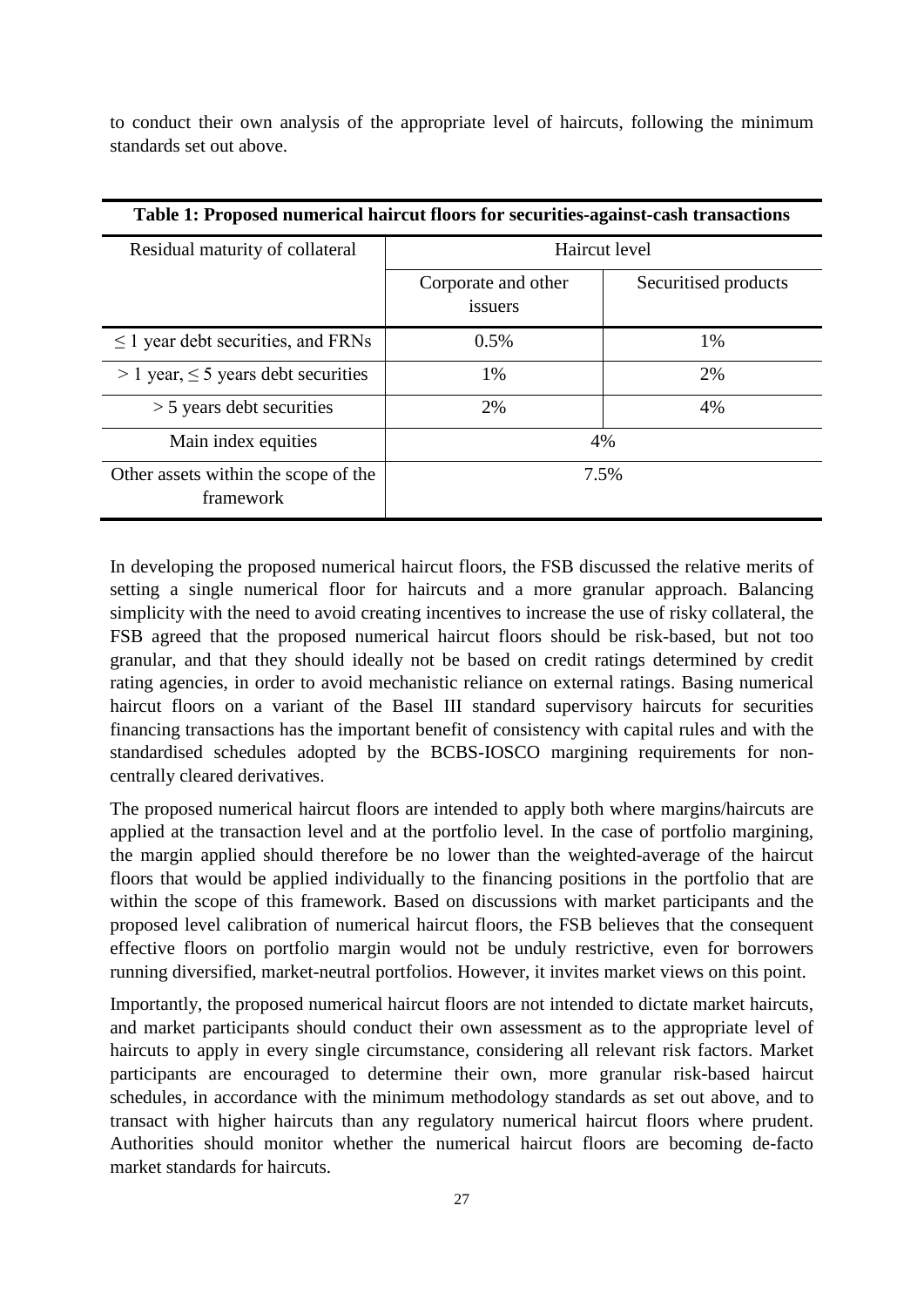to conduct their own analysis of the appropriate level of haircuts, following the minimum standards set out above.

**Table 1: Proposed numerical haircut floors for securities-against-cash transactions**

| Residual maturity of collateral | Haircut level | |
|---|---|---|
| | Corporate and other issuers | Securitised products |
| ≤ 1 year debt securities, and FRNs | 0.5% | 1% |
| > 1 year, ≤ 5 years debt securities | 1% | 2% |
| > 5 years debt securities | 2% | 4% |
| Main index equities | 4% | |
| Other assets within the scope of the framework | 7.5% | |

In developing the proposed numerical haircut floors, the FSB discussed the relative merits of setting a single numerical floor for haircuts and a more granular approach. Balancing simplicity with the need to avoid creating incentives to increase the use of risky collateral, the FSB agreed that the proposed numerical haircut floors should be risk-based, but not too granular, and that they should ideally not be based on credit ratings determined by credit rating agencies, in order to avoid mechanistic reliance on external ratings. Basing numerical haircut floors on a variant of the Basel III standard supervisory haircuts for securities financing transactions has the important benefit of consistency with capital rules and with the standardised schedules adopted by the BCBS-IOSCO margining requirements for non-centrally cleared derivatives.

The proposed numerical haircut floors are intended to apply both where margins/haircuts are applied at the transaction level and at the portfolio level. In the case of portfolio margining, the margin applied should therefore be no lower than the weighted-average of the haircut floors that would be applied individually to the financing positions in the portfolio that are within the scope of this framework. Based on discussions with market participants and the proposed level calibration of numerical haircut floors, the FSB believes that the consequent effective floors on portfolio margin would not be unduly restrictive, even for borrowers running diversified, market-neutral portfolios. However, it invites market views on this point.

Importantly, the proposed numerical haircut floors are not intended to dictate market haircuts, and market participants should conduct their own assessment as to the appropriate level of haircuts to apply in every single circumstance, considering all relevant risk factors. Market participants are encouraged to determine their own, more granular risk-based haircut schedules, in accordance with the minimum methodology standards as set out above, and to transact with higher haircuts than any regulatory numerical haircut floors where prudent. Authorities should monitor whether the numerical haircut floors are becoming de-facto market standards for haircuts.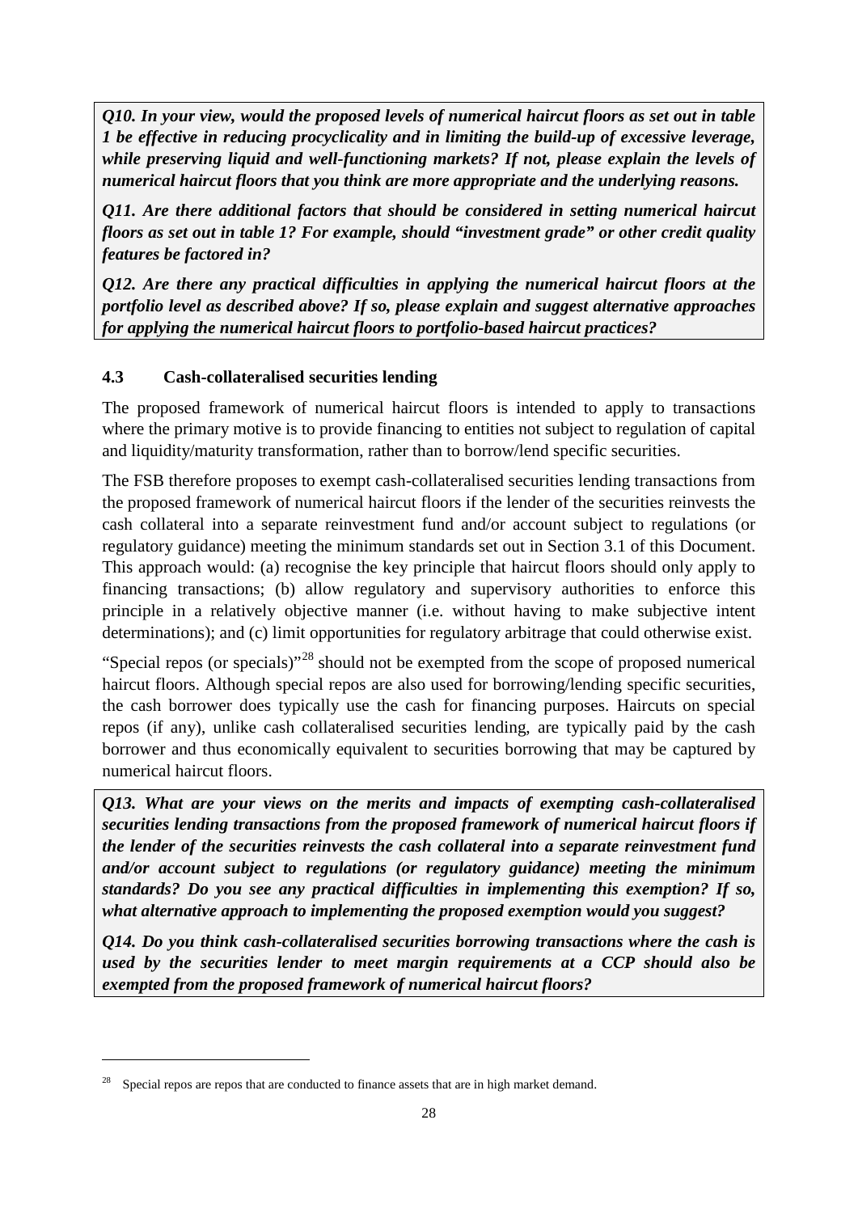***Q10. In your view, would the proposed levels of numerical haircut floors as set out in table 1 be effective in reducing procyclicality and in limiting the build-up of excessive leverage, while preserving liquid and well-functioning markets? If not, please explain the levels of numerical haircut floors that you think are more appropriate and the underlying reasons.***

***Q11. Are there additional factors that should be considered in setting numerical haircut floors as set out in table 1? For example, should "investment grade" or other credit quality features be factored in?***

***Q12. Are there any practical difficulties in applying the numerical haircut floors at the portfolio level as described above? If so, please explain and suggest alternative approaches for applying the numerical haircut floors to portfolio-based haircut practices?***

### 4.3 Cash-collateralised securities lending

The proposed framework of numerical haircut floors is intended to apply to transactions where the primary motive is to provide financing to entities not subject to regulation of capital and liquidity/maturity transformation, rather than to borrow/lend specific securities.

The FSB therefore proposes to exempt cash-collateralised securities lending transactions from the proposed framework of numerical haircut floors if the lender of the securities reinvests the cash collateral into a separate reinvestment fund and/or account subject to regulations (or regulatory guidance) meeting the minimum standards set out in Section 3.1 of this Document. This approach would: (a) recognise the key principle that haircut floors should only apply to financing transactions; (b) allow regulatory and supervisory authorities to enforce this principle in a relatively objective manner (i.e. without having to make subjective intent determinations); and (c) limit opportunities for regulatory arbitrage that could otherwise exist.

"Special repos (or specials)"[28] should not be exempted from the scope of proposed numerical haircut floors. Although special repos are also used for borrowing/lending specific securities, the cash borrower does typically use the cash for financing purposes. Haircuts on special repos (if any), unlike cash collateralised securities lending, are typically paid by the cash borrower and thus economically equivalent to securities borrowing that may be captured by numerical haircut floors.

***Q13. What are your views on the merits and impacts of exempting cash-collateralised securities lending transactions from the proposed framework of numerical haircut floors if the lender of the securities reinvests the cash collateral into a separate reinvestment fund and/or account subject to regulations (or regulatory guidance) meeting the minimum standards? Do you see any practical difficulties in implementing this exemption? If so, what alternative approach to implementing the proposed exemption would you suggest?***

***Q14. Do you think cash-collateralised securities borrowing transactions where the cash is used by the securities lender to meet margin requirements at a CCP should also be exempted from the proposed framework of numerical haircut floors?***

[28] Special repos are repos that are conducted to finance assets that are in high market demand.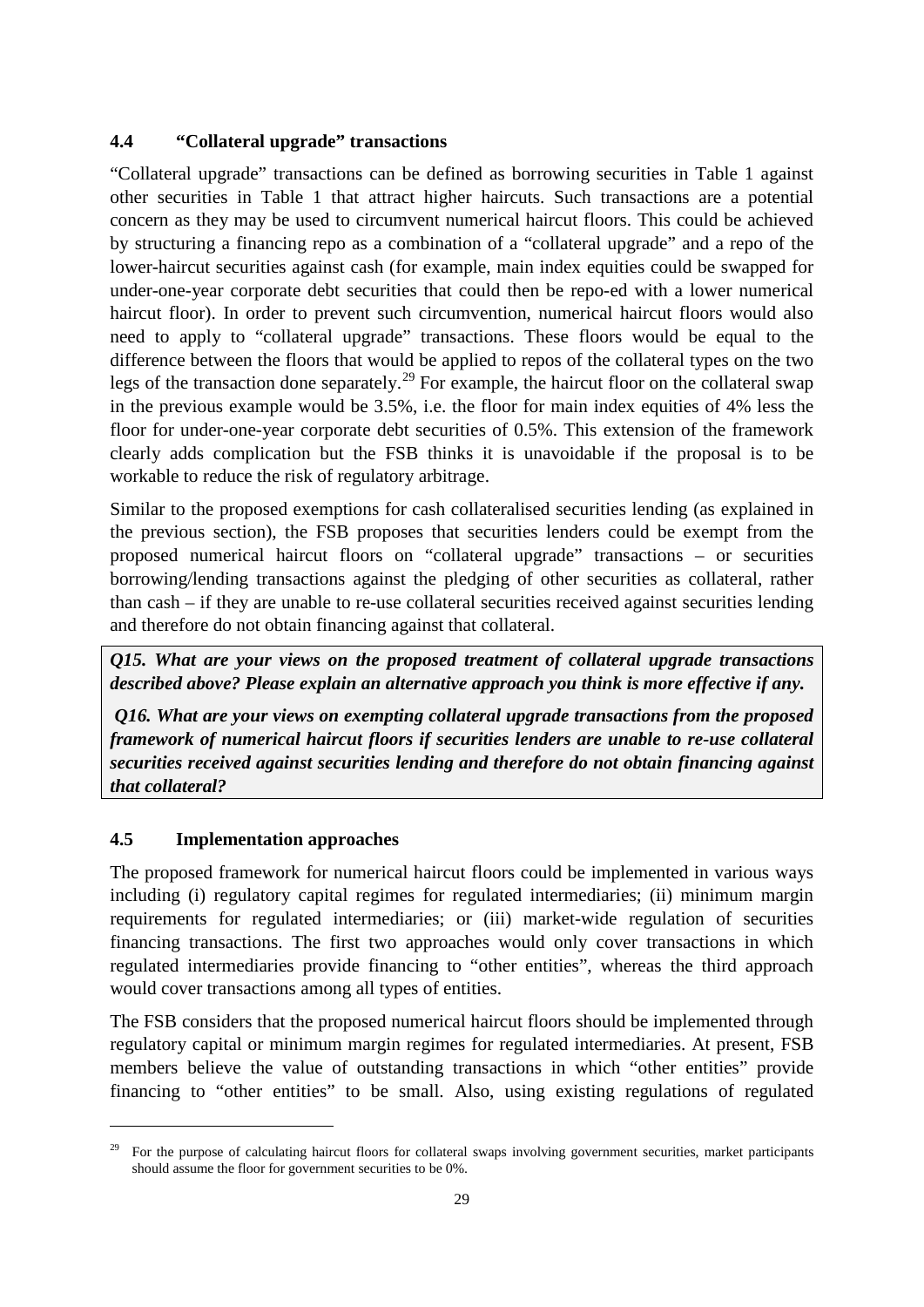### 4.4 "Collateral upgrade" transactions

"Collateral upgrade" transactions can be defined as borrowing securities in Table 1 against other securities in Table 1 that attract higher haircuts. Such transactions are a potential concern as they may be used to circumvent numerical haircut floors. This could be achieved by structuring a financing repo as a combination of a "collateral upgrade" and a repo of the lower-haircut securities against cash (for example, main index equities could be swapped for under-one-year corporate debt securities that could then be repo-ed with a lower numerical haircut floor). In order to prevent such circumvention, numerical haircut floors would also need to apply to "collateral upgrade" transactions. These floors would be equal to the difference between the floors that would be applied to repos of the collateral types on the two legs of the transaction done separately.[29] For example, the haircut floor on the collateral swap in the previous example would be 3.5%, i.e. the floor for main index equities of 4% less the floor for under-one-year corporate debt securities of 0.5%. This extension of the framework clearly adds complication but the FSB thinks it is unavoidable if the proposal is to be workable to reduce the risk of regulatory arbitrage.

Similar to the proposed exemptions for cash collateralised securities lending (as explained in the previous section), the FSB proposes that securities lenders could be exempt from the proposed numerical haircut floors on "collateral upgrade" transactions – or securities borrowing/lending transactions against the pledging of other securities as collateral, rather than cash – if they are unable to re-use collateral securities received against securities lending and therefore do not obtain financing against that collateral.

***Q15. What are your views on the proposed treatment of collateral upgrade transactions described above? Please explain an alternative approach you think is more effective if any.***

***Q16. What are your views on exempting collateral upgrade transactions from the proposed framework of numerical haircut floors if securities lenders are unable to re-use collateral securities received against securities lending and therefore do not obtain financing against that collateral?***

### 4.5 Implementation approaches

The proposed framework for numerical haircut floors could be implemented in various ways including (i) regulatory capital regimes for regulated intermediaries; (ii) minimum margin requirements for regulated intermediaries; or (iii) market-wide regulation of securities financing transactions. The first two approaches would only cover transactions in which regulated intermediaries provide financing to "other entities", whereas the third approach would cover transactions among all types of entities.

The FSB considers that the proposed numerical haircut floors should be implemented through regulatory capital or minimum margin regimes for regulated intermediaries. At present, FSB members believe the value of outstanding transactions in which "other entities" provide financing to "other entities" to be small. Also, using existing regulations of regulated

[29] For the purpose of calculating haircut floors for collateral swaps involving government securities, market participants should assume the floor for government securities to be 0%.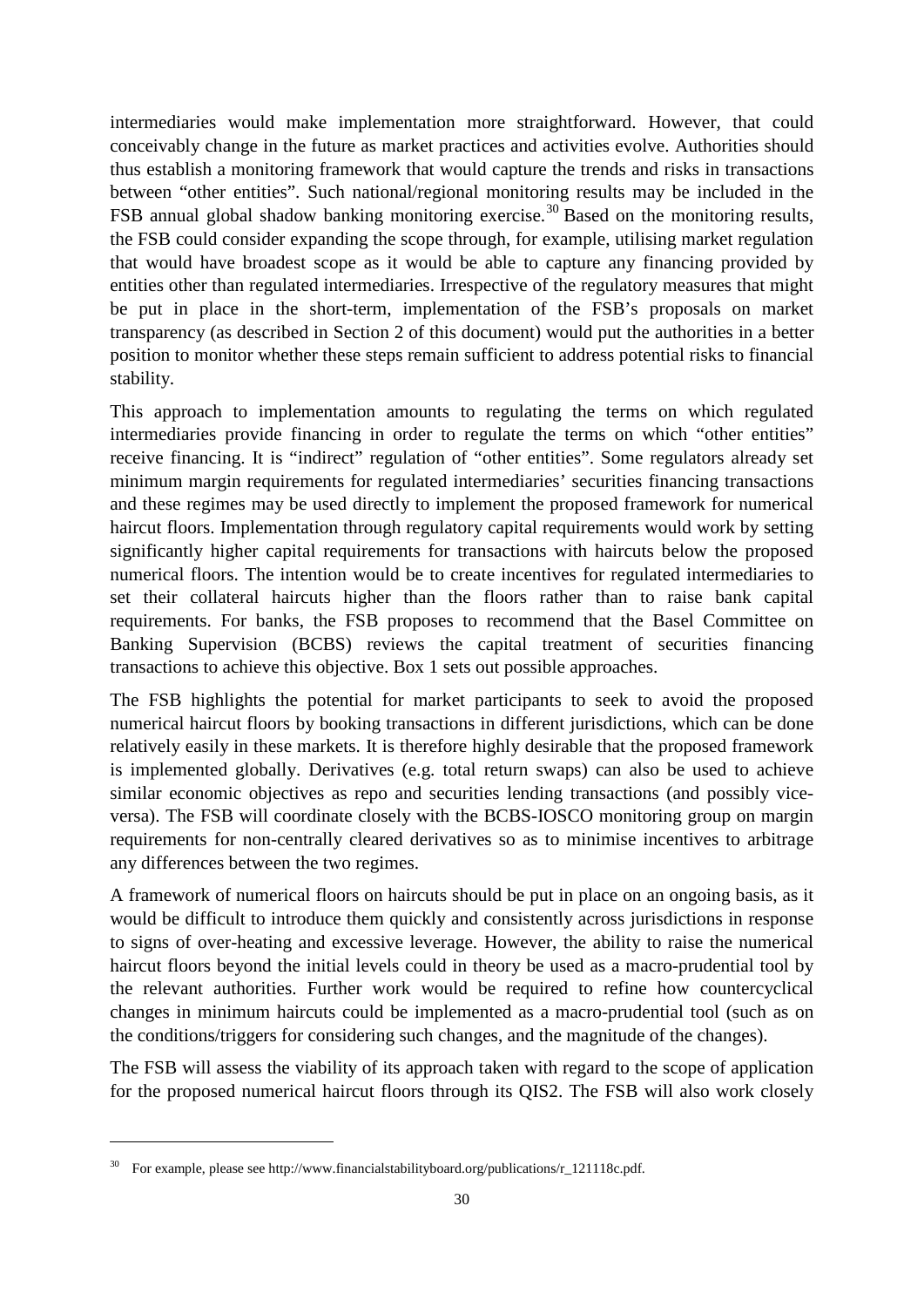intermediaries would make implementation more straightforward. However, that could conceivably change in the future as market practices and activities evolve. Authorities should thus establish a monitoring framework that would capture the trends and risks in transactions between "other entities". Such national/regional monitoring results may be included in the FSB annual global shadow banking monitoring exercise.[30] Based on the monitoring results, the FSB could consider expanding the scope through, for example, utilising market regulation that would have broadest scope as it would be able to capture any financing provided by entities other than regulated intermediaries. Irrespective of the regulatory measures that might be put in place in the short-term, implementation of the FSB's proposals on market transparency (as described in Section 2 of this document) would put the authorities in a better position to monitor whether these steps remain sufficient to address potential risks to financial stability.

This approach to implementation amounts to regulating the terms on which regulated intermediaries provide financing in order to regulate the terms on which "other entities" receive financing. It is "indirect" regulation of "other entities". Some regulators already set minimum margin requirements for regulated intermediaries' securities financing transactions and these regimes may be used directly to implement the proposed framework for numerical haircut floors. Implementation through regulatory capital requirements would work by setting significantly higher capital requirements for transactions with haircuts below the proposed numerical floors. The intention would be to create incentives for regulated intermediaries to set their collateral haircuts higher than the floors rather than to raise bank capital requirements. For banks, the FSB proposes to recommend that the Basel Committee on Banking Supervision (BCBS) reviews the capital treatment of securities financing transactions to achieve this objective. Box 1 sets out possible approaches.

The FSB highlights the potential for market participants to seek to avoid the proposed numerical haircut floors by booking transactions in different jurisdictions, which can be done relatively easily in these markets. It is therefore highly desirable that the proposed framework is implemented globally. Derivatives (e.g. total return swaps) can also be used to achieve similar economic objectives as repo and securities lending transactions (and possibly vice-versa). The FSB will coordinate closely with the BCBS-IOSCO monitoring group on margin requirements for non-centrally cleared derivatives so as to minimise incentives to arbitrage any differences between the two regimes.

A framework of numerical floors on haircuts should be put in place on an ongoing basis, as it would be difficult to introduce them quickly and consistently across jurisdictions in response to signs of over-heating and excessive leverage. However, the ability to raise the numerical haircut floors beyond the initial levels could in theory be used as a macro-prudential tool by the relevant authorities. Further work would be required to refine how countercyclical changes in minimum haircuts could be implemented as a macro-prudential tool (such as on the conditions/triggers for considering such changes, and the magnitude of the changes).

The FSB will assess the viability of its approach taken with regard to the scope of application for the proposed numerical haircut floors through its QIS2. The FSB will also work closely

---

[30] For example, please see http://www.financialstabilityboard.org/publications/r_121118c.pdf.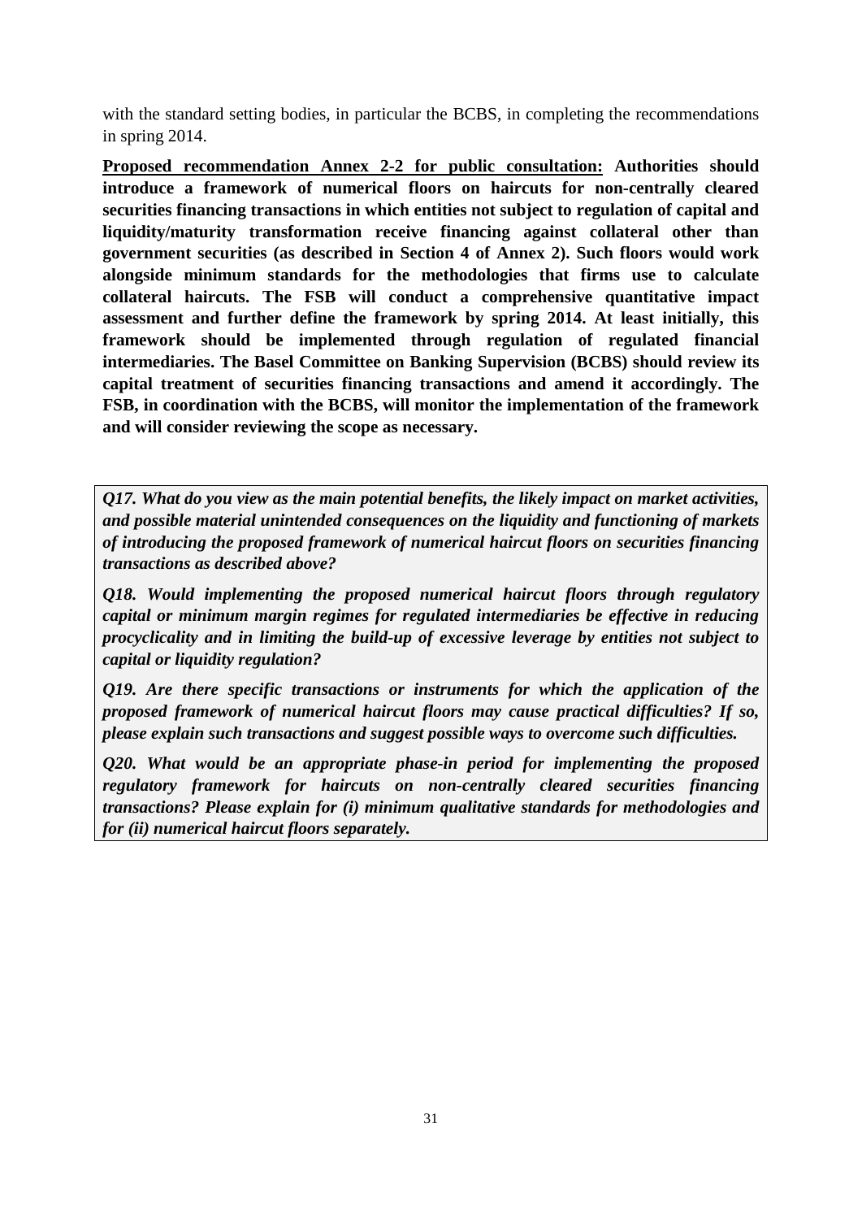with the standard setting bodies, in particular the BCBS, in completing the recommendations in spring 2014.

**<u>Proposed recommendation Annex 2-2 for public consultation:</u> Authorities should introduce a framework of numerical floors on haircuts for non-centrally cleared securities financing transactions in which entities not subject to regulation of capital and liquidity/maturity transformation receive financing against collateral other than government securities (as described in Section 4 of Annex 2). Such floors would work alongside minimum standards for the methodologies that firms use to calculate collateral haircuts. The FSB will conduct a comprehensive quantitative impact assessment and further define the framework by spring 2014. At least initially, this framework should be implemented through regulation of regulated financial intermediaries. The Basel Committee on Banking Supervision (BCBS) should review its capital treatment of securities financing transactions and amend it accordingly. The FSB, in coordination with the BCBS, will monitor the implementation of the framework and will consider reviewing the scope as necessary.**

***Q17. What do you view as the main potential benefits, the likely impact on market activities, and possible material unintended consequences on the liquidity and functioning of markets of introducing the proposed framework of numerical haircut floors on securities financing transactions as described above?***

***Q18. Would implementing the proposed numerical haircut floors through regulatory capital or minimum margin regimes for regulated intermediaries be effective in reducing procyclicality and in limiting the build-up of excessive leverage by entities not subject to capital or liquidity regulation?***

***Q19. Are there specific transactions or instruments for which the application of the proposed framework of numerical haircut floors may cause practical difficulties? If so, please explain such transactions and suggest possible ways to overcome such difficulties.***

***Q20. What would be an appropriate phase-in period for implementing the proposed regulatory framework for haircuts on non-centrally cleared securities financing transactions? Please explain for (i) minimum qualitative standards for methodologies and for (ii) numerical haircut floors separately.***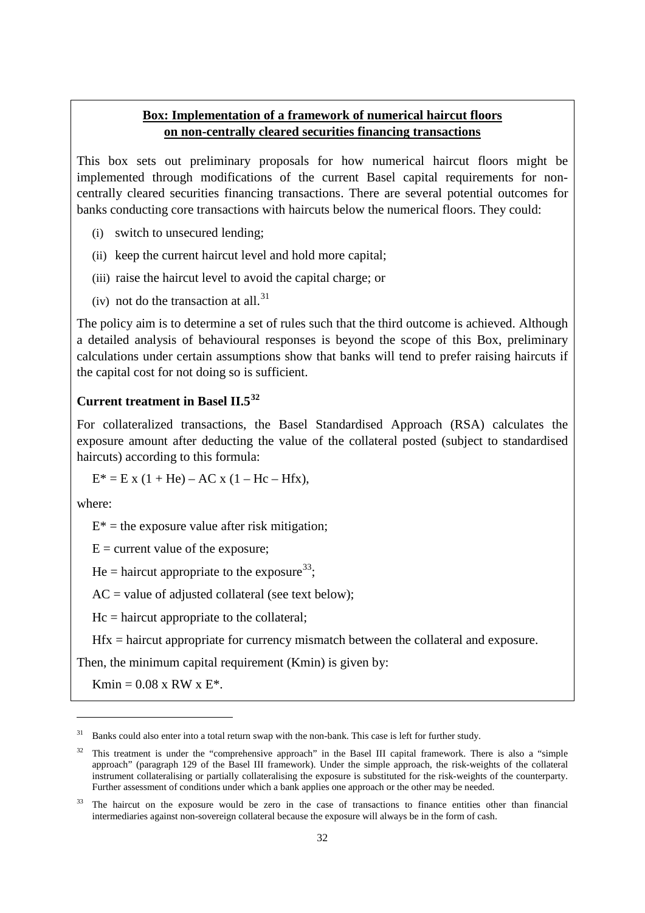**Box: Implementation of a framework of numerical haircut floors on non-centrally cleared securities financing transactions**

This box sets out preliminary proposals for how numerical haircut floors might be implemented through modifications of the current Basel capital requirements for non-centrally cleared securities financing transactions. There are several potential outcomes for banks conducting core transactions with haircuts below the numerical floors. They could:

(i) switch to unsecured lending;

(ii) keep the current haircut level and hold more capital;

(iii) raise the haircut level to avoid the capital charge; or

(iv) not do the transaction at all.[31]

The policy aim is to determine a set of rules such that the third outcome is achieved. Although a detailed analysis of behavioural responses is beyond the scope of this Box, preliminary calculations under certain assumptions show that banks will tend to prefer raising haircuts if the capital cost for not doing so is sufficient.

**Current treatment in Basel II.5[32]**

For collateralized transactions, the Basel Standardised Approach (RSA) calculates the exposure amount after deducting the value of the collateral posted (subject to standardised haircuts) according to this formula:

$$E^* = E \times (1 + He) - AC \times (1 - Hc - Hfx),$$

where:

$E^*$ = the exposure value after risk mitigation;

$E$ = current value of the exposure;

$He$ = haircut appropriate to the exposure[33];

$AC$ = value of adjusted collateral (see text below);

$Hc$ = haircut appropriate to the collateral;

$Hfx$ = haircut appropriate for currency mismatch between the collateral and exposure.

Then, the minimum capital requirement (Kmin) is given by:

$$Kmin = 0.08 \times RW \times E^*.$$

---

[31] Banks could also enter into a total return swap with the non-bank. This case is left for further study.

[32] This treatment is under the "comprehensive approach" in the Basel III capital framework. There is also a "simple approach" (paragraph 129 of the Basel III framework). Under the simple approach, the risk-weights of the collateral instrument collateralising or partially collateralising the exposure is substituted for the risk-weights of the counterparty. Further assessment of conditions under which a bank applies one approach or the other may be needed.

[33] The haircut on the exposure would be zero in the case of transactions to finance entities other than financial intermediaries against non-sovereign collateral because the exposure will always be in the form of cash.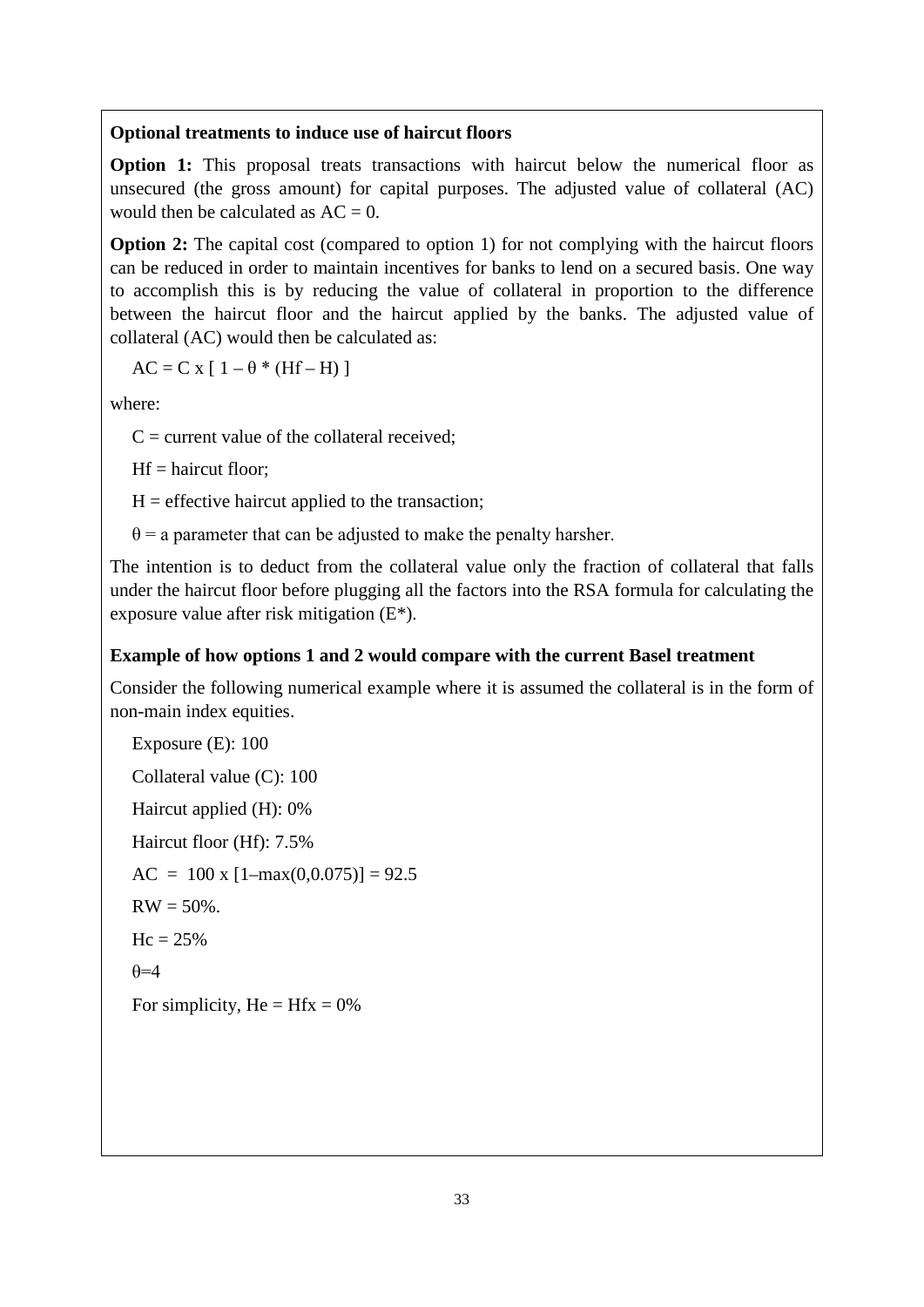**Optional treatments to induce use of haircut floors**

**Option 1:** This proposal treats transactions with haircut below the numerical floor as unsecured (the gross amount) for capital purposes. The adjusted value of collateral (AC) would then be calculated as $AC = 0$.

**Option 2:** The capital cost (compared to option 1) for not complying with the haircut floors can be reduced in order to maintain incentives for banks to lend on a secured basis. One way to accomplish this is by reducing the value of collateral in proportion to the difference between the haircut floor and the haircut applied by the banks. The adjusted value of collateral (AC) would then be calculated as:

$$AC = C \times [\, 1 - \theta * (Hf - H) \,]$$

where:

$C$ = current value of the collateral received;

$Hf$ = haircut floor;

$H$ = effective haircut applied to the transaction;

$\theta$ = a parameter that can be adjusted to make the penalty harsher.

The intention is to deduct from the collateral value only the fraction of collateral that falls under the haircut floor before plugging all the factors into the RSA formula for calculating the exposure value after risk mitigation (E*).

**Example of how options 1 and 2 would compare with the current Basel treatment**

Consider the following numerical example where it is assumed the collateral is in the form of non-main index equities.

Exposure (E): 100

Collateral value (C): 100

Haircut applied (H): 0%

Haircut floor (Hf): 7.5%

$AC = 100 \times [1 - \max(0, 0.075)] = 92.5$

$RW = 50\%$.

$Hc = 25\%$

$\theta = 4$

For simplicity, $He = Hfx = 0\%$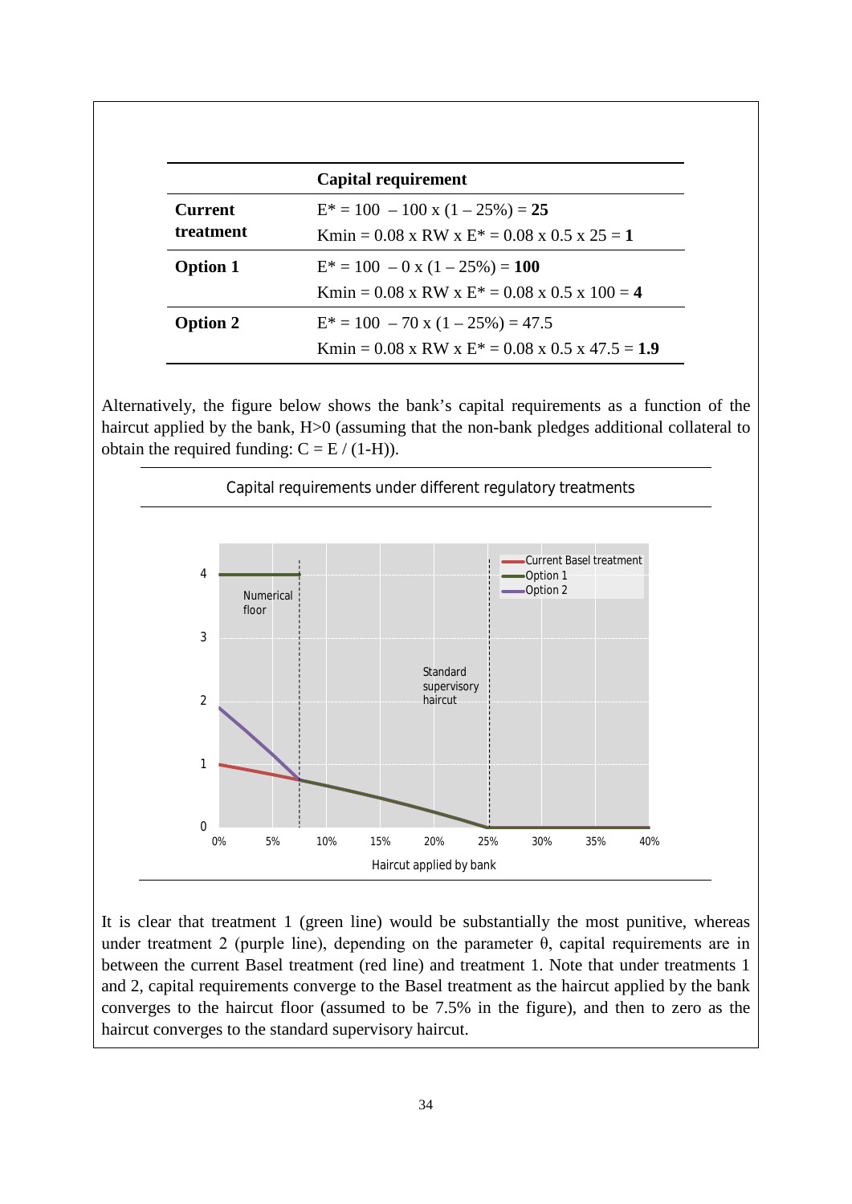| | Capital requirement |
|---|---|
| **Current treatment** | $E^* = 100 - 100 \times (1 - 25\%) = \mathbf{25}$ <br> $Kmin = 0.08 \times RW \times E^* = 0.08 \times 0.5 \times 25 = \mathbf{1}$ |
| **Option 1** | $E^* = 100 - 0 \times (1 - 25\%) = \mathbf{100}$ <br> $Kmin = 0.08 \times RW \times E^* = 0.08 \times 0.5 \times 100 = \mathbf{4}$ |
| **Option 2** | $E^* = 100 - 70 \times (1 - 25\%) = 47.5$ <br> $Kmin = 0.08 \times RW \times E^* = 0.08 \times 0.5 \times 47.5 = \mathbf{1.9}$ |

Alternatively, the figure below shows the bank's capital requirements as a function of the haircut applied by the bank, H>0 (assuming that the non-bank pledges additional collateral to obtain the required funding: $C = E / (1-H)$).

Capital requirements under different regulatory treatments

It is clear that treatment 1 (green line) would be substantially the most punitive, whereas under treatment 2 (purple line), depending on the parameter θ, capital requirements are in between the current Basel treatment (red line) and treatment 1. Note that under treatments 1 and 2, capital requirements converge to the Basel treatment as the haircut applied by the bank converges to the haircut floor (assumed to be 7.5% in the figure), and then to zero as the haircut converges to the standard supervisory haircut.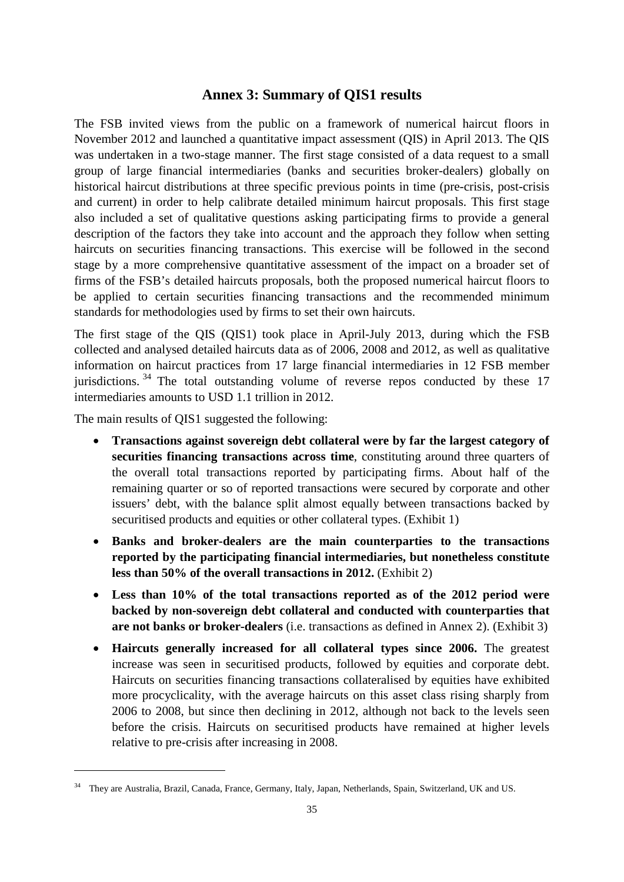## Annex 3: Summary of QIS1 results

The FSB invited views from the public on a framework of numerical haircut floors in November 2012 and launched a quantitative impact assessment (QIS) in April 2013. The QIS was undertaken in a two-stage manner. The first stage consisted of a data request to a small group of large financial intermediaries (banks and securities broker-dealers) globally on historical haircut distributions at three specific previous points in time (pre-crisis, post-crisis and current) in order to help calibrate detailed minimum haircut proposals. This first stage also included a set of qualitative questions asking participating firms to provide a general description of the factors they take into account and the approach they follow when setting haircuts on securities financing transactions. This exercise will be followed in the second stage by a more comprehensive quantitative assessment of the impact on a broader set of firms of the FSB's detailed haircuts proposals, both the proposed numerical haircut floors to be applied to certain securities financing transactions and the recommended minimum standards for methodologies used by firms to set their own haircuts.

The first stage of the QIS (QIS1) took place in April-July 2013, during which the FSB collected and analysed detailed haircuts data as of 2006, 2008 and 2012, as well as qualitative information on haircut practices from 17 large financial intermediaries in 12 FSB member jurisdictions.[34] The total outstanding volume of reverse repos conducted by these 17 intermediaries amounts to USD 1.1 trillion in 2012.

The main results of QIS1 suggested the following:

- **Transactions against sovereign debt collateral were by far the largest category of securities financing transactions across time**, constituting around three quarters of the overall total transactions reported by participating firms. About half of the remaining quarter or so of reported transactions were secured by corporate and other issuers' debt, with the balance split almost equally between transactions backed by securitised products and equities or other collateral types. (Exhibit 1)
- **Banks and broker-dealers are the main counterparties to the transactions reported by the participating financial intermediaries, but nonetheless constitute less than 50% of the overall transactions in 2012.** (Exhibit 2)
- **Less than 10% of the total transactions reported as of the 2012 period were backed by non-sovereign debt collateral and conducted with counterparties that are not banks or broker-dealers** (i.e. transactions as defined in Annex 2). (Exhibit 3)
- **Haircuts generally increased for all collateral types since 2006.** The greatest increase was seen in securitised products, followed by equities and corporate debt. Haircuts on securities financing transactions collateralised by equities have exhibited more procyclicality, with the average haircuts on this asset class rising sharply from 2006 to 2008, but since then declining in 2012, although not back to the levels seen before the crisis. Haircuts on securitised products have remained at higher levels relative to pre-crisis after increasing in 2008.

[34] They are Australia, Brazil, Canada, France, Germany, Italy, Japan, Netherlands, Spain, Switzerland, UK and US.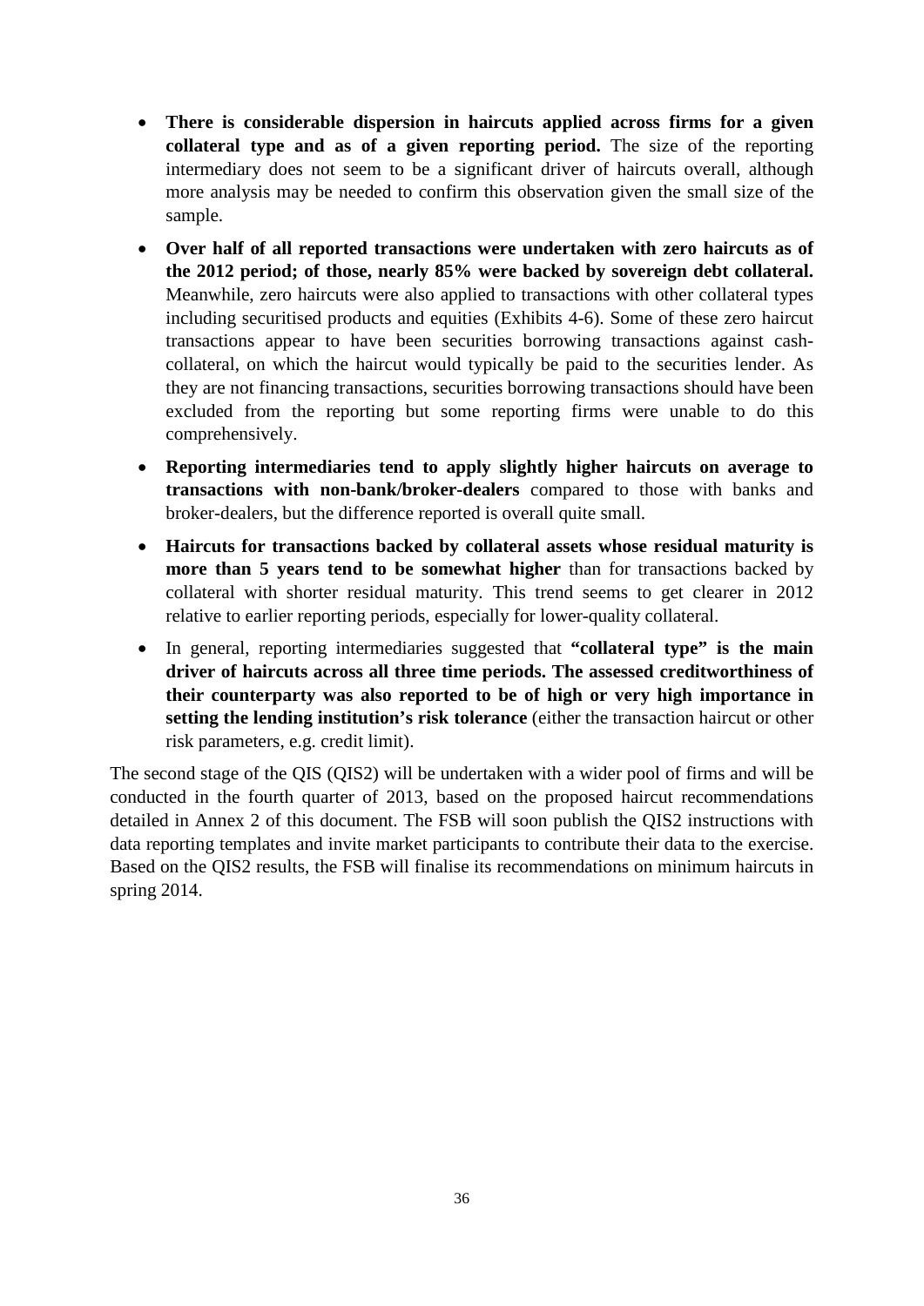- **There is considerable dispersion in haircuts applied across firms for a given collateral type and as of a given reporting period.** The size of the reporting intermediary does not seem to be a significant driver of haircuts overall, although more analysis may be needed to confirm this observation given the small size of the sample.
- **Over half of all reported transactions were undertaken with zero haircuts as of the 2012 period; of those, nearly 85% were backed by sovereign debt collateral.** Meanwhile, zero haircuts were also applied to transactions with other collateral types including securitised products and equities (Exhibits 4-6). Some of these zero haircut transactions appear to have been securities borrowing transactions against cash-collateral, on which the haircut would typically be paid to the securities lender. As they are not financing transactions, securities borrowing transactions should have been excluded from the reporting but some reporting firms were unable to do this comprehensively.
- **Reporting intermediaries tend to apply slightly higher haircuts on average to transactions with non-bank/broker-dealers** compared to those with banks and broker-dealers, but the difference reported is overall quite small.
- **Haircuts for transactions backed by collateral assets whose residual maturity is more than 5 years tend to be somewhat higher** than for transactions backed by collateral with shorter residual maturity. This trend seems to get clearer in 2012 relative to earlier reporting periods, especially for lower-quality collateral.
- In general, reporting intermediaries suggested that **"collateral type" is the main driver of haircuts across all three time periods. The assessed creditworthiness of their counterparty was also reported to be of high or very high importance in setting the lending institution's risk tolerance** (either the transaction haircut or other risk parameters, e.g. credit limit).

The second stage of the QIS (QIS2) will be undertaken with a wider pool of firms and will be conducted in the fourth quarter of 2013, based on the proposed haircut recommendations detailed in Annex 2 of this document. The FSB will soon publish the QIS2 instructions with data reporting templates and invite market participants to contribute their data to the exercise. Based on the QIS2 results, the FSB will finalise its recommendations on minimum haircuts in spring 2014.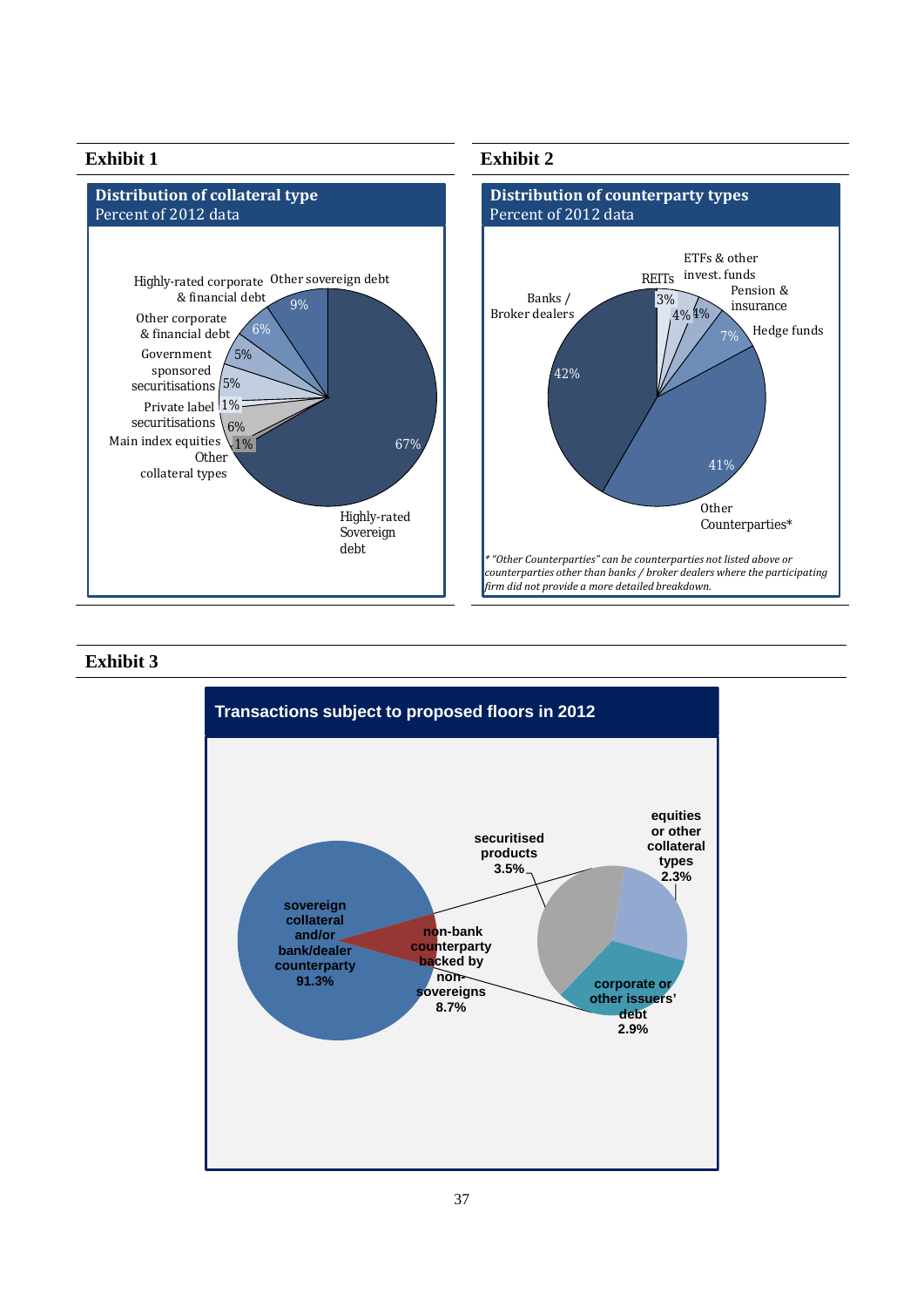## Exhibit 1

**Distribution of collateral type**
Percent of 2012 data

| Collateral type | Percent |
|---|---|
| Highly-rated Sovereign debt | 67% |
| Other sovereign debt | 9% |
| Highly-rated corporate & financial debt | 6% |
| Other corporate & financial debt | 5% |
| Government sponsored securitisations | 5% |
| Private label securitisations | 1% |
| Main index equities | 6% |
| Other collateral types | 1% |

## Exhibit 2

**Distribution of counterparty types**
Percent of 2012 data

| Counterparty type | Percent |
|---|---|
| Banks / Broker dealers | 42% |
| Other Counterparties* | 41% |
| Hedge funds | 7% |
| Pension & insurance | 4% |
| ETFs & other invest. funds | 4% |
| REITs | 3% |

*"Other Counterparties" can be counterparties not listed above or counterparties other than banks / broker dealers where the participating firm did not provide a more detailed breakdown.*

## Exhibit 3

**Transactions subject to proposed floors in 2012**

| Category | Percent |
|---|---|
| sovereign collateral and/or bank/dealer counterparty | 91.3% |
| non-bank counterparty backed by non-sovereigns | 8.7% |
| of which: securitised products | 3.5% |
| of which: equities or other collateral types | 2.3% |
| of which: corporate or other issuers' debt | 2.9% |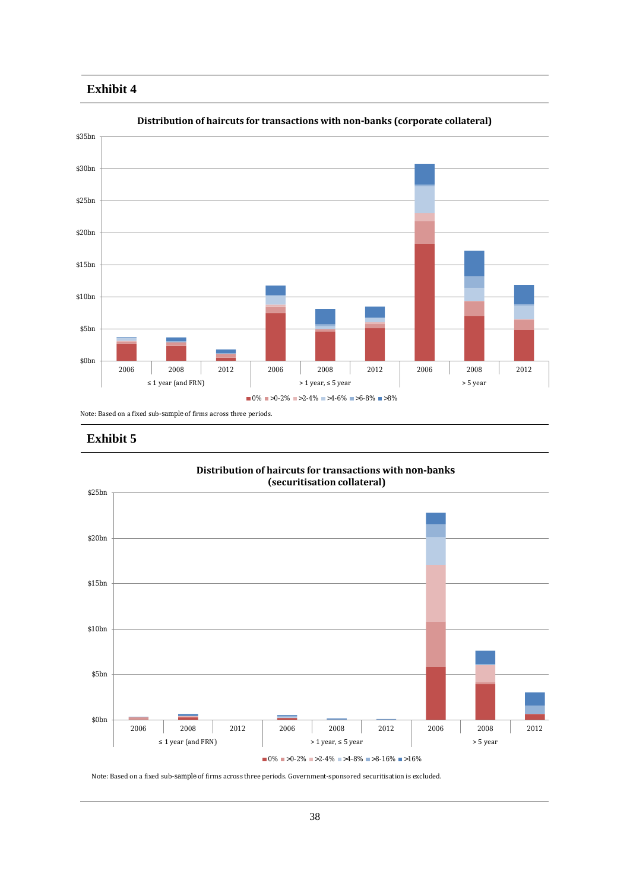## Exhibit 4

**Distribution of haircuts for transactions with non-banks (corporate collateral)**

Note: Based on a fixed sub-sample of firms across three periods.

## Exhibit 5

**Distribution of haircuts for transactions with non-banks (securitisation collateral)**

Note: Based on a fixed sub-sample of firms across three periods. Government-sponsored securitisation is excluded.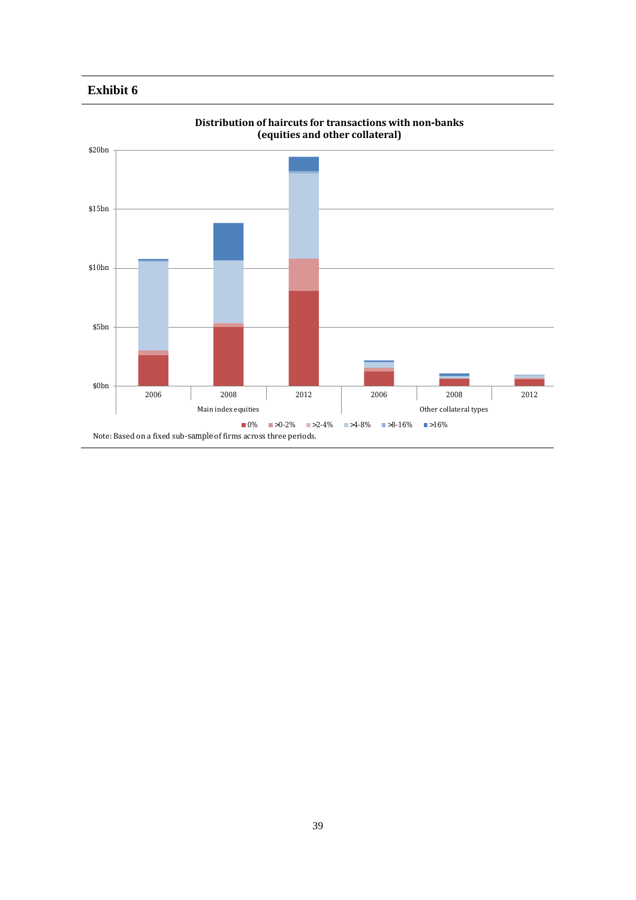**Exhibit 6**

**Distribution of haircuts for transactions with non-banks (equities and other collateral)**

Note: Based on a fixed sub-sample of firms across three periods.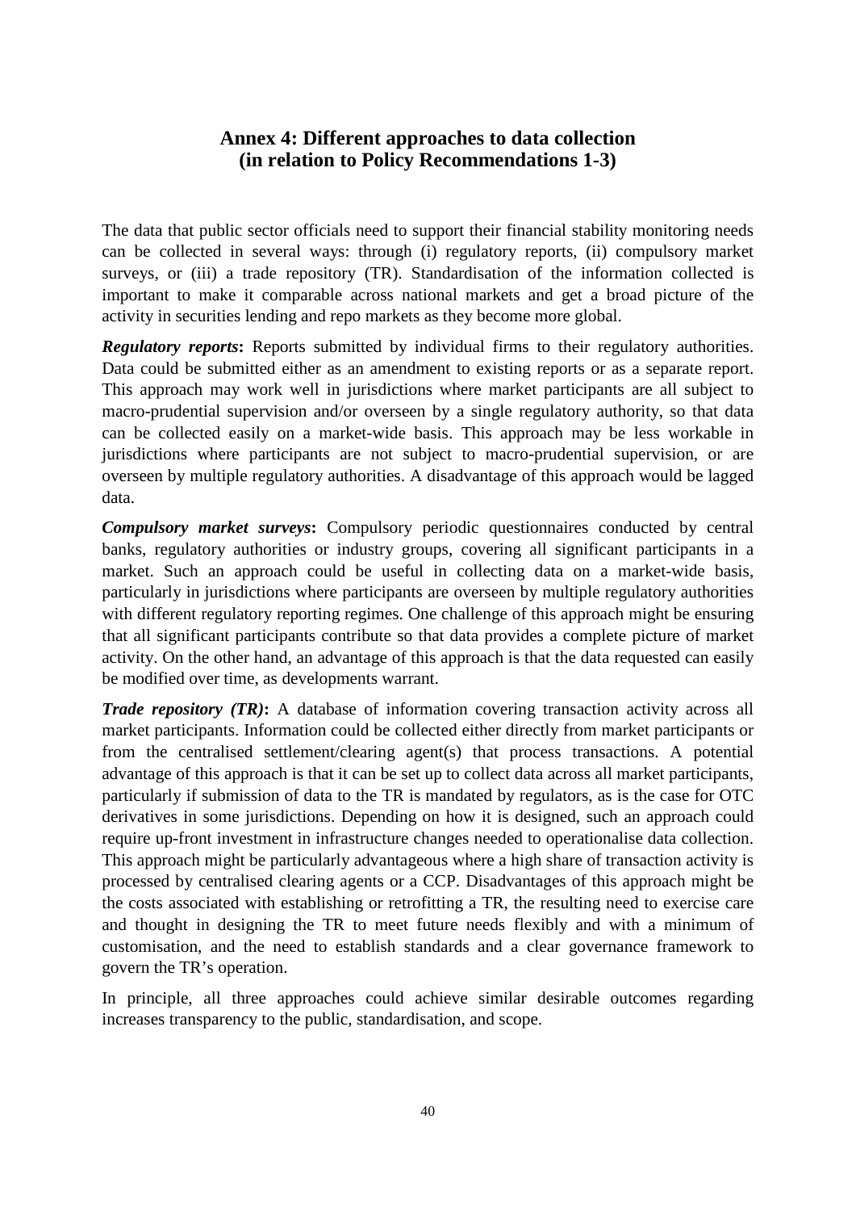## Annex 4: Different approaches to data collection (in relation to Policy Recommendations 1-3)

The data that public sector officials need to support their financial stability monitoring needs can be collected in several ways: through (i) regulatory reports, (ii) compulsory market surveys, or (iii) a trade repository (TR). Standardisation of the information collected is important to make it comparable across national markets and get a broad picture of the activity in securities lending and repo markets as they become more global.

***Regulatory reports*:** Reports submitted by individual firms to their regulatory authorities. Data could be submitted either as an amendment to existing reports or as a separate report. This approach may work well in jurisdictions where market participants are all subject to macro-prudential supervision and/or overseen by a single regulatory authority, so that data can be collected easily on a market-wide basis. This approach may be less workable in jurisdictions where participants are not subject to macro-prudential supervision, or are overseen by multiple regulatory authorities. A disadvantage of this approach would be lagged data.

***Compulsory market surveys*:** Compulsory periodic questionnaires conducted by central banks, regulatory authorities or industry groups, covering all significant participants in a market. Such an approach could be useful in collecting data on a market-wide basis, particularly in jurisdictions where participants are overseen by multiple regulatory authorities with different regulatory reporting regimes. One challenge of this approach might be ensuring that all significant participants contribute so that data provides a complete picture of market activity. On the other hand, an advantage of this approach is that the data requested can easily be modified over time, as developments warrant.

***Trade repository (TR)*:** A database of information covering transaction activity across all market participants. Information could be collected either directly from market participants or from the centralised settlement/clearing agent(s) that process transactions. A potential advantage of this approach is that it can be set up to collect data across all market participants, particularly if submission of data to the TR is mandated by regulators, as is the case for OTC derivatives in some jurisdictions. Depending on how it is designed, such an approach could require up-front investment in infrastructure changes needed to operationalise data collection. This approach might be particularly advantageous where a high share of transaction activity is processed by centralised clearing agents or a CCP. Disadvantages of this approach might be the costs associated with establishing or retrofitting a TR, the resulting need to exercise care and thought in designing the TR to meet future needs flexibly and with a minimum of customisation, and the need to establish standards and a clear governance framework to govern the TR's operation.

In principle, all three approaches could achieve similar desirable outcomes regarding increases transparency to the public, standardisation, and scope.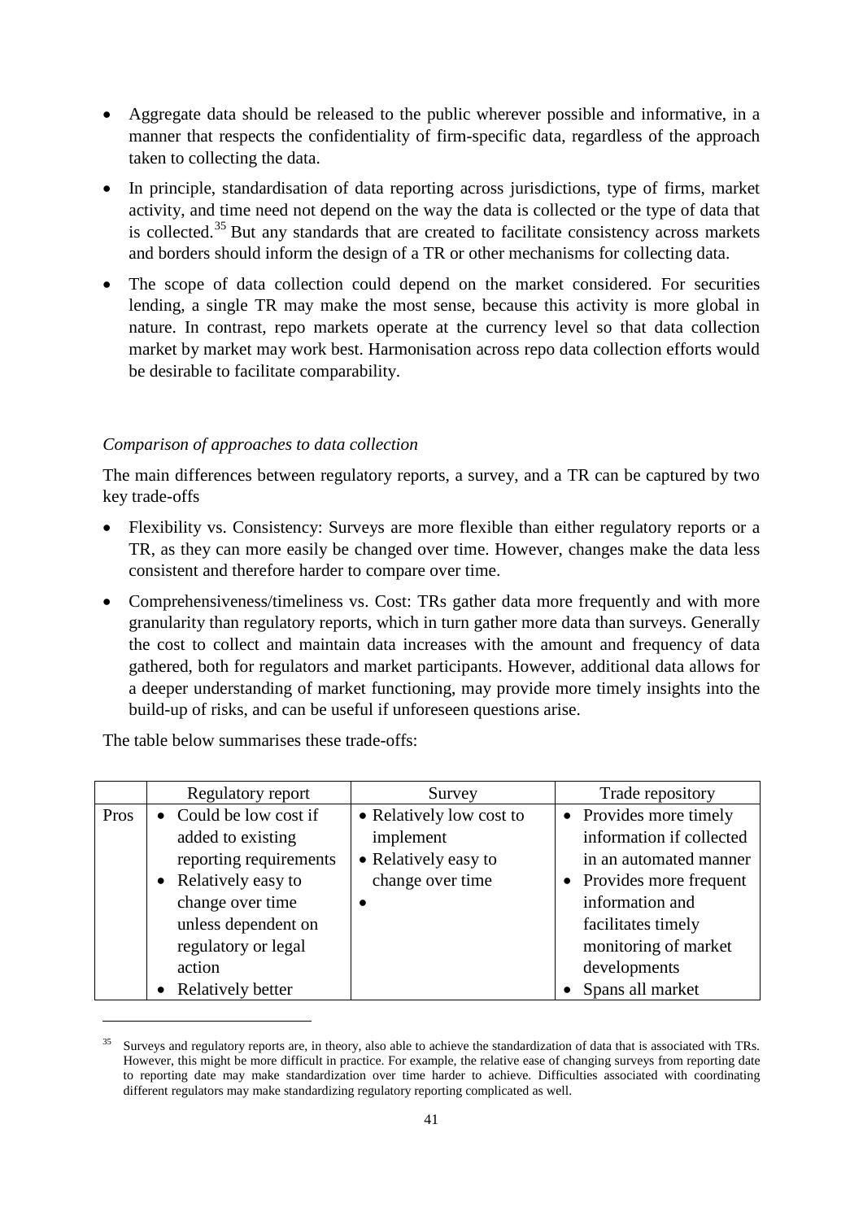- Aggregate data should be released to the public wherever possible and informative, in a manner that respects the confidentiality of firm-specific data, regardless of the approach taken to collecting the data.
- In principle, standardisation of data reporting across jurisdictions, type of firms, market activity, and time need not depend on the way the data is collected or the type of data that is collected.[35] But any standards that are created to facilitate consistency across markets and borders should inform the design of a TR or other mechanisms for collecting data.
- The scope of data collection could depend on the market considered. For securities lending, a single TR may make the most sense, because this activity is more global in nature. In contrast, repo markets operate at the currency level so that data collection market by market may work best. Harmonisation across repo data collection efforts would be desirable to facilitate comparability.

*Comparison of approaches to data collection*

The main differences between regulatory reports, a survey, and a TR can be captured by two key trade-offs

- Flexibility vs. Consistency: Surveys are more flexible than either regulatory reports or a TR, as they can more easily be changed over time. However, changes make the data less consistent and therefore harder to compare over time.
- Comprehensiveness/timeliness vs. Cost: TRs gather data more frequently and with more granularity than regulatory reports, which in turn gather more data than surveys. Generally the cost to collect and maintain data increases with the amount and frequency of data gathered, both for regulators and market participants. However, additional data allows for a deeper understanding of market functioning, may provide more timely insights into the build-up of risks, and can be useful if unforeseen questions arise.

The table below summarises these trade-offs:

| | Regulatory report | Survey | Trade repository |
|---|---|---|---|
| Pros | • Could be low cost if added to existing reporting requirements<br>• Relatively easy to change over time unless dependent on regulatory or legal action<br>• Relatively better | • Relatively low cost to implement<br>• Relatively easy to change over time<br>• | • Provides more timely information if collected in an automated manner<br>• Provides more frequent information and facilitates timely monitoring of market developments<br>• Spans all market |

[35] Surveys and regulatory reports are, in theory, also able to achieve the standardization of data that is associated with TRs. However, this might be more difficult in practice. For example, the relative ease of changing surveys from reporting date to reporting date may make standardization over time harder to achieve. Difficulties associated with coordinating different regulators may make standardizing regulatory reporting complicated as well.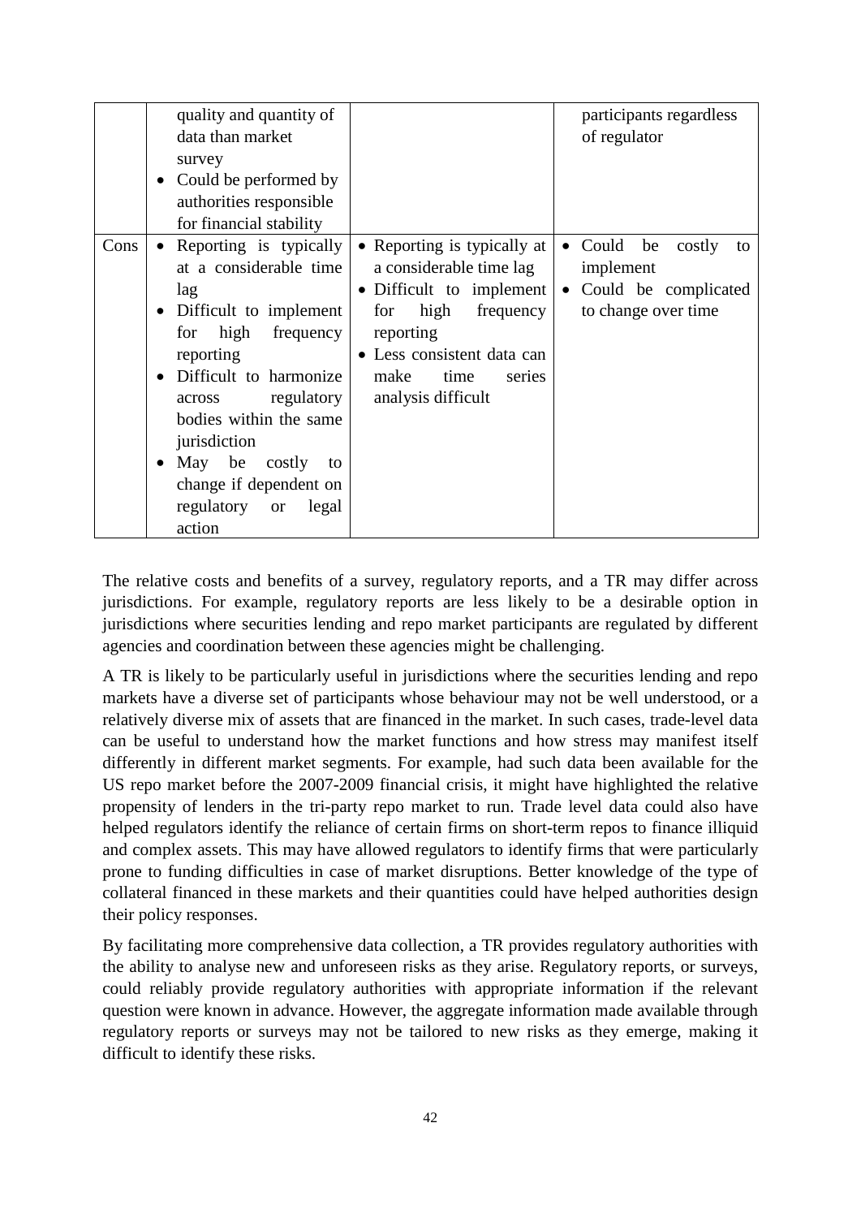| | | | |
|---|---|---|---|
| | • quality and quantity of data than market survey<br>• Could be performed by authorities responsible for financial stability | | participants regardless of regulator |
| Cons | • Reporting is typically at a considerable time lag<br>• Difficult to implement for high frequency reporting<br>• Difficult to harmonize across regulatory bodies within the same jurisdiction<br>• May be costly to change if dependent on regulatory or legal action | • Reporting is typically at a considerable time lag<br>• Difficult to implement for high frequency reporting<br>• Less consistent data can make time series analysis difficult | • Could be costly to implement<br>• Could be complicated to change over time |

The relative costs and benefits of a survey, regulatory reports, and a TR may differ across jurisdictions. For example, regulatory reports are less likely to be a desirable option in jurisdictions where securities lending and repo market participants are regulated by different agencies and coordination between these agencies might be challenging.

A TR is likely to be particularly useful in jurisdictions where the securities lending and repo markets have a diverse set of participants whose behaviour may not be well understood, or a relatively diverse mix of assets that are financed in the market. In such cases, trade-level data can be useful to understand how the market functions and how stress may manifest itself differently in different market segments. For example, had such data been available for the US repo market before the 2007-2009 financial crisis, it might have highlighted the relative propensity of lenders in the tri-party repo market to run. Trade level data could also have helped regulators identify the reliance of certain firms on short-term repos to finance illiquid and complex assets. This may have allowed regulators to identify firms that were particularly prone to funding difficulties in case of market disruptions. Better knowledge of the type of collateral financed in these markets and their quantities could have helped authorities design their policy responses.

By facilitating more comprehensive data collection, a TR provides regulatory authorities with the ability to analyse new and unforeseen risks as they arise. Regulatory reports, or surveys, could reliably provide regulatory authorities with appropriate information if the relevant question were known in advance. However, the aggregate information made available through regulatory reports or surveys may not be tailored to new risks as they emerge, making it difficult to identify these risks.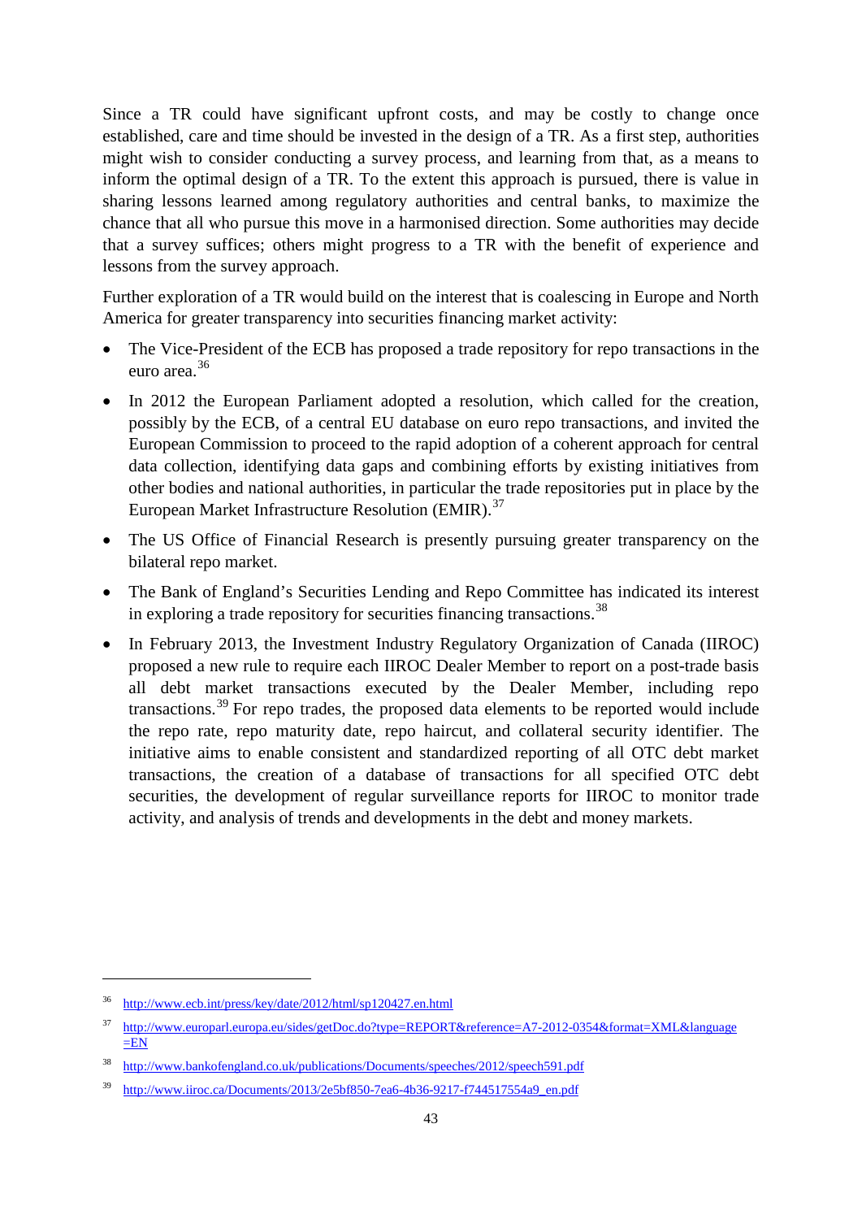Since a TR could have significant upfront costs, and may be costly to change once established, care and time should be invested in the design of a TR. As a first step, authorities might wish to consider conducting a survey process, and learning from that, as a means to inform the optimal design of a TR. To the extent this approach is pursued, there is value in sharing lessons learned among regulatory authorities and central banks, to maximize the chance that all who pursue this move in a harmonised direction. Some authorities may decide that a survey suffices; others might progress to a TR with the benefit of experience and lessons from the survey approach.

Further exploration of a TR would build on the interest that is coalescing in Europe and North America for greater transparency into securities financing market activity:

- The Vice-President of the ECB has proposed a trade repository for repo transactions in the euro area.[36]
- In 2012 the European Parliament adopted a resolution, which called for the creation, possibly by the ECB, of a central EU database on euro repo transactions, and invited the European Commission to proceed to the rapid adoption of a coherent approach for central data collection, identifying data gaps and combining efforts by existing initiatives from other bodies and national authorities, in particular the trade repositories put in place by the European Market Infrastructure Resolution (EMIR).[37]
- The US Office of Financial Research is presently pursuing greater transparency on the bilateral repo market.
- The Bank of England's Securities Lending and Repo Committee has indicated its interest in exploring a trade repository for securities financing transactions.[38]
- In February 2013, the Investment Industry Regulatory Organization of Canada (IIROC) proposed a new rule to require each IIROC Dealer Member to report on a post-trade basis all debt market transactions executed by the Dealer Member, including repo transactions.[39] For repo trades, the proposed data elements to be reported would include the repo rate, repo maturity date, repo haircut, and collateral security identifier. The initiative aims to enable consistent and standardized reporting of all OTC debt market transactions, the creation of a database of transactions for all specified OTC debt securities, the development of regular surveillance reports for IIROC to monitor trade activity, and analysis of trends and developments in the debt and money markets.

---

[36] http://www.ecb.int/press/key/date/2012/html/sp120427.en.html

[37] http://www.europarl.europa.eu/sides/getDoc.do?type=REPORT&reference=A7-2012-0354&format=XML&language=EN

[38] http://www.bankofengland.co.uk/publications/Documents/speeches/2012/speech591.pdf

[39] http://www.iiroc.ca/Documents/2013/2e5bf850-7ea6-4b36-9217-f744517554a9_en.pdf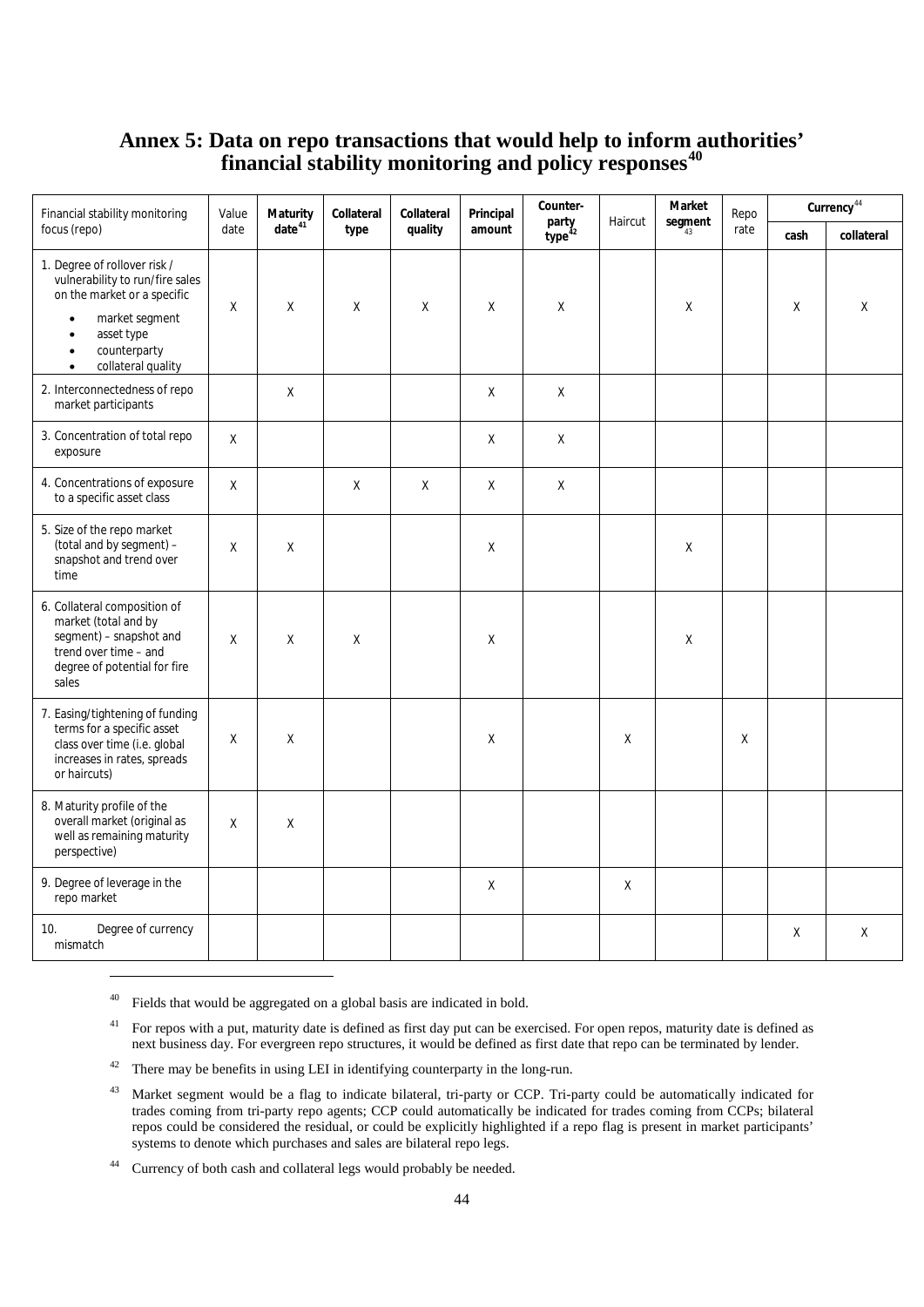# Annex 5: Data on repo transactions that would help to inform authorities' financial stability monitoring and policy responses[40]

| Financial stability monitoring focus (repo) | Value date | **Maturity date**[41] | **Collateral type** | **Collateral quality** | **Principal amount** | **Counter-party type**[42] | Haircut | **Market segment**[43] | Repo rate | **Currency**[44] | |
|---|---|---|---|---|---|---|---|---|---|---|---|
| | | | | | | | | | | **cash** | **collateral** |
| 1. Degree of rollover risk / vulnerability to run/fire sales on the market or a specific<br>• market segment<br>• asset type<br>• counterparty<br>• collateral quality | X | X | X | X | X | X | | X | | X | X |
| 2. Interconnectedness of repo market participants | | X | | | X | X | | | | | |
| 3. Concentration of total repo exposure | X | | | | X | X | | | | | |
| 4. Concentrations of exposure to a specific asset class | X | | X | X | X | X | | | | | |
| 5. Size of the repo market (total and by segment) – snapshot and trend over time | X | X | | | X | | | X | | | |
| 6. Collateral composition of market (total and by segment) – snapshot and trend over time – and degree of potential for fire sales | X | X | X | | X | | | X | | | |
| 7. Easing/tightening of funding terms for a specific asset class over time (i.e. global increases in rates, spreads or haircuts) | X | X | | | X | | X | | X | | |
| 8. Maturity profile of the overall market (original as well as remaining maturity perspective) | X | X | | | | | | | | | |
| 9. Degree of leverage in the repo market | | | | | X | | X | | | | |
| 10. Degree of currency mismatch | | | | | | | | | | X | X |

[40] Fields that would be aggregated on a global basis are indicated in bold.

[41] For repos with a put, maturity date is defined as first day put can be exercised. For open repos, maturity date is defined as next business day. For evergreen repo structures, it would be defined as first date that repo can be terminated by lender.

[42] There may be benefits in using LEI in identifying counterparty in the long-run.

[43] Market segment would be a flag to indicate bilateral, tri-party or CCP. Tri-party could be automatically indicated for trades coming from tri-party repo agents; CCP could automatically be indicated for trades coming from CCPs; bilateral repos could be considered the residual, or could be explicitly highlighted if a repo flag is present in market participants' systems to denote which purchases and sales are bilateral repo legs.

[44] Currency of both cash and collateral legs would probably be needed.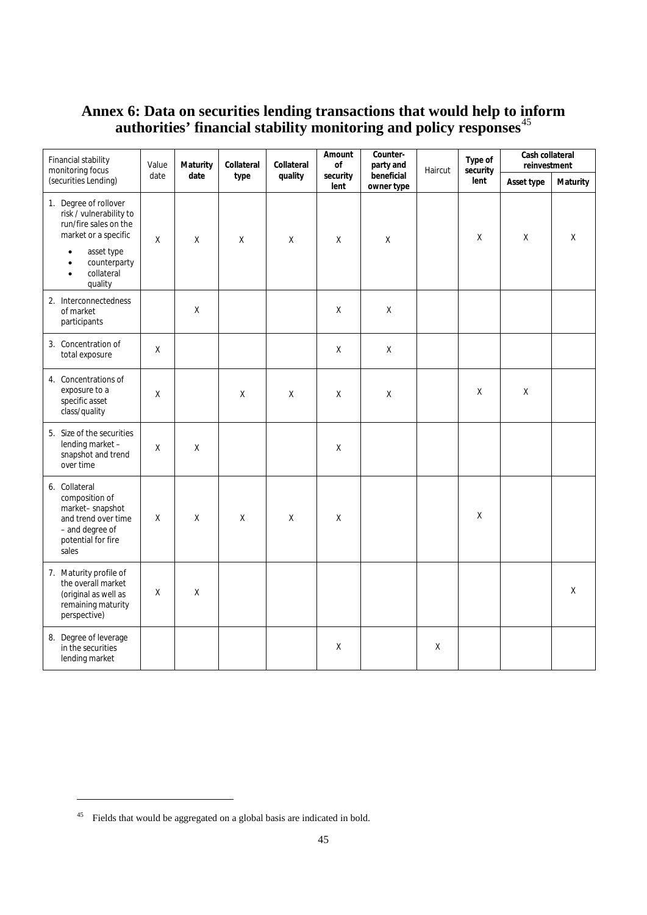## Annex 6: Data on securities lending transactions that would help to inform authorities' financial stability monitoring and policy responses[45]

| Financial stability monitoring focus (securities Lending) | Value date | **Maturity date** | **Collateral type** | **Collateral quality** | **Amount of security lent** | **Counter-party and beneficial owner type** | Haircut | **Type of security lent** | **Cash collateral reinvestment** | |
|---|---|---|---|---|---|---|---|---|---|---|
| | | | | | | | | | **Asset type** | **Maturity** |
| 1. Degree of rollover risk / vulnerability to run/fire sales on the market or a specific<br>• asset type<br>• counterparty<br>• collateral quality | X | X | X | X | X | X | | X | X | X |
| 2. Interconnectedness of market participants | | X | | | X | X | | | | |
| 3. Concentration of total exposure | X | | | | X | X | | | | |
| 4. Concentrations of exposure to a specific asset class/quality | X | | X | X | X | X | | X | X | |
| 5. Size of the securities lending market – snapshot and trend over time | X | X | | | X | | | | | |
| 6. Collateral composition of market– snapshot and trend over time – and degree of potential for fire sales | X | X | X | X | X | | | X | | |
| 7. Maturity profile of the overall market (original as well as remaining maturity perspective) | X | X | | | | | | | | X |
| 8. Degree of leverage in the securities lending market | | | | | X | | X | | | |

[45] Fields that would be aggregated on a global basis are indicated in bold.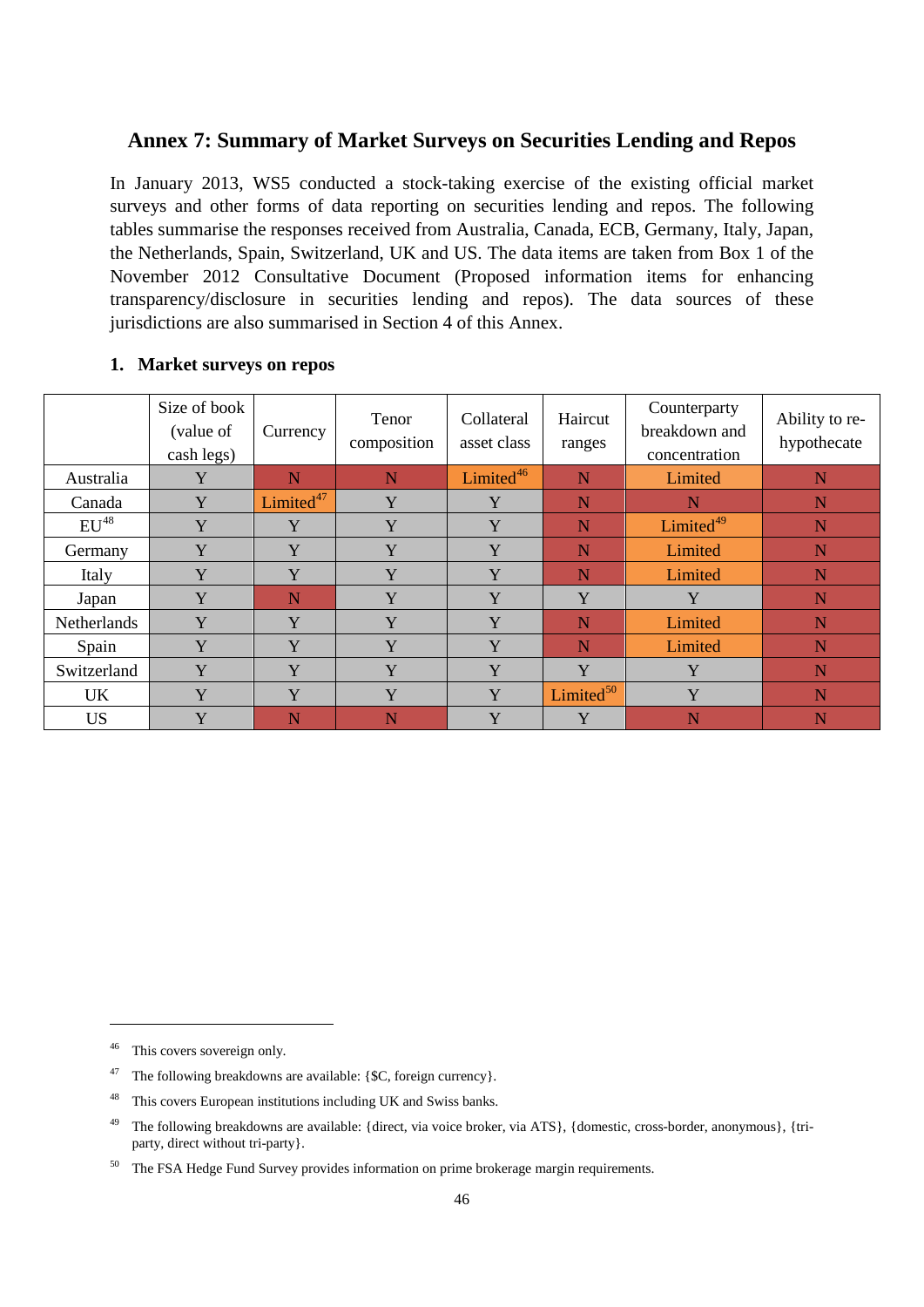## Annex 7: Summary of Market Surveys on Securities Lending and Repos

In January 2013, WS5 conducted a stock-taking exercise of the existing official market surveys and other forms of data reporting on securities lending and repos. The following tables summarise the responses received from Australia, Canada, ECB, Germany, Italy, Japan, the Netherlands, Spain, Switzerland, UK and US. The data items are taken from Box 1 of the November 2012 Consultative Document (Proposed information items for enhancing transparency/disclosure in securities lending and repos). The data sources of these jurisdictions are also summarised in Section 4 of this Annex.

### 1. Market surveys on repos

| | Size of book (value of cash legs) | Currency | Tenor composition | Collateral asset class | Haircut ranges | Counterparty breakdown and concentration | Ability to re-hypothecate |
|---|---|---|---|---|---|---|---|
| Australia | Y | N | N | Limited[46] | N | Limited | N |
| Canada | Y | Limited[47] | Y | Y | N | N | N |
| EU[48] | Y | Y | Y | Y | N | Limited[49] | N |
| Germany | Y | Y | Y | Y | N | Limited | N |
| Italy | Y | Y | Y | Y | N | Limited | N |
| Japan | Y | N | Y | Y | Y | Y | N |
| Netherlands | Y | Y | Y | Y | N | Limited | N |
| Spain | Y | Y | Y | Y | N | Limited | N |
| Switzerland | Y | Y | Y | Y | Y | Y | N |
| UK | Y | Y | Y | Y | Limited[50] | Y | N |
| US | Y | N | N | Y | Y | N | N |

[46] This covers sovereign only.

[47] The following breakdowns are available: {$C, foreign currency}.

[48] This covers European institutions including UK and Swiss banks.

[49] The following breakdowns are available: {direct, via voice broker, via ATS}, {domestic, cross-border, anonymous}, {tri-party, direct without tri-party}.

[50] The FSA Hedge Fund Survey provides information on prime brokerage margin requirements.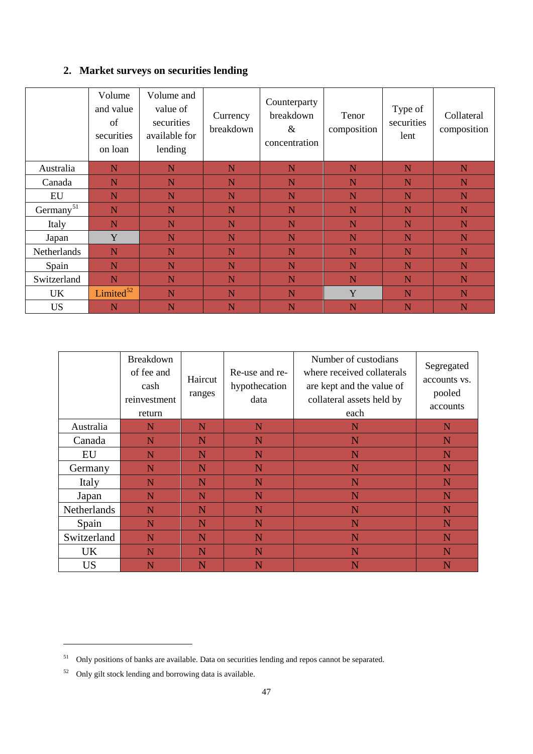## 2. Market surveys on securities lending

| | Volume and value of securities on loan | Volume and value of securities available for lending | Currency breakdown | Counterparty breakdown & concentration | Tenor composition | Type of securities lent | Collateral composition |
|---|---|---|---|---|---|---|---|
| Australia | N | N | N | N | N | N | N |
| Canada | N | N | N | N | N | N | N |
| EU | N | N | N | N | N | N | N |
| Germany[51] | N | N | N | N | N | N | N |
| Italy | N | N | N | N | N | N | N |
| Japan | Y | N | N | N | N | N | N |
| Netherlands | N | N | N | N | N | N | N |
| Spain | N | N | N | N | N | N | N |
| Switzerland | N | N | N | N | N | N | N |
| UK | Limited[52] | N | N | N | Y | N | N |
| US | N | N | N | N | N | N | N |

| | Breakdown of fee and cash reinvestment return | Haircut ranges | Re-use and re-hypothecation data | Number of custodians where received collaterals are kept and the value of collateral assets held by each | Segregated accounts vs. pooled accounts |
|---|---|---|---|---|---|
| Australia | N | N | N | N | N |
| Canada | N | N | N | N | N |
| EU | N | N | N | N | N |
| Germany | N | N | N | N | N |
| Italy | N | N | N | N | N |
| Japan | N | N | N | N | N |
| Netherlands | N | N | N | N | N |
| Spain | N | N | N | N | N |
| Switzerland | N | N | N | N | N |
| UK | N | N | N | N | N |
| US | N | N | N | N | N |

[51] Only positions of banks are available. Data on securities lending and repos cannot be separated.

[52] Only gilt stock lending and borrowing data is available.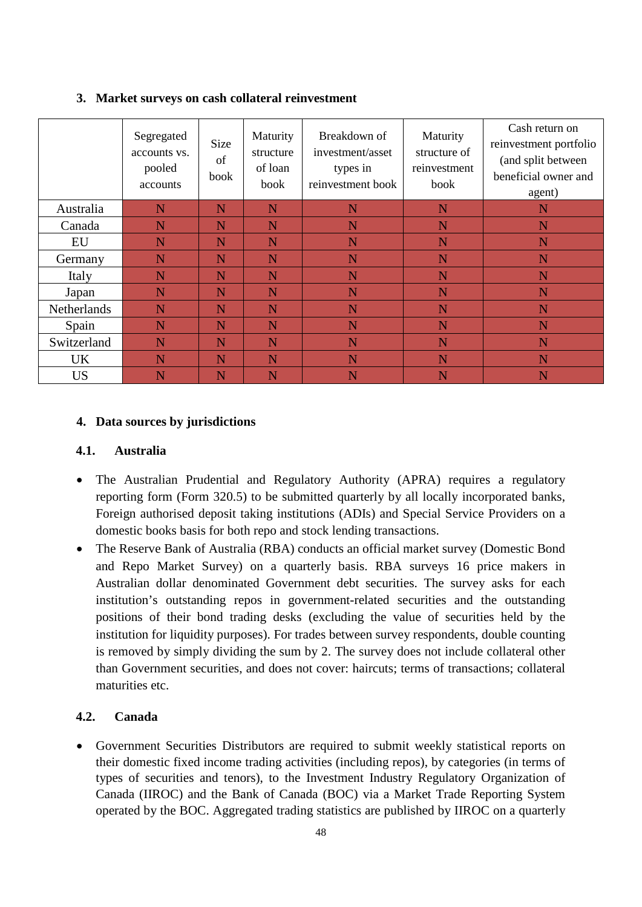## 3. Market surveys on cash collateral reinvestment

| | Segregated accounts vs. pooled accounts | Size of book | Maturity structure of loan book | Breakdown of investment/asset types in reinvestment book | Maturity structure of reinvestment book | Cash return on reinvestment portfolio (and split between beneficial owner and agent) |
|---|---|---|---|---|---|---|
| Australia | N | N | N | N | N | N |
| Canada | N | N | N | N | N | N |
| EU | N | N | N | N | N | N |
| Germany | N | N | N | N | N | N |
| Italy | N | N | N | N | N | N |
| Japan | N | N | N | N | N | N |
| Netherlands | N | N | N | N | N | N |
| Spain | N | N | N | N | N | N |
| Switzerland | N | N | N | N | N | N |
| UK | N | N | N | N | N | N |
| US | N | N | N | N | N | N |

## 4. Data sources by jurisdictions

### 4.1. Australia

- The Australian Prudential and Regulatory Authority (APRA) requires a regulatory reporting form (Form 320.5) to be submitted quarterly by all locally incorporated banks, Foreign authorised deposit taking institutions (ADIs) and Special Service Providers on a domestic books basis for both repo and stock lending transactions.
- The Reserve Bank of Australia (RBA) conducts an official market survey (Domestic Bond and Repo Market Survey) on a quarterly basis. RBA surveys 16 price makers in Australian dollar denominated Government debt securities. The survey asks for each institution's outstanding repos in government-related securities and the outstanding positions of their bond trading desks (excluding the value of securities held by the institution for liquidity purposes). For trades between survey respondents, double counting is removed by simply dividing the sum by 2. The survey does not include collateral other than Government securities, and does not cover: haircuts; terms of transactions; collateral maturities etc.

### 4.2. Canada

- Government Securities Distributors are required to submit weekly statistical reports on their domestic fixed income trading activities (including repos), by categories (in terms of types of securities and tenors), to the Investment Industry Regulatory Organization of Canada (IIROC) and the Bank of Canada (BOC) via a Market Trade Reporting System operated by the BOC. Aggregated trading statistics are published by IIROC on a quarterly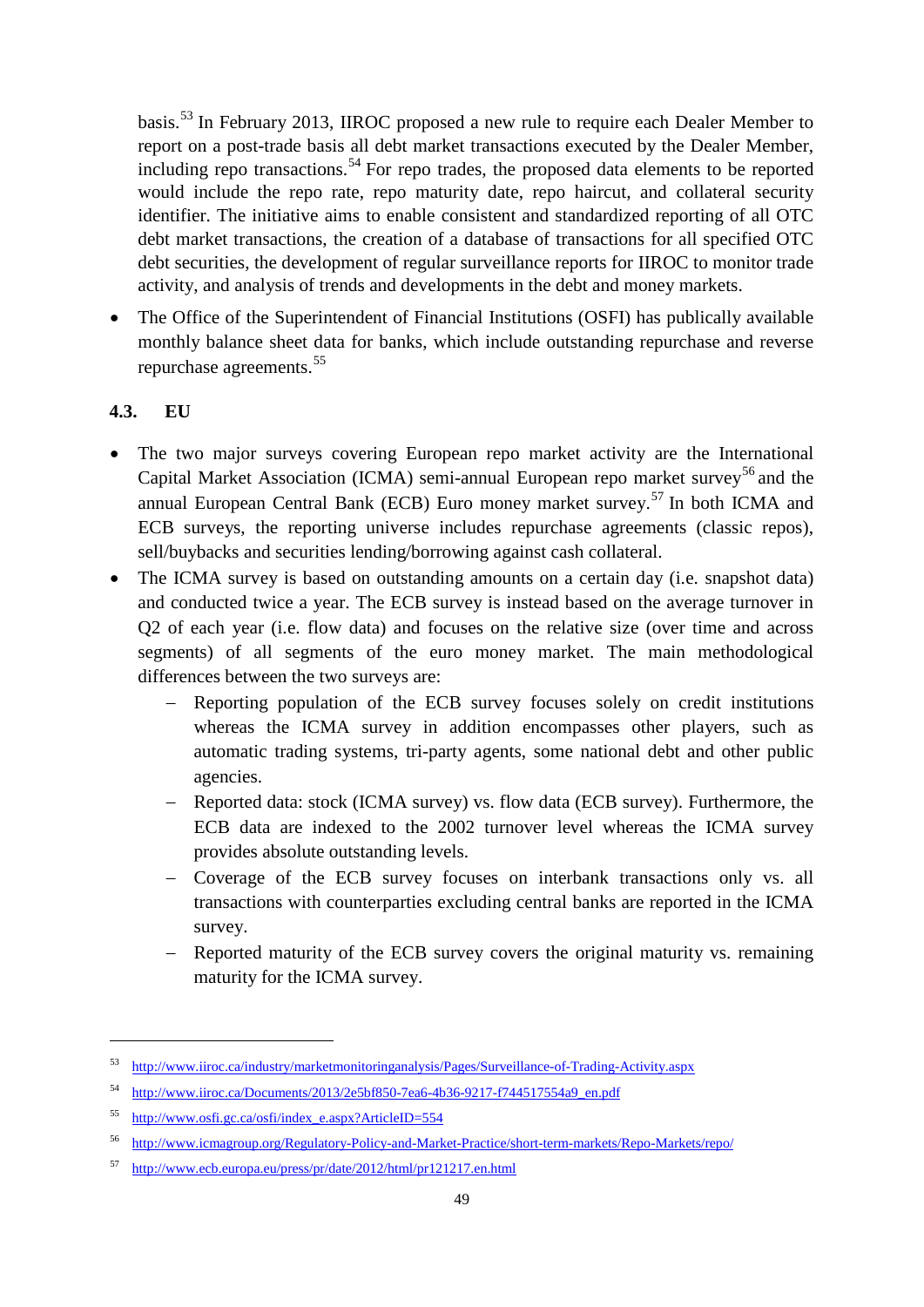basis.[53] In February 2013, IIROC proposed a new rule to require each Dealer Member to report on a post-trade basis all debt market transactions executed by the Dealer Member, including repo transactions.[54] For repo trades, the proposed data elements to be reported would include the repo rate, repo maturity date, repo haircut, and collateral security identifier. The initiative aims to enable consistent and standardized reporting of all OTC debt market transactions, the creation of a database of transactions for all specified OTC debt securities, the development of regular surveillance reports for IIROC to monitor trade activity, and analysis of trends and developments in the debt and money markets.

- The Office of the Superintendent of Financial Institutions (OSFI) has publically available monthly balance sheet data for banks, which include outstanding repurchase and reverse repurchase agreements.[55]

### 4.3. EU

- The two major surveys covering European repo market activity are the International Capital Market Association (ICMA) semi-annual European repo market survey[56] and the annual European Central Bank (ECB) Euro money market survey.[57] In both ICMA and ECB surveys, the reporting universe includes repurchase agreements (classic repos), sell/buybacks and securities lending/borrowing against cash collateral.
- The ICMA survey is based on outstanding amounts on a certain day (i.e. snapshot data) and conducted twice a year. The ECB survey is instead based on the average turnover in Q2 of each year (i.e. flow data) and focuses on the relative size (over time and across segments) of all segments of the euro money market. The main methodological differences between the two surveys are:
  - Reporting population of the ECB survey focuses solely on credit institutions whereas the ICMA survey in addition encompasses other players, such as automatic trading systems, tri-party agents, some national debt and other public agencies.
  - Reported data: stock (ICMA survey) vs. flow data (ECB survey). Furthermore, the ECB data are indexed to the 2002 turnover level whereas the ICMA survey provides absolute outstanding levels.
  - Coverage of the ECB survey focuses on interbank transactions only vs. all transactions with counterparties excluding central banks are reported in the ICMA survey.
  - Reported maturity of the ECB survey covers the original maturity vs. remaining maturity for the ICMA survey.

---

[53] http://www.iiroc.ca/industry/marketmonitoringanalysis/Pages/Surveillance-of-Trading-Activity.aspx

[54] http://www.iiroc.ca/Documents/2013/2e5bf850-7ea6-4b36-9217-f744517554a9_en.pdf

[55] http://www.osfi.gc.ca/osfi/index_e.aspx?ArticleID=554

[56] http://www.icmagroup.org/Regulatory-Policy-and-Market-Practice/short-term-markets/Repo-Markets/repo/

[57] http://www.ecb.europa.eu/press/pr/date/2012/html/pr121217.en.html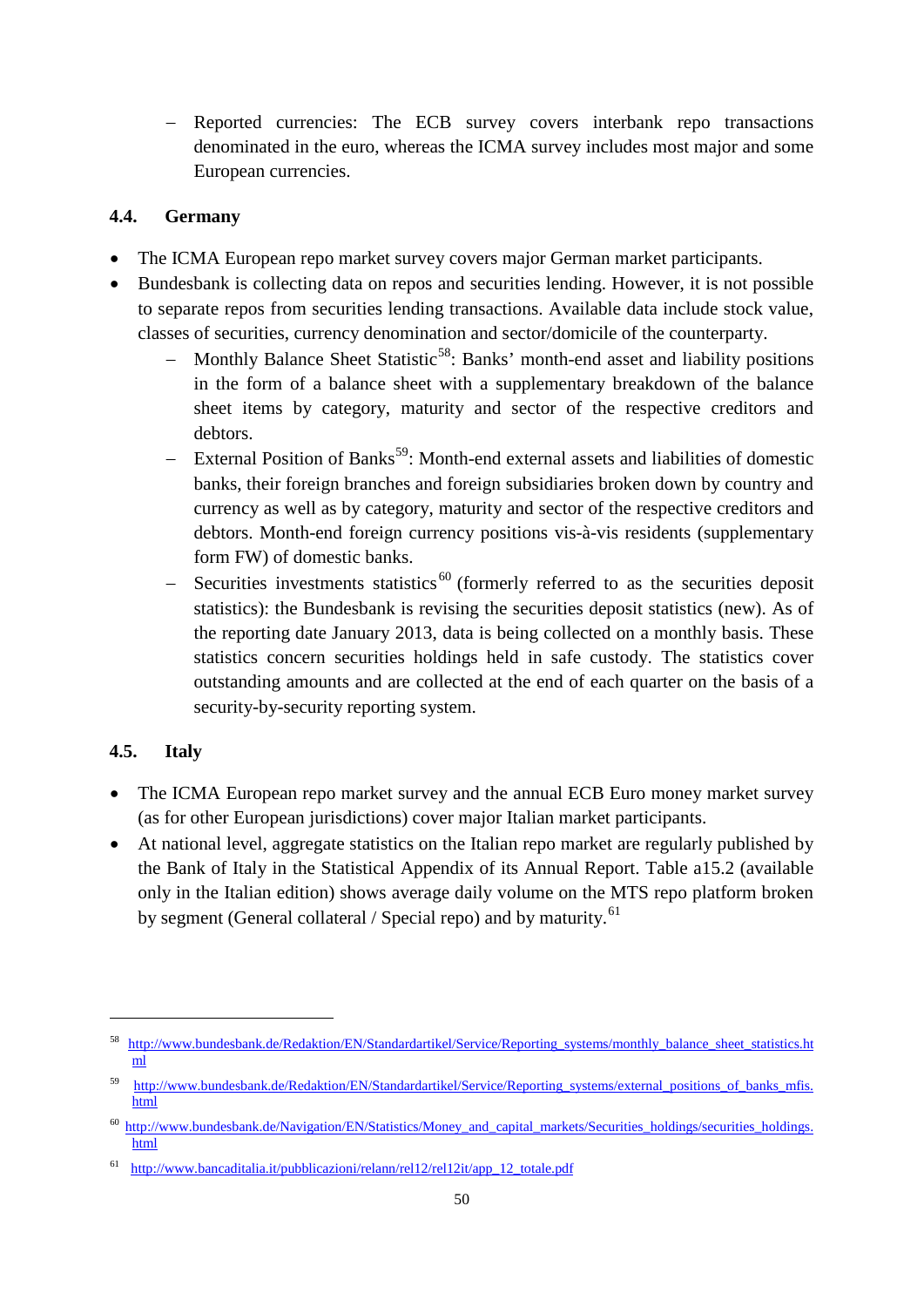– Reported currencies: The ECB survey covers interbank repo transactions denominated in the euro, whereas the ICMA survey includes most major and some European currencies.

### 4.4. Germany

- The ICMA European repo market survey covers major German market participants.
- Bundesbank is collecting data on repos and securities lending. However, it is not possible to separate repos from securities lending transactions. Available data include stock value, classes of securities, currency denomination and sector/domicile of the counterparty.
  - Monthly Balance Sheet Statistic[58]: Banks' month-end asset and liability positions in the form of a balance sheet with a supplementary breakdown of the balance sheet items by category, maturity and sector of the respective creditors and debtors.
  - External Position of Banks[59]: Month-end external assets and liabilities of domestic banks, their foreign branches and foreign subsidiaries broken down by country and currency as well as by category, maturity and sector of the respective creditors and debtors. Month-end foreign currency positions vis-à-vis residents (supplementary form FW) of domestic banks.
  - Securities investments statistics[60] (formerly referred to as the securities deposit statistics): the Bundesbank is revising the securities deposit statistics (new). As of the reporting date January 2013, data is being collected on a monthly basis. These statistics concern securities holdings held in safe custody. The statistics cover outstanding amounts and are collected at the end of each quarter on the basis of a security-by-security reporting system.

### 4.5. Italy

- The ICMA European repo market survey and the annual ECB Euro money market survey (as for other European jurisdictions) cover major Italian market participants.
- At national level, aggregate statistics on the Italian repo market are regularly published by the Bank of Italy in the Statistical Appendix of its Annual Report. Table a15.2 (available only in the Italian edition) shows average daily volume on the MTS repo platform broken by segment (General collateral / Special repo) and by maturity.[61]

---

[58] http://www.bundesbank.de/Redaktion/EN/Standardartikel/Service/Reporting_systems/monthly_balance_sheet_statistics.html

[59] http://www.bundesbank.de/Redaktion/EN/Standardartikel/Service/Reporting_systems/external_positions_of_banks_mfis.html

[60] http://www.bundesbank.de/Navigation/EN/Statistics/Money_and_capital_markets/Securities_holdings/securities_holdings.html

[61] http://www.bancaditalia.it/pubblicazioni/relann/rel12/rel12it/app_12_totale.pdf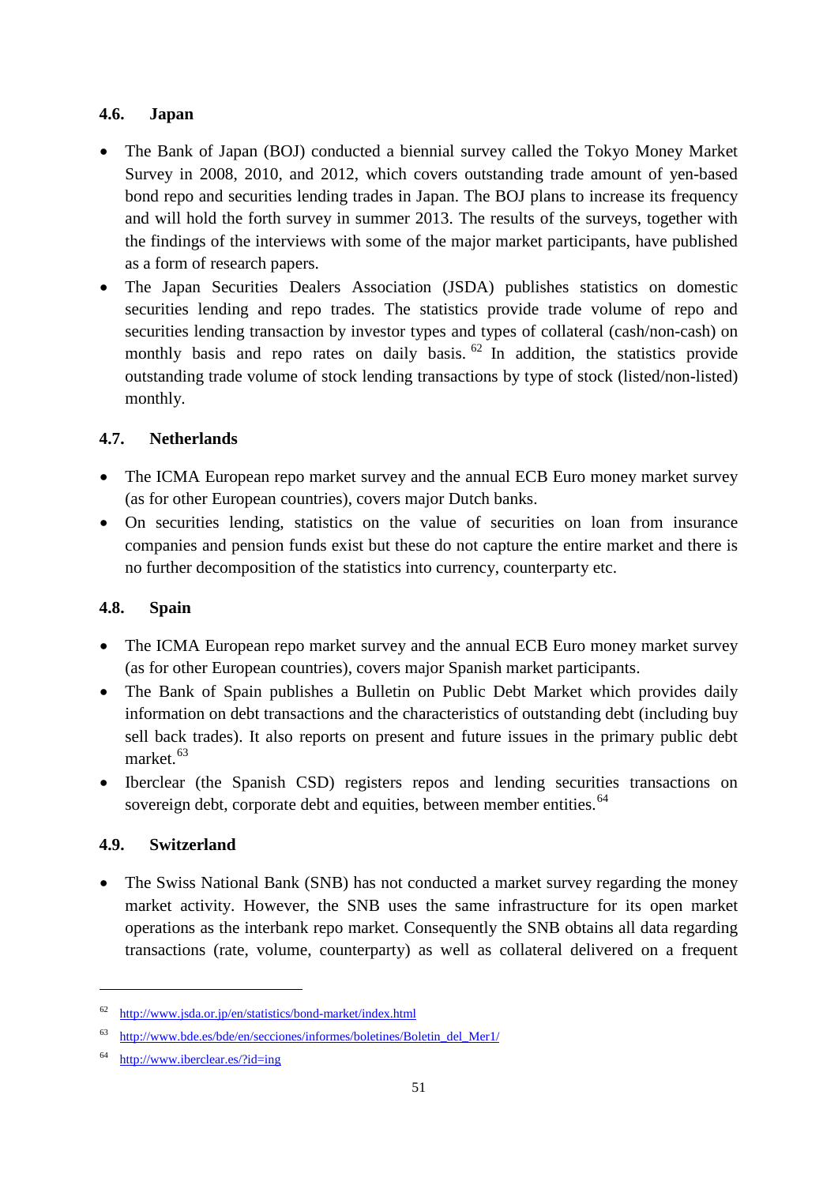### 4.6. Japan

- The Bank of Japan (BOJ) conducted a biennial survey called the Tokyo Money Market Survey in 2008, 2010, and 2012, which covers outstanding trade amount of yen-based bond repo and securities lending trades in Japan. The BOJ plans to increase its frequency and will hold the forth survey in summer 2013. The results of the surveys, together with the findings of the interviews with some of the major market participants, have published as a form of research papers.
- The Japan Securities Dealers Association (JSDA) publishes statistics on domestic securities lending and repo trades. The statistics provide trade volume of repo and securities lending transaction by investor types and types of collateral (cash/non-cash) on monthly basis and repo rates on daily basis. [62] In addition, the statistics provide outstanding trade volume of stock lending transactions by type of stock (listed/non-listed) monthly.

### 4.7. Netherlands

- The ICMA European repo market survey and the annual ECB Euro money market survey (as for other European countries), covers major Dutch banks.
- On securities lending, statistics on the value of securities on loan from insurance companies and pension funds exist but these do not capture the entire market and there is no further decomposition of the statistics into currency, counterparty etc.

### 4.8. Spain

- The ICMA European repo market survey and the annual ECB Euro money market survey (as for other European countries), covers major Spanish market participants.
- The Bank of Spain publishes a Bulletin on Public Debt Market which provides daily information on debt transactions and the characteristics of outstanding debt (including buy sell back trades). It also reports on present and future issues in the primary public debt market.[63]
- Iberclear (the Spanish CSD) registers repos and lending securities transactions on sovereign debt, corporate debt and equities, between member entities.[64]

### 4.9. Switzerland

- The Swiss National Bank (SNB) has not conducted a market survey regarding the money market activity. However, the SNB uses the same infrastructure for its open market operations as the interbank repo market. Consequently the SNB obtains all data regarding transactions (rate, volume, counterparty) as well as collateral delivered on a frequent

---

[62] http://www.jsda.or.jp/en/statistics/bond-market/index.html

[63] http://www.bde.es/bde/en/secciones/informes/boletines/Boletin_del_Mer1/

[64] http://www.iberclear.es/?id=ing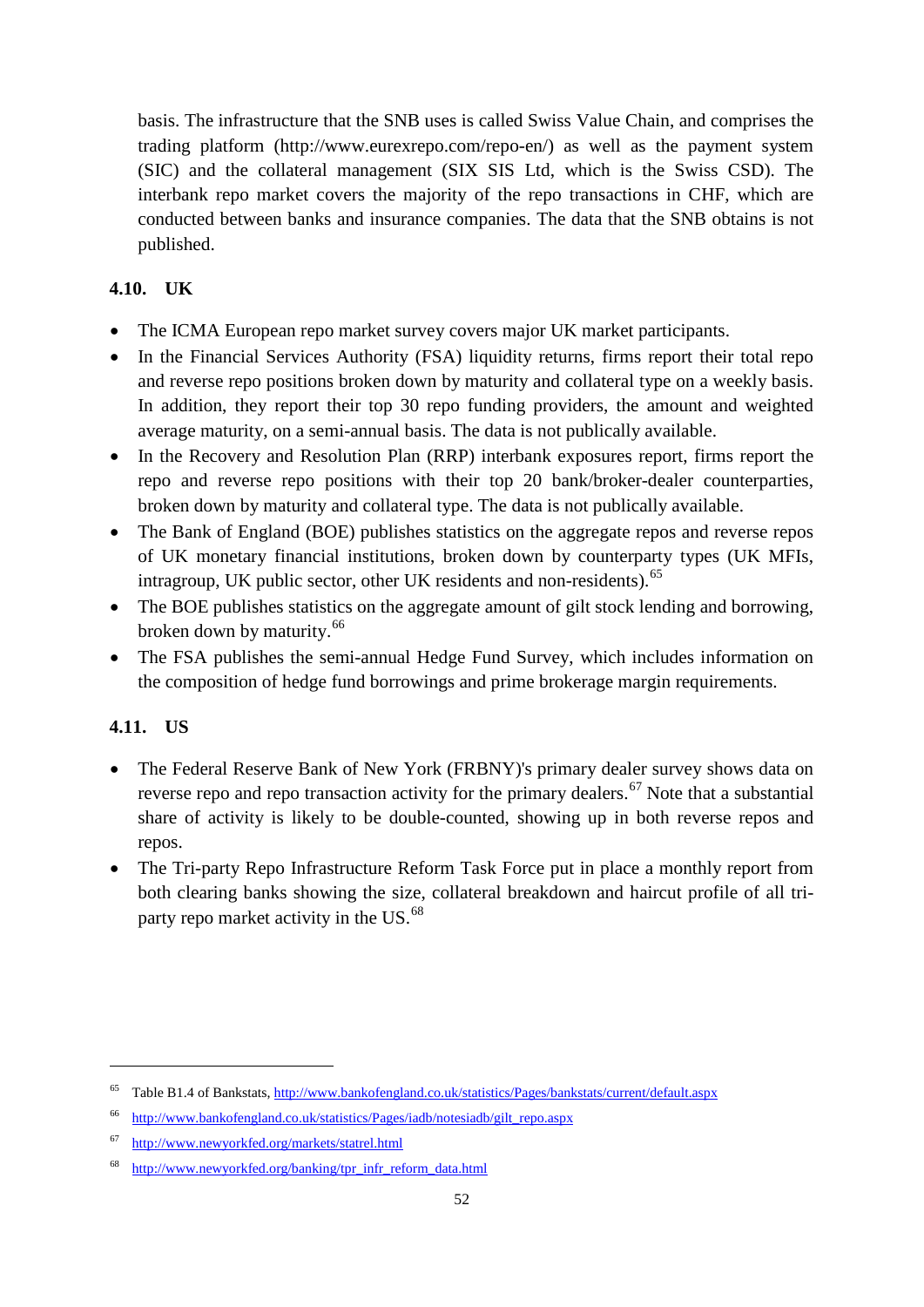basis. The infrastructure that the SNB uses is called Swiss Value Chain, and comprises the trading platform (http://www.eurexrepo.com/repo-en/) as well as the payment system (SIC) and the collateral management (SIX SIS Ltd, which is the Swiss CSD). The interbank repo market covers the majority of the repo transactions in CHF, which are conducted between banks and insurance companies. The data that the SNB obtains is not published.

### 4.10. UK

- The ICMA European repo market survey covers major UK market participants.
- In the Financial Services Authority (FSA) liquidity returns, firms report their total repo and reverse repo positions broken down by maturity and collateral type on a weekly basis. In addition, they report their top 30 repo funding providers, the amount and weighted average maturity, on a semi-annual basis. The data is not publically available.
- In the Recovery and Resolution Plan (RRP) interbank exposures report, firms report the repo and reverse repo positions with their top 20 bank/broker-dealer counterparties, broken down by maturity and collateral type. The data is not publically available.
- The Bank of England (BOE) publishes statistics on the aggregate repos and reverse repos of UK monetary financial institutions, broken down by counterparty types (UK MFIs, intragroup, UK public sector, other UK residents and non-residents).[65]
- The BOE publishes statistics on the aggregate amount of gilt stock lending and borrowing, broken down by maturity.[66]
- The FSA publishes the semi-annual Hedge Fund Survey, which includes information on the composition of hedge fund borrowings and prime brokerage margin requirements.

### 4.11. US

- The Federal Reserve Bank of New York (FRBNY)'s primary dealer survey shows data on reverse repo and repo transaction activity for the primary dealers.[67] Note that a substantial share of activity is likely to be double-counted, showing up in both reverse repos and repos.
- The Tri-party Repo Infrastructure Reform Task Force put in place a monthly report from both clearing banks showing the size, collateral breakdown and haircut profile of all tri-party repo market activity in the US.[68]

---

[65] Table B1.4 of Bankstats, http://www.bankofengland.co.uk/statistics/Pages/bankstats/current/default.aspx

[66] http://www.bankofengland.co.uk/statistics/Pages/iadb/notesiadb/gilt_repo.aspx

[67] http://www.newyorkfed.org/markets/statrel.html

[68] http://www.newyorkfed.org/banking/tpr_infr_reform_data.html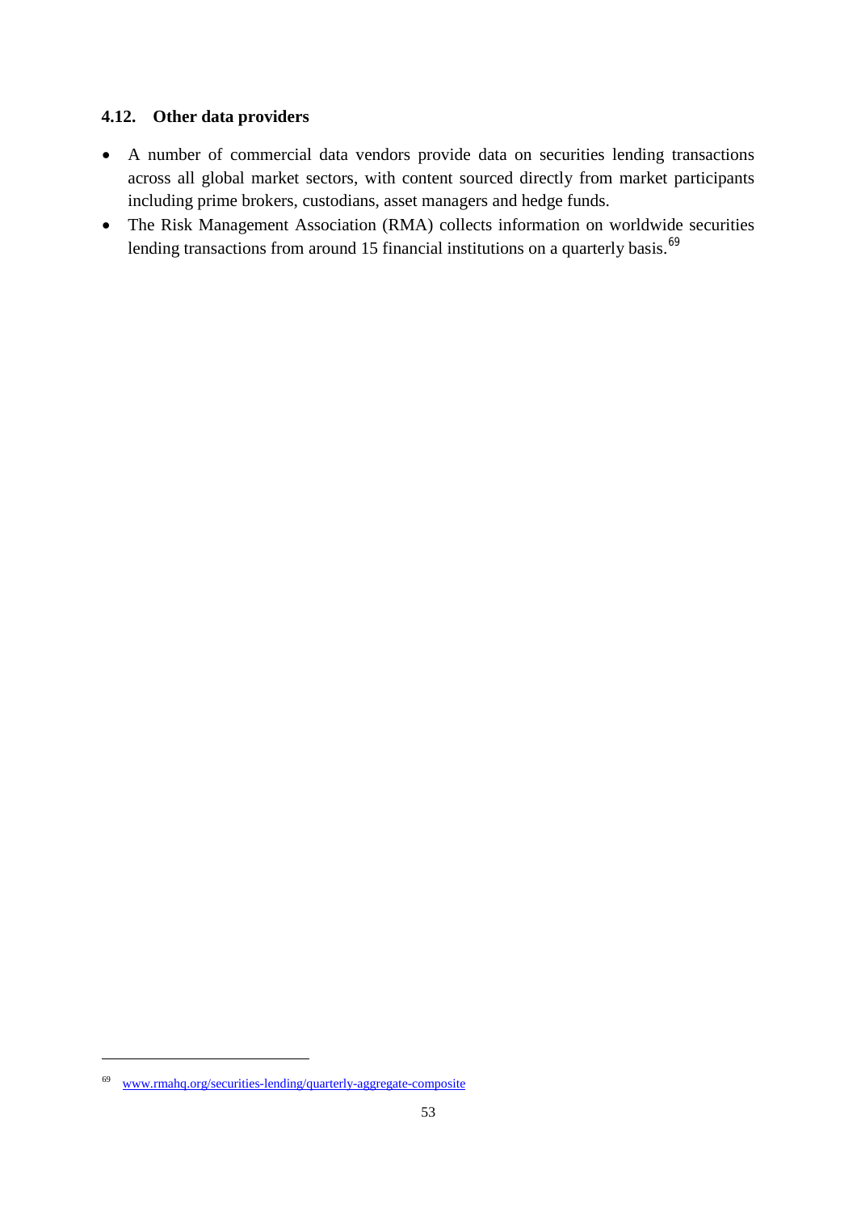### 4.12. Other data providers

- A number of commercial data vendors provide data on securities lending transactions across all global market sectors, with content sourced directly from market participants including prime brokers, custodians, asset managers and hedge funds.
- The Risk Management Association (RMA) collects information on worldwide securities lending transactions from around 15 financial institutions on a quarterly basis.[69]

---

[69] www.rmahq.org/securities-lending/quarterly-aggregate-composite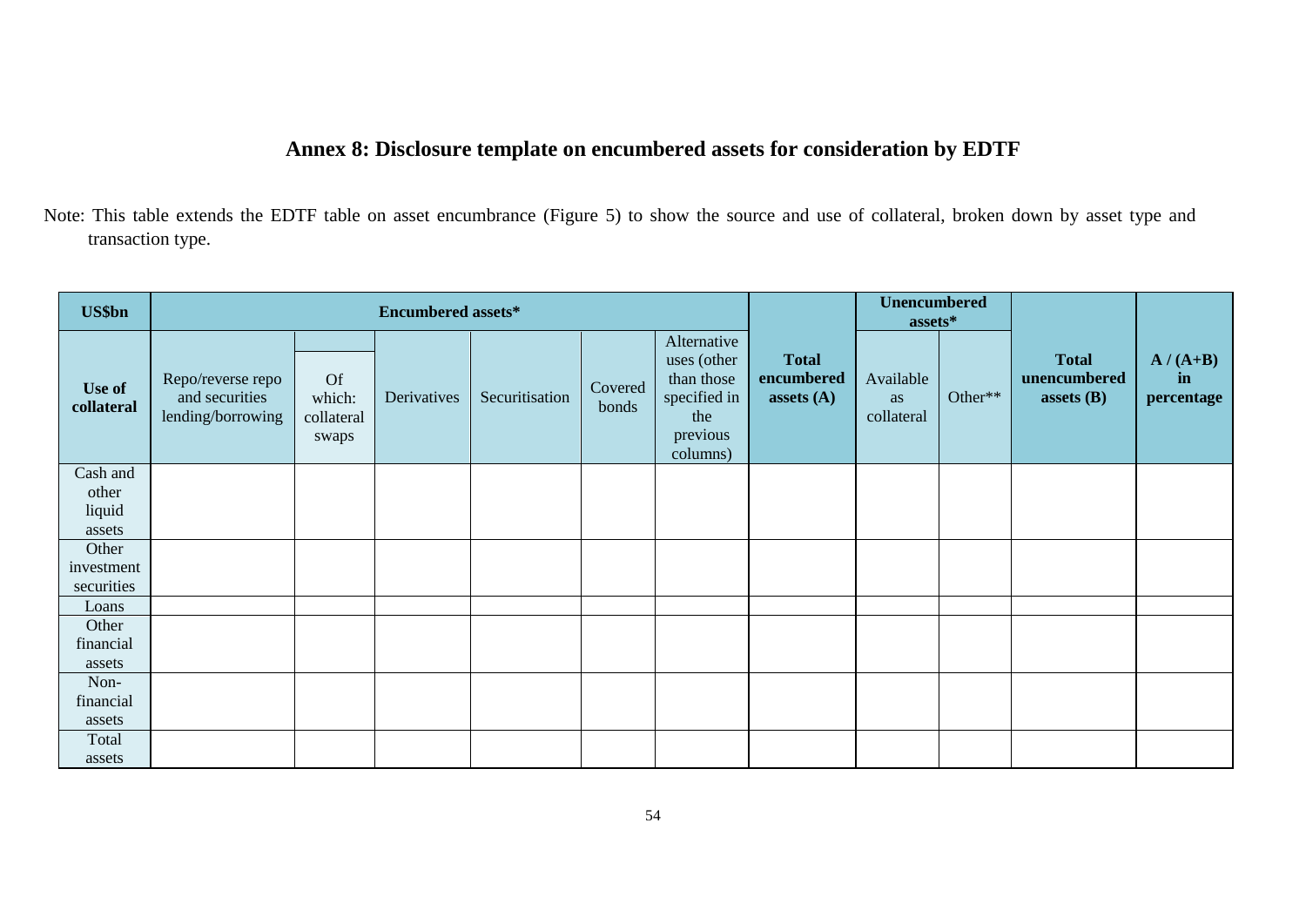# Annex 8: Disclosure template on encumbered assets for consideration by EDTF

Note: This table extends the EDTF table on asset encumbrance (Figure 5) to show the source and use of collateral, broken down by asset type and transaction type.

| US$bn | Encumbered assets* | | | | | | | Unencumbered assets* | | | |
|---|---|---|---|---|---|---|---|---|---|---|---|
| Use of collateral | Repo/reverse repo and securities lending/borrowing | Of which: collateral swaps | Derivatives | Securitisation | Covered bonds | Alternative uses (other than those specified in the previous columns) | **Total encumbered assets (A)** | Available as collateral | Other** | **Total unencumbered assets (B)** | **A / (A+B) in percentage** |
| Cash and other liquid assets | | | | | | | | | | | |
| Other investment securities | | | | | | | | | | | |
| Loans | | | | | | | | | | | |
| Other financial assets | | | | | | | | | | | |
| Non-financial assets | | | | | | | | | | | |
| Total assets | | | | | | | | | | | |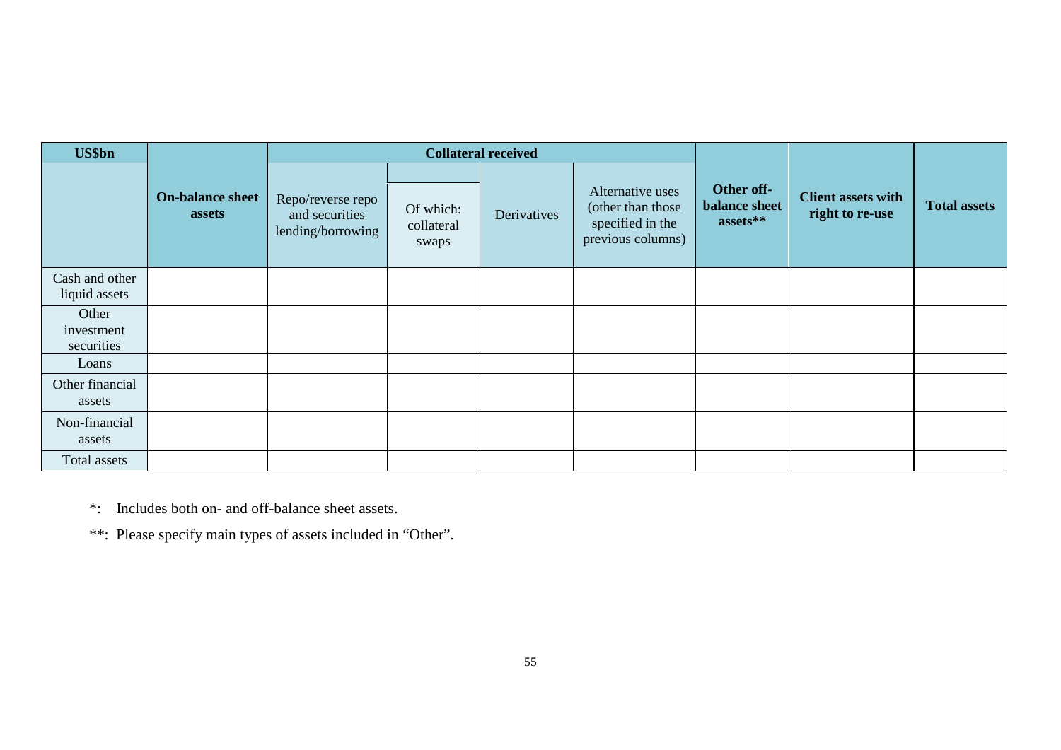| US$bn | On-balance sheet assets | Collateral received | | | | Other off-balance sheet assets** | Client assets with right to re-use | Total assets |
|---|---|---|---|---|---|---|---|---|
| | | Repo/reverse repo and securities lending/borrowing | Of which: collateral swaps | Derivatives | Alternative uses (other than those specified in the previous columns) | | | |
| Cash and other liquid assets | | | | | | | | |
| Other investment securities | | | | | | | | |
| Loans | | | | | | | | |
| Other financial assets | | | | | | | | |
| Non-financial assets | | | | | | | | |
| Total assets | | | | | | | | |

*: Includes both on- and off-balance sheet assets.

**: Please specify main types of assets included in “Other”.